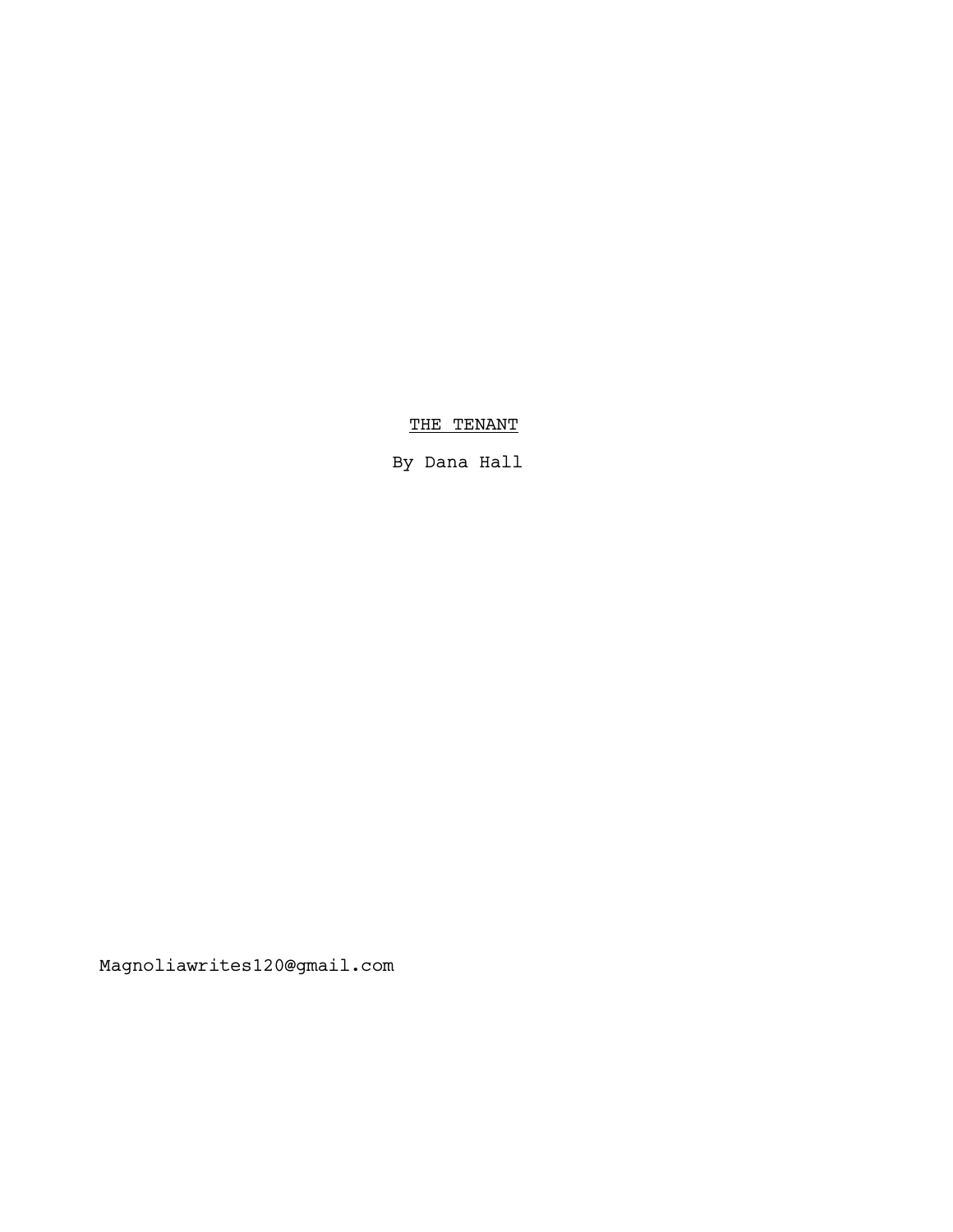<u>THE TENANT</u>

By Dana Hall

Magnoliawrites120@gmail.com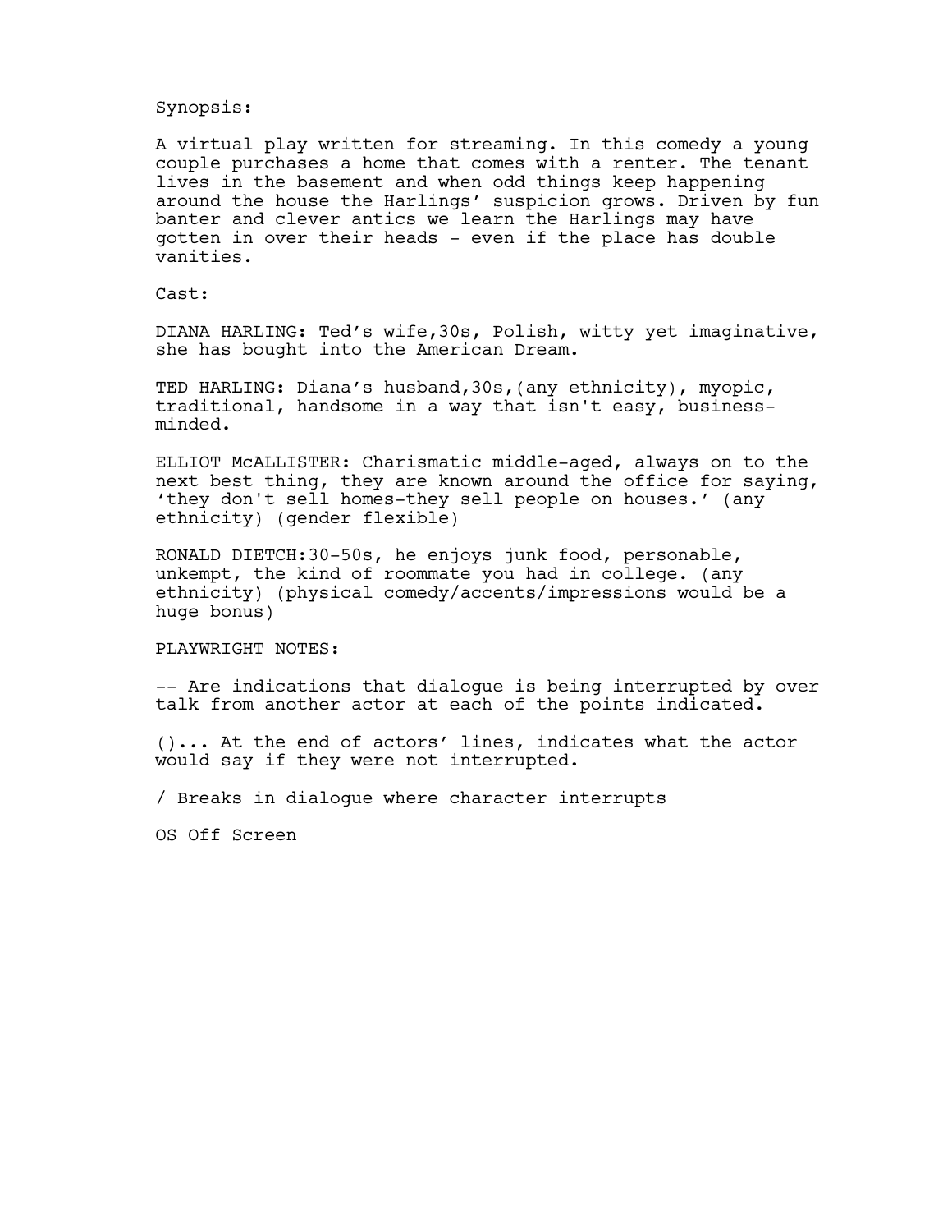Synopsis:

A virtual play written for streaming. In this comedy a young couple purchases a home that comes with a renter. The tenant lives in the basement and when odd things keep happening around the house the Harlings' suspicion grows. Driven by fun banter and clever antics we learn the Harlings may have gotten in over their heads - even if the place has double vanities.

Cast:

DIANA HARLING: Ted's wife,30s, Polish, witty yet imaginative, she has bought into the American Dream.

TED HARLING: Diana's husband,30s,(any ethnicity), myopic, traditional, handsome in a way that isn't easy, business-minded.

ELLIOT McALLISTER: Charismatic middle-aged, always on to the next best thing, they are known around the office for saying, 'they don't sell homes-they sell people on houses.' (any ethnicity) (gender flexible)

RONALD DIETCH:30-50s, he enjoys junk food, personable, unkempt, the kind of roommate you had in college. (any ethnicity) (physical comedy/accents/impressions would be a huge bonus)

PLAYWRIGHT NOTES:

-- Are indications that dialogue is being interrupted by over talk from another actor at each of the points indicated.

()... At the end of actors' lines, indicates what the actor would say if they were not interrupted.

/ Breaks in dialogue where character interrupts

OS Off Screen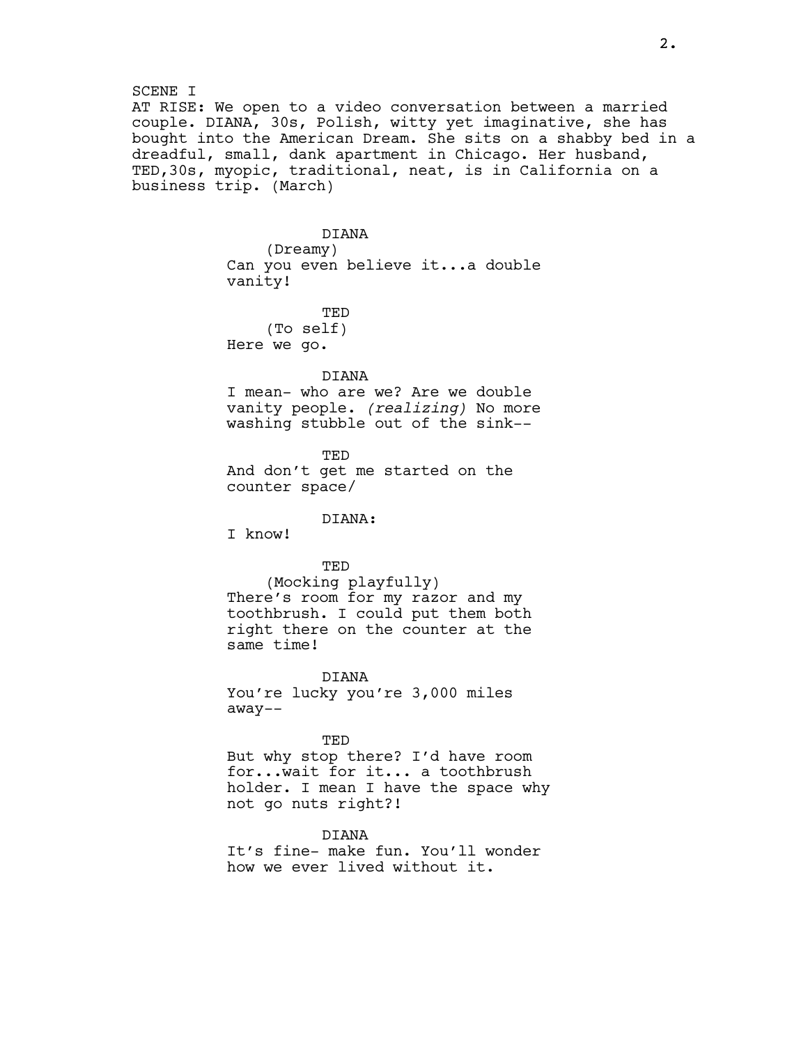SCENE I

AT RISE: We open to a video conversation between a married couple. DIANA, 30s, Polish, witty yet imaginative, she has bought into the American Dream. She sits on a shabby bed in a dreadful, small, dank apartment in Chicago. Her husband, TED,30s, myopic, traditional, neat, is in California on a business trip. (March)

DIANA
(Dreamy)
Can you even believe it...a double vanity!

TED
(To self)
Here we go.

DIANA
I mean- who are we? Are we double vanity people. *(realizing)* No more washing stubble out of the sink--

TED
And don't get me started on the counter space/

DIANA:
I know!

TED
(Mocking playfully)
There's room for my razor and my toothbrush. I could put them both right there on the counter at the same time!

DIANA
You're lucky you're 3,000 miles away--

TED
But why stop there? I'd have room for...wait for it... a toothbrush holder. I mean I have the space why not go nuts right?!

DIANA
It's fine- make fun. You'll wonder how we ever lived without it.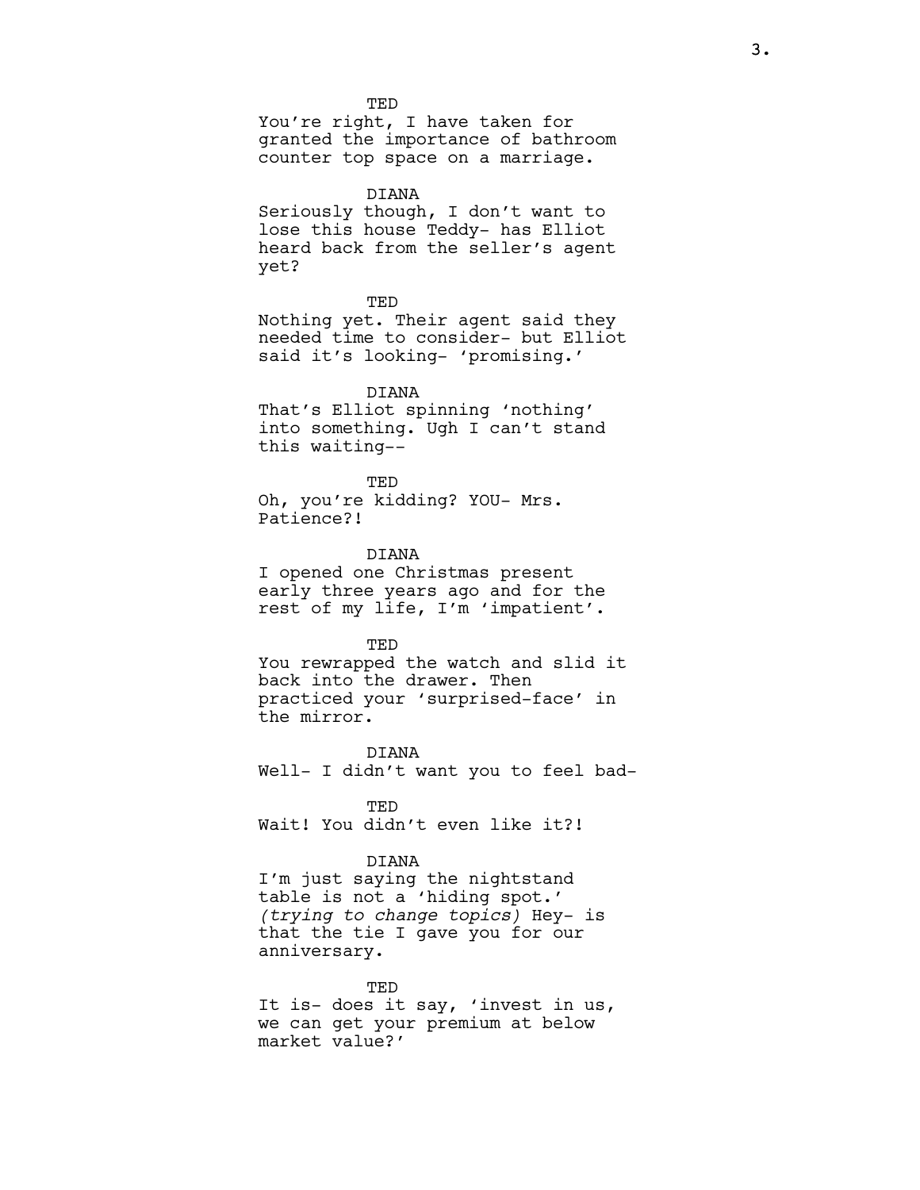TED

You're right, I have taken for granted the importance of bathroom counter top space on a marriage.

DIANA

Seriously though, I don't want to lose this house Teddy- has Elliot heard back from the seller's agent yet?

TED

Nothing yet. Their agent said they needed time to consider- but Elliot said it's looking- 'promising.'

DIANA

That's Elliot spinning 'nothing' into something. Ugh I can't stand this waiting--

TED

Oh, you're kidding? YOU- Mrs. Patience?!

DIANA

I opened one Christmas present early three years ago and for the rest of my life, I'm 'impatient'.

TED

You rewrapped the watch and slid it back into the drawer. Then practiced your 'surprised-face' in the mirror.

DIANA

Well- I didn't want you to feel bad-

TED

Wait! You didn't even like it?!

DIANA

I'm just saying the nightstand table is not a 'hiding spot.' *(trying to change topics)* Hey- is that the tie I gave you for our anniversary.

TED

It is- does it say, 'invest in us, we can get your premium at below market value?'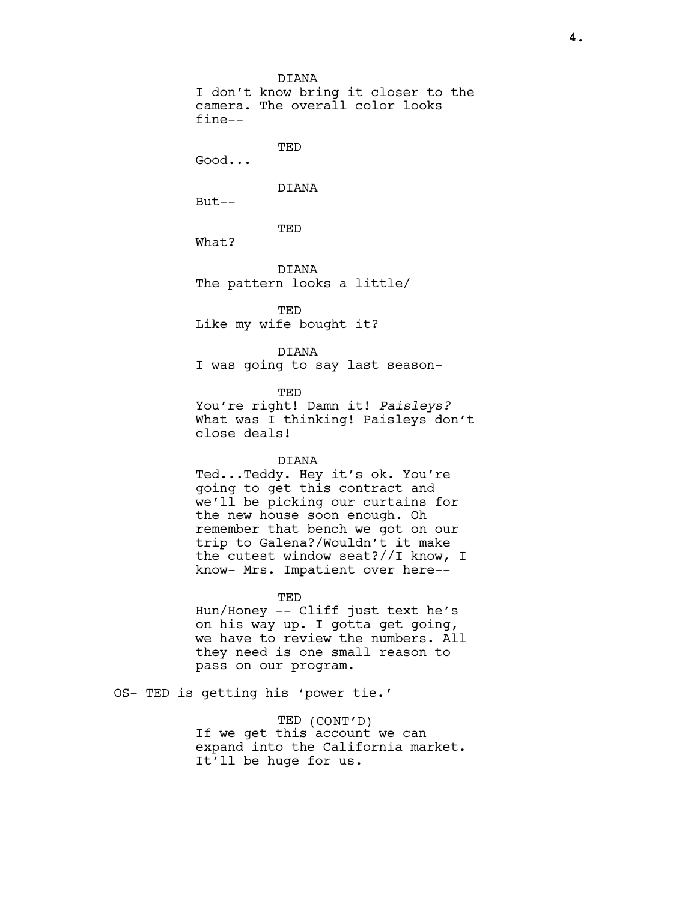DIANA
I don't know bring it closer to the camera. The overall color looks fine--

TED
Good...

DIANA
But--

TED
What?

DIANA
The pattern looks a little/

TED
Like my wife bought it?

DIANA
I was going to say last season-

TED
You're right! Damn it! *Paisleys?* What was I thinking! Paisleys don't close deals!

DIANA
Ted...Teddy. Hey it's ok. You're going to get this contract and we'll be picking our curtains for the new house soon enough. Oh remember that bench we got on our trip to Galena?/Wouldn't it make the cutest window seat?//I know, I know- Mrs. Impatient over here--

TED
Hun/Honey -- Cliff just text he's on his way up. I gotta get going, we have to review the numbers. All they need is one small reason to pass on our program.

OS- TED is getting his 'power tie.'

TED (CONT'D)
If we get this account we can expand into the California market. It'll be huge for us.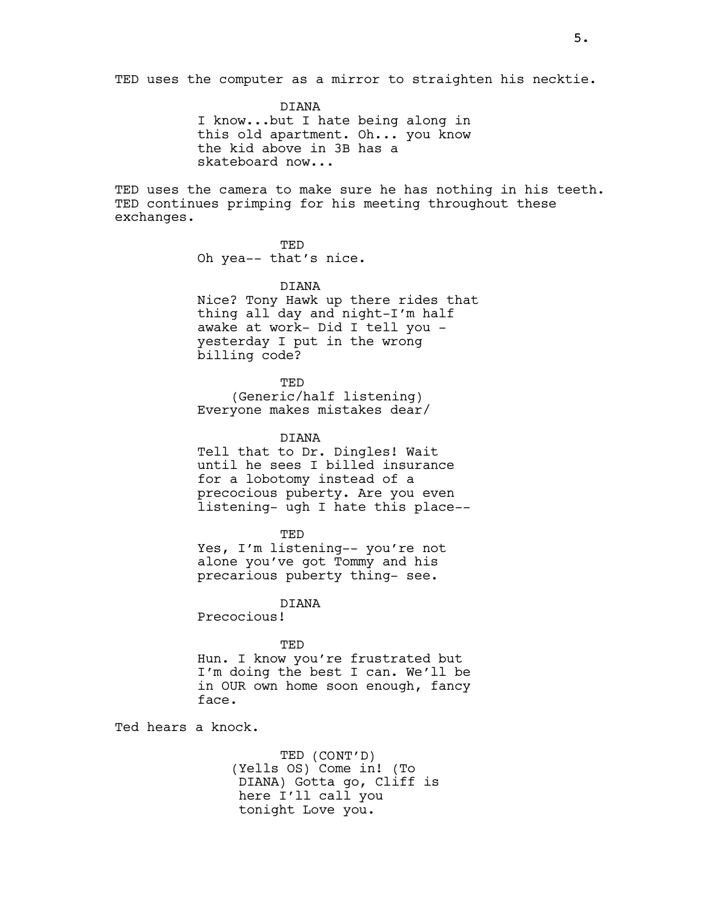TED uses the computer as a mirror to straighten his necktie.

DIANA
I know...but I hate being along in this old apartment. Oh... you know the kid above in 3B has a skateboard now...

TED uses the camera to make sure he has nothing in his teeth. TED continues primping for his meeting throughout these exchanges.

TED
Oh yea-- that's nice.

DIANA
Nice? Tony Hawk up there rides that thing all day and night-I'm half awake at work- Did I tell you - yesterday I put in the wrong billing code?

TED
(Generic/half listening)
Everyone makes mistakes dear/

DIANA
Tell that to Dr. Dingles! Wait until he sees I billed insurance for a lobotomy instead of a precocious puberty. Are you even listening- ugh I hate this place--

TED
Yes, I'm listening-- you're not alone you've got Tommy and his precarious puberty thing- see.

DIANA
Precocious!

TED
Hun. I know you're frustrated but I'm doing the best I can. We'll be in OUR own home soon enough, fancy face.

Ted hears a knock.

TED (CONT'D)
(Yells OS) Come in! (To DIANA) Gotta go, Cliff is here I'll call you tonight Love you.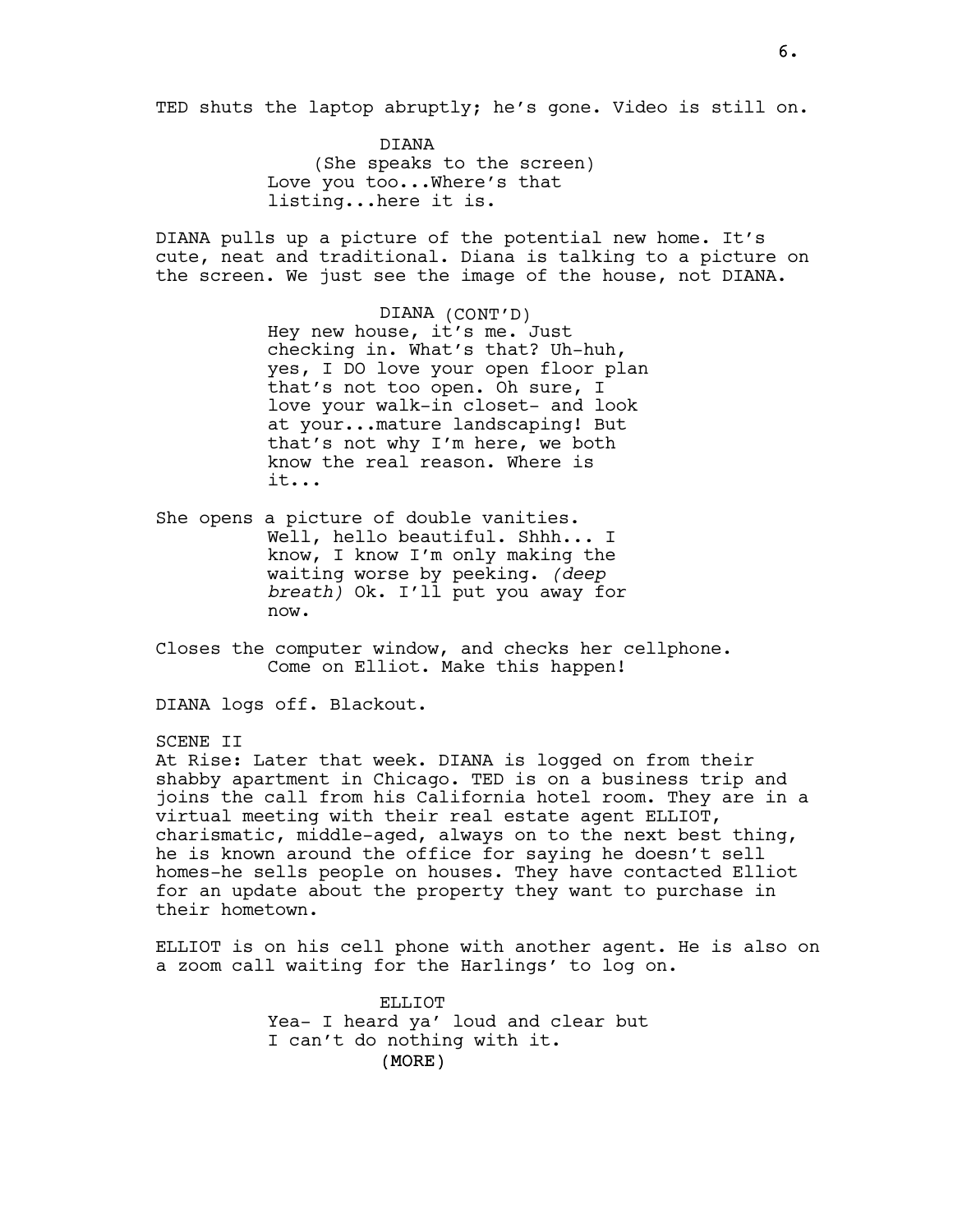TED shuts the laptop abruptly; he's gone. Video is still on.

DIANA
(She speaks to the screen)
Love you too...Where's that listing...here it is.

DIANA pulls up a picture of the potential new home. It's cute, neat and traditional. Diana is talking to a picture on the screen. We just see the image of the house, not DIANA.

DIANA (CONT'D)
Hey new house, it's me. Just checking in. What's that? Uh-huh, yes, I DO love your open floor plan that's not too open. Oh sure, I love your walk-in closet- and look at your...mature landscaping! But that's not why I'm here, we both know the real reason. Where is it...

She opens a picture of double vanities.
Well, hello beautiful. Shhh... I know, I know I'm only making the waiting worse by peeking. *(deep breath)* Ok. I'll put you away for now.

Closes the computer window, and checks her cellphone.
Come on Elliot. Make this happen!

DIANA logs off. Blackout.

SCENE II
At Rise: Later that week. DIANA is logged on from their shabby apartment in Chicago. TED is on a business trip and joins the call from his California hotel room. They are in a virtual meeting with their real estate agent ELLIOT, charismatic, middle-aged, always on to the next best thing, he is known around the office for saying he doesn't sell homes-he sells people on houses. They have contacted Elliot for an update about the property they want to purchase in their hometown.

ELLIOT is on his cell phone with another agent. He is also on a zoom call waiting for the Harlings' to log on.

ELLIOT
Yea- I heard ya' loud and clear but I can't do nothing with it.
(MORE)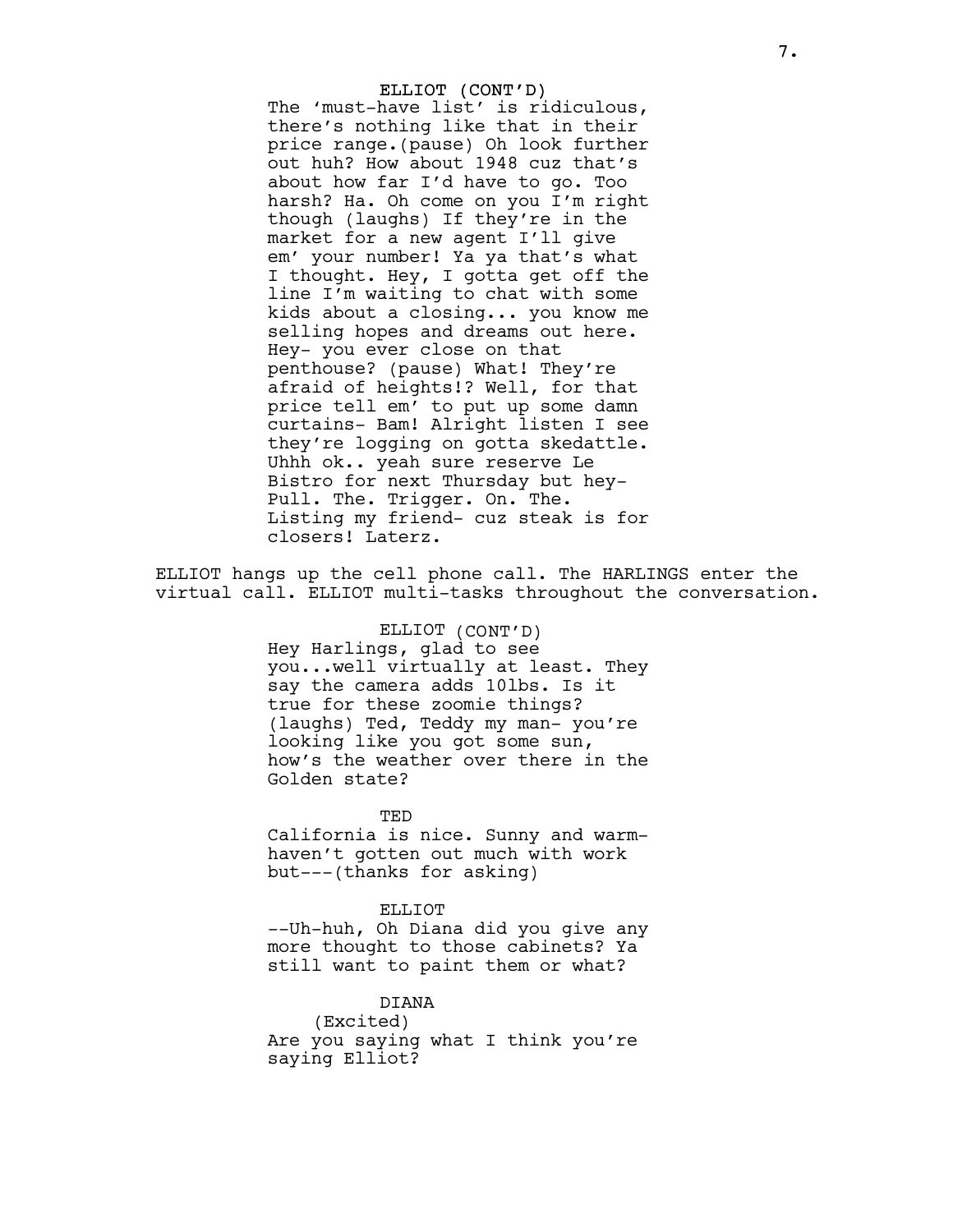ELLIOT (CONT'D)

The 'must-have list' is ridiculous, there's nothing like that in their price range.(pause) Oh look further out huh? How about 1948 cuz that's about how far I'd have to go. Too harsh? Ha. Oh come on you I'm right though (laughs) If they're in the market for a new agent I'll give em' your number! Ya ya that's what I thought. Hey, I gotta get off the line I'm waiting to chat with some kids about a closing... you know me selling hopes and dreams out here. Hey- you ever close on that penthouse? (pause) What! They're afraid of heights!? Well, for that price tell em' to put up some damn curtains- Bam! Alright listen I see they're logging on gotta skedattle. Uhhh ok.. yeah sure reserve Le Bistro for next Thursday but hey- Pull. The. Trigger. On. The. Listing my friend- cuz steak is for closers! Laterz.

ELLIOT hangs up the cell phone call. The HARLINGS enter the virtual call. ELLIOT multi-tasks throughout the conversation.

ELLIOT (CONT'D)

Hey Harlings, glad to see you...well virtually at least. They say the camera adds 10lbs. Is it true for these zoomie things? (laughs) Ted, Teddy my man- you're looking like you got some sun, how's the weather over there in the Golden state?

TED

California is nice. Sunny and warm- haven't gotten out much with work but---(thanks for asking)

ELLIOT

--Uh-huh, Oh Diana did you give any more thought to those cabinets? Ya still want to paint them or what?

DIANA

(Excited)

Are you saying what I think you're saying Elliot?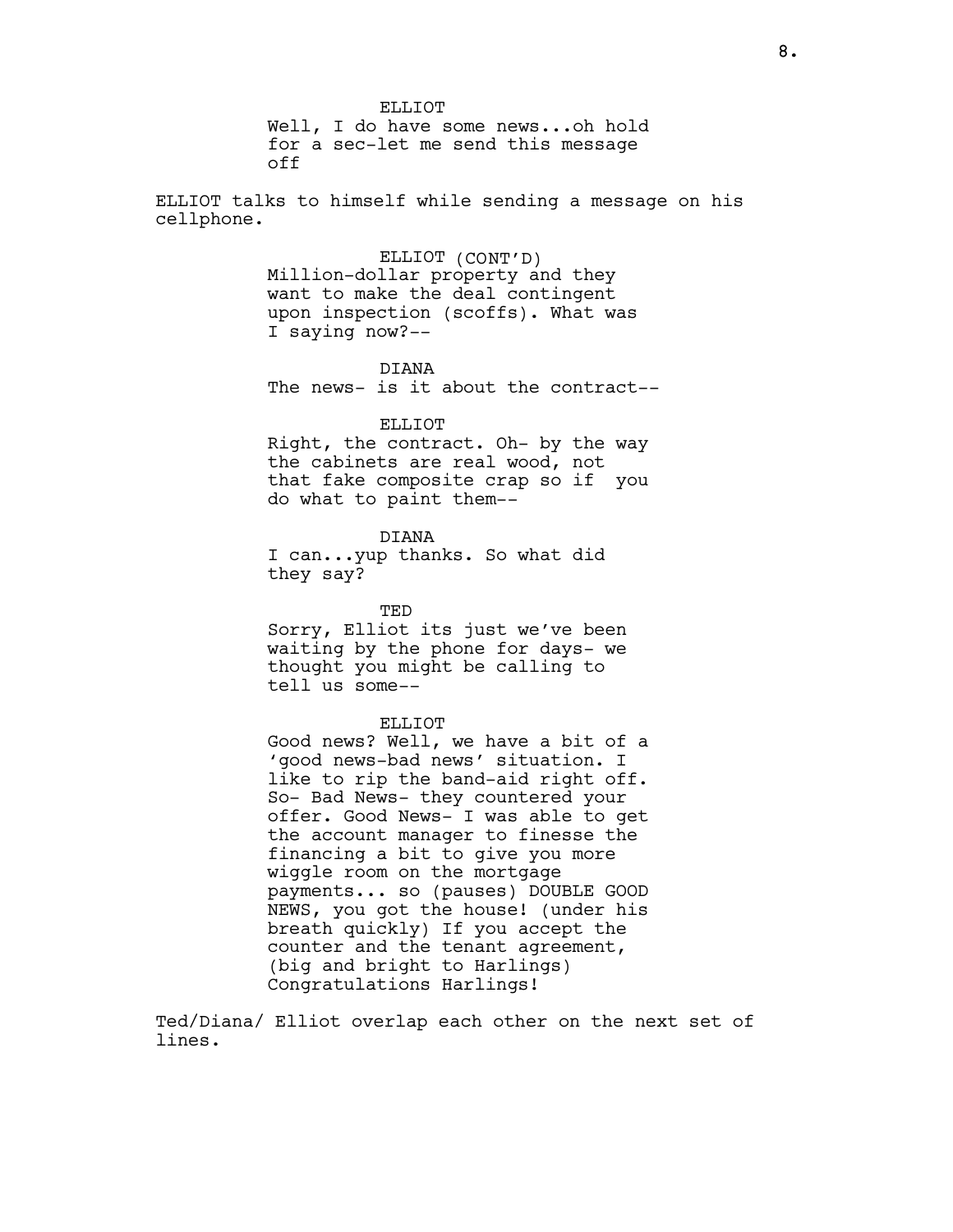ELLIOT
Well, I do have some news...oh hold for a sec-let me send this message off

ELLIOT talks to himself while sending a message on his cellphone.

ELLIOT (CONT'D)
Million-dollar property and they want to make the deal contingent upon inspection (scoffs). What was I saying now?--

DIANA
The news- is it about the contract--

ELLIOT
Right, the contract. Oh- by the way the cabinets are real wood, not that fake composite crap so if you do what to paint them--

DIANA
I can...yup thanks. So what did they say?

TED
Sorry, Elliot its just we've been waiting by the phone for days- we thought you might be calling to tell us some--

ELLIOT
Good news? Well, we have a bit of a 'good news-bad news' situation. I like to rip the band-aid right off. So- Bad News- they countered your offer. Good News- I was able to get the account manager to finesse the financing a bit to give you more wiggle room on the mortgage payments... so (pauses) DOUBLE GOOD NEWS, you got the house! (under his breath quickly) If you accept the counter and the tenant agreement, (big and bright to Harlings) Congratulations Harlings!

Ted/Diana/ Elliot overlap each other on the next set of lines.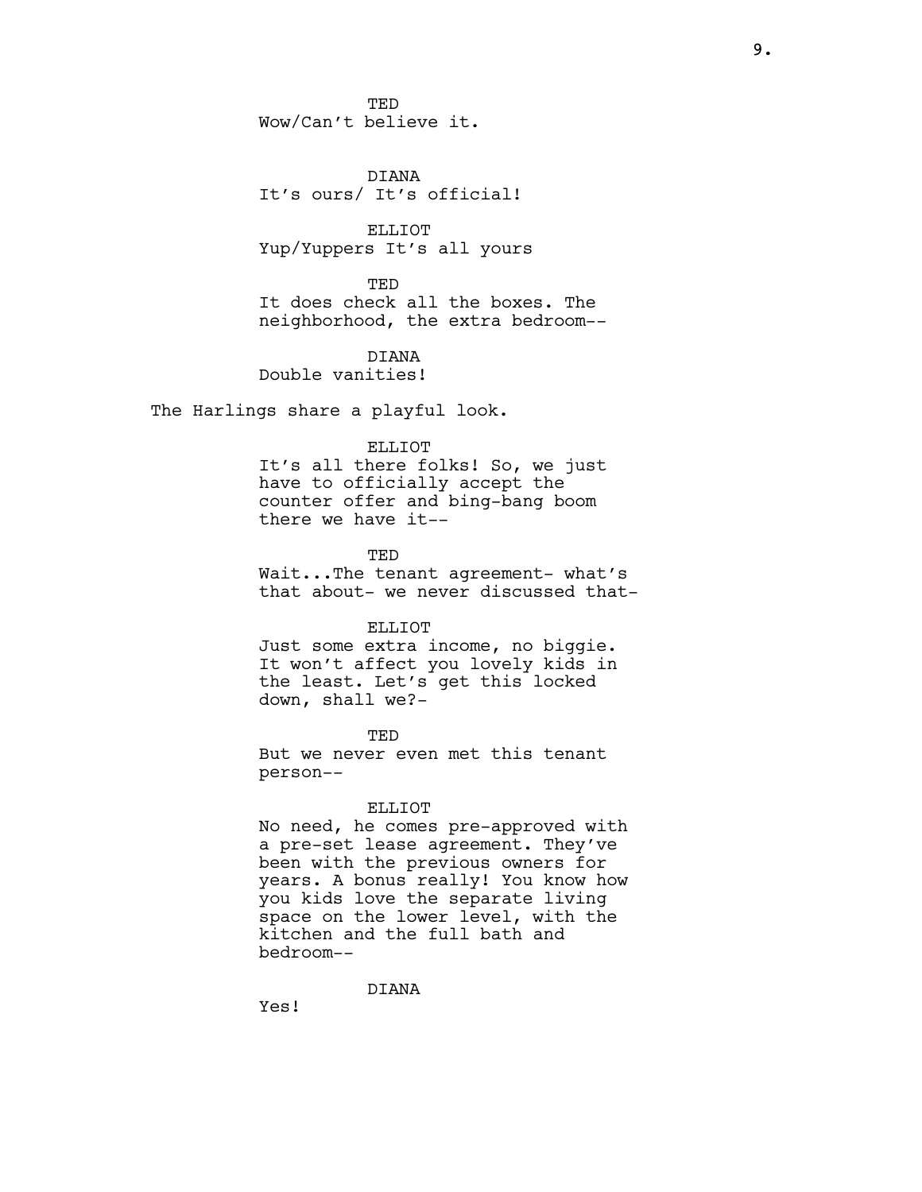TED
Wow/Can't believe it.

DIANA
It's ours/ It's official!

ELLIOT
Yup/Yuppers It's all yours

TED
It does check all the boxes. The neighborhood, the extra bedroom--

DIANA
Double vanities!

The Harlings share a playful look.

ELLIOT
It's all there folks! So, we just have to officially accept the counter offer and bing-bang boom there we have it--

TED
Wait...The tenant agreement- what's that about- we never discussed that-

ELLIOT
Just some extra income, no biggie. It won't affect you lovely kids in the least. Let's get this locked down, shall we?-

TED
But we never even met this tenant person--

ELLIOT
No need, he comes pre-approved with a pre-set lease agreement. They've been with the previous owners for years. A bonus really! You know how you kids love the separate living space on the lower level, with the kitchen and the full bath and bedroom--

DIANA
Yes!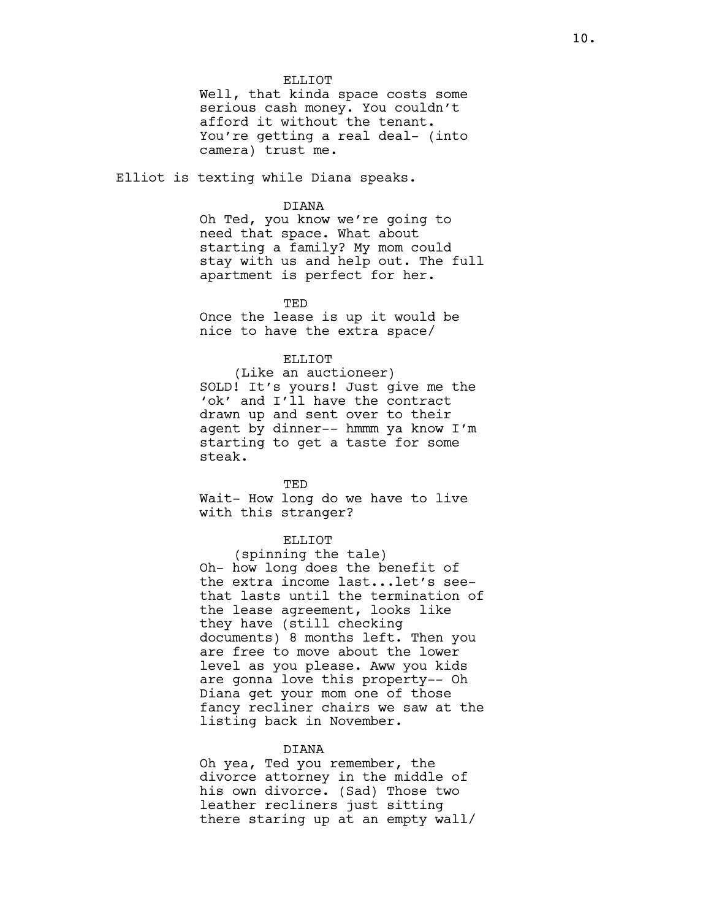ELLIOT

Well, that kinda space costs some serious cash money. You couldn't afford it without the tenant. You're getting a real deal- (into camera) trust me.

Elliot is texting while Diana speaks.

DIANA

Oh Ted, you know we're going to need that space. What about starting a family? My mom could stay with us and help out. The full apartment is perfect for her.

TED

Once the lease is up it would be nice to have the extra space/

ELLIOT

(Like an auctioneer)

SOLD! It's yours! Just give me the 'ok' and I'll have the contract drawn up and sent over to their agent by dinner-- hmmm ya know I'm starting to get a taste for some steak.

TED

Wait- How long do we have to live with this stranger?

ELLIOT

(spinning the tale)

Oh- how long does the benefit of the extra income last...let's see- that lasts until the termination of the lease agreement, looks like they have (still checking documents) 8 months left. Then you are free to move about the lower level as you please. Aww you kids are gonna love this property-- Oh Diana get your mom one of those fancy recliner chairs we saw at the listing back in November.

DIANA

Oh yea, Ted you remember, the divorce attorney in the middle of his own divorce. (Sad) Those two leather recliners just sitting there staring up at an empty wall/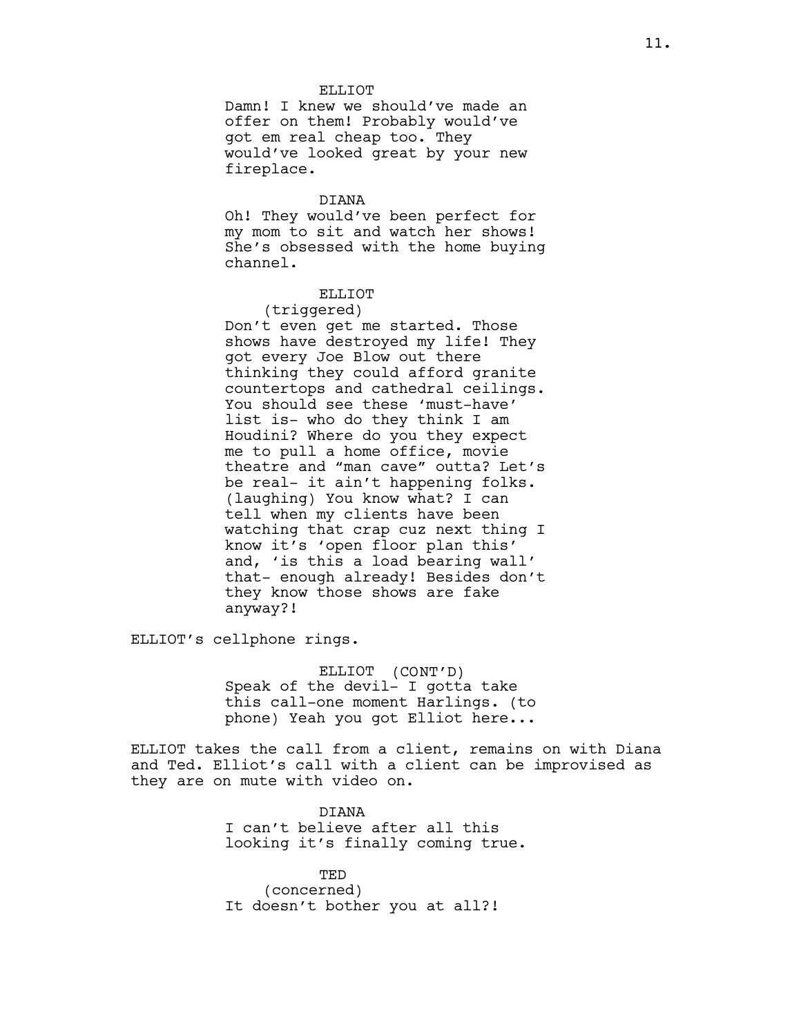ELLIOT

Damn! I knew we should've made an offer on them! Probably would've got em real cheap too. They would've looked great by your new fireplace.

DIANA

Oh! They would've been perfect for my mom to sit and watch her shows! She's obsessed with the home buying channel.

ELLIOT

(triggered)

Don't even get me started. Those shows have destroyed my life! They got every Joe Blow out there thinking they could afford granite countertops and cathedral ceilings. You should see these 'must-have' list is- who do they think I am Houdini? Where do you they expect me to pull a home office, movie theatre and "man cave" outta? Let's be real- it ain't happening folks. (laughing) You know what? I can tell when my clients have been watching that crap cuz next thing I know it's 'open floor plan this' and, 'is this a load bearing wall' that- enough already! Besides don't they know those shows are fake anyway?!

ELLIOT's cellphone rings.

ELLIOT (CONT'D)

Speak of the devil- I gotta take this call-one moment Harlings. (to phone) Yeah you got Elliot here...

ELLIOT takes the call from a client, remains on with Diana and Ted. Elliot's call with a client can be improvised as they are on mute with video on.

DIANA

I can't believe after all this looking it's finally coming true.

TED

(concerned)

It doesn't bother you at all?!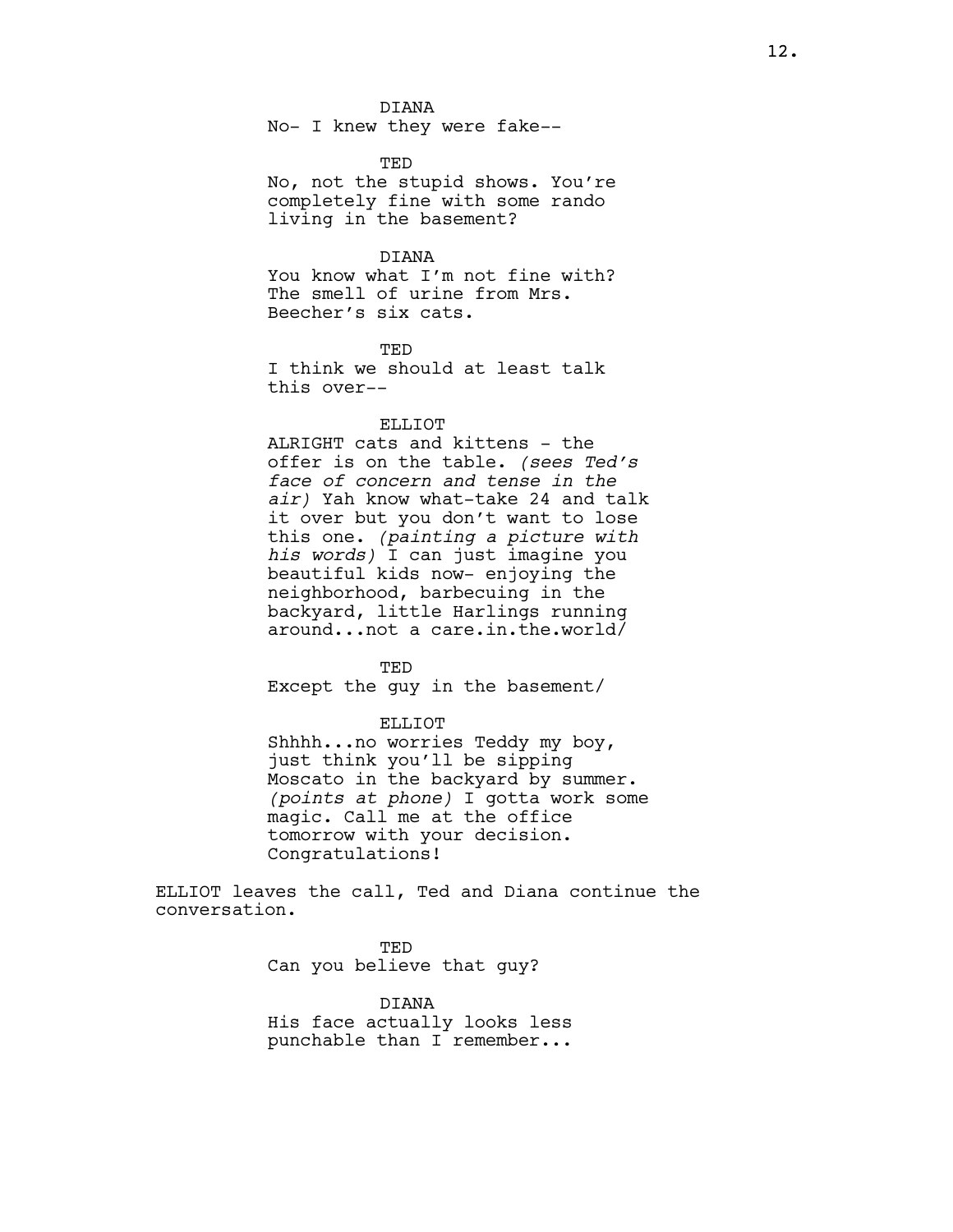DIANA
No- I knew they were fake--

TED
No, not the stupid shows. You're completely fine with some rando living in the basement?

DIANA
You know what I'm not fine with? The smell of urine from Mrs. Beecher's six cats.

TED
I think we should at least talk this over--

ELLIOT
ALRIGHT cats and kittens - the offer is on the table. *(sees Ted's face of concern and tense in the air)* Yah know what-take 24 and talk it over but you don't want to lose this one. *(painting a picture with his words)* I can just imagine you beautiful kids now- enjoying the neighborhood, barbecuing in the backyard, little Harlings running around...not a care.in.the.world/

TED
Except the guy in the basement/

ELLIOT
Shhhh...no worries Teddy my boy, just think you'll be sipping Moscato in the backyard by summer. *(points at phone)* I gotta work some magic. Call me at the office tomorrow with your decision. Congratulations!

ELLIOT leaves the call, Ted and Diana continue the conversation.

TED
Can you believe that guy?

DIANA
His face actually looks less punchable than I remember...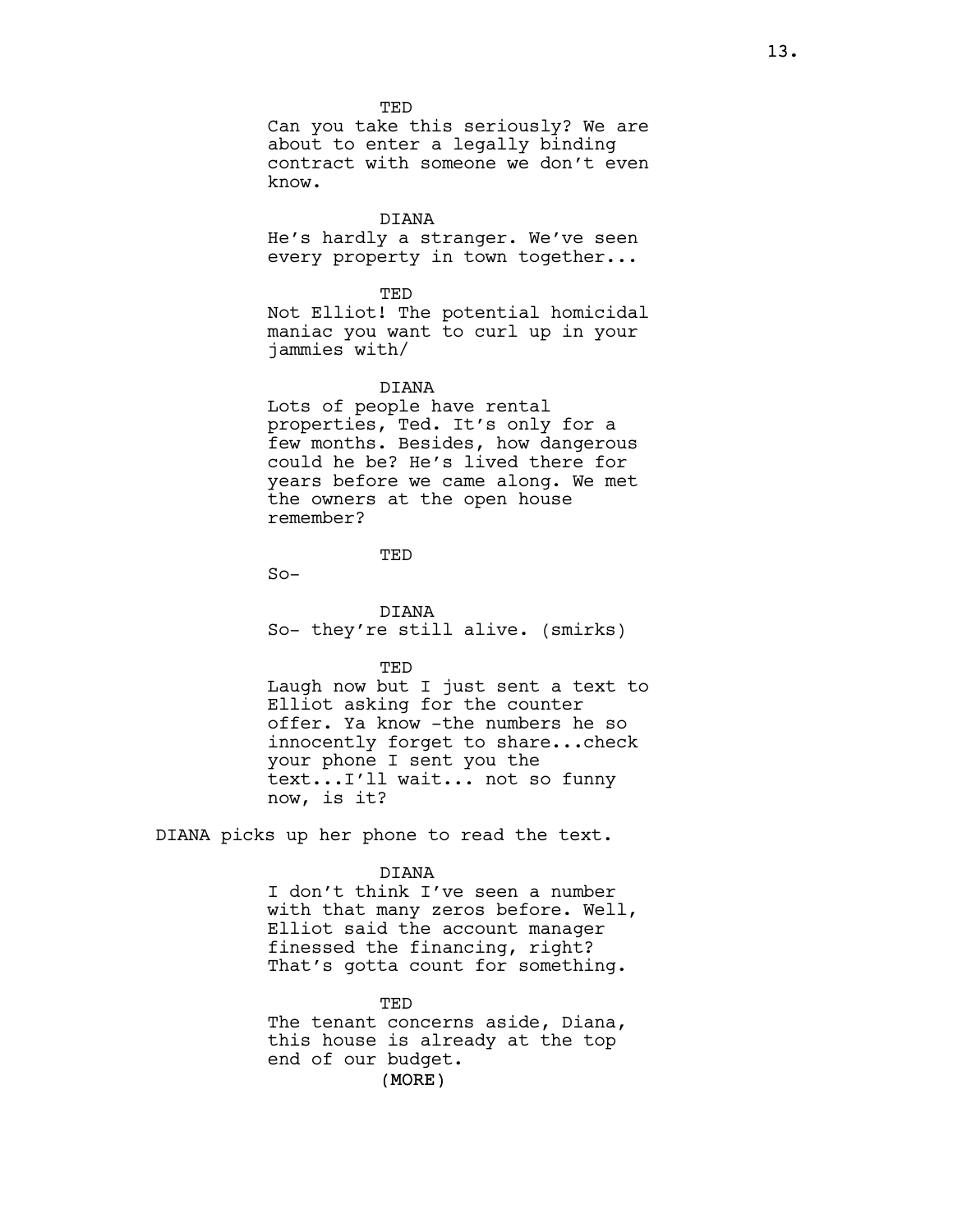TED

Can you take this seriously? We are about to enter a legally binding contract with someone we don't even know.

DIANA

He's hardly a stranger. We've seen every property in town together...

TED

Not Elliot! The potential homicidal maniac you want to curl up in your jammies with/

DIANA

Lots of people have rental properties, Ted. It's only for a few months. Besides, how dangerous could he be? He's lived there for years before we came along. We met the owners at the open house remember?

TED

So-

DIANA

So- they're still alive. (smirks)

TED

Laugh now but I just sent a text to Elliot asking for the counter offer. Ya know -the numbers he so innocently forget to share...check your phone I sent you the text...I'll wait... not so funny now, is it?

DIANA picks up her phone to read the text.

DIANA

I don't think I've seen a number with that many zeros before. Well, Elliot said the account manager finessed the financing, right? That's gotta count for something.

TED

The tenant concerns aside, Diana, this house is already at the top end of our budget.

(MORE)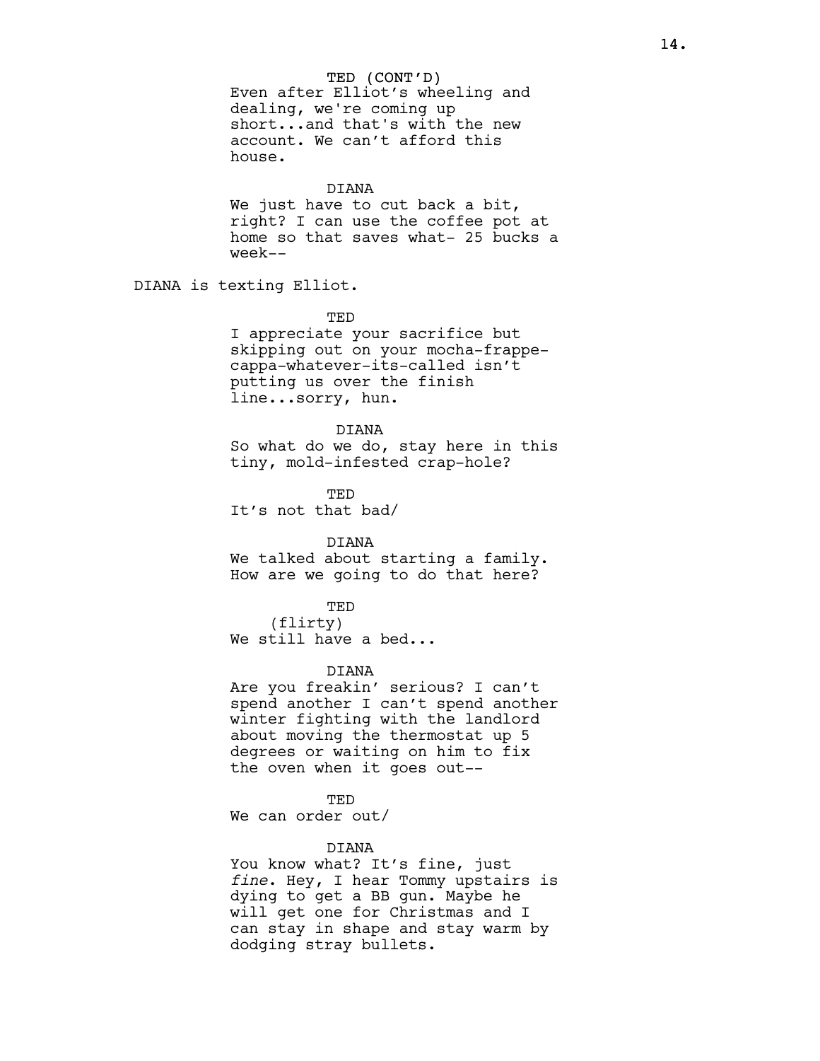TED (CONT'D)

Even after Elliot's wheeling and dealing, we're coming up short...and that's with the new account. We can't afford this house.

DIANA

We just have to cut back a bit, right? I can use the coffee pot at home so that saves what- 25 bucks a week--

DIANA is texting Elliot.

TED

I appreciate your sacrifice but skipping out on your mocha-frappe-cappa-whatever-its-called isn't putting us over the finish line...sorry, hun.

DIANA

So what do we do, stay here in this tiny, mold-infested crap-hole?

TED

It's not that bad/

DIANA

We talked about starting a family. How are we going to do that here?

TED

(flirty)

We still have a bed...

DIANA

Are you freakin' serious? I can't spend another I can't spend another winter fighting with the landlord about moving the thermostat up 5 degrees or waiting on him to fix the oven when it goes out--

TED

We can order out/

DIANA

You know what? It's fine, just *fine*. Hey, I hear Tommy upstairs is dying to get a BB gun. Maybe he will get one for Christmas and I can stay in shape and stay warm by dodging stray bullets.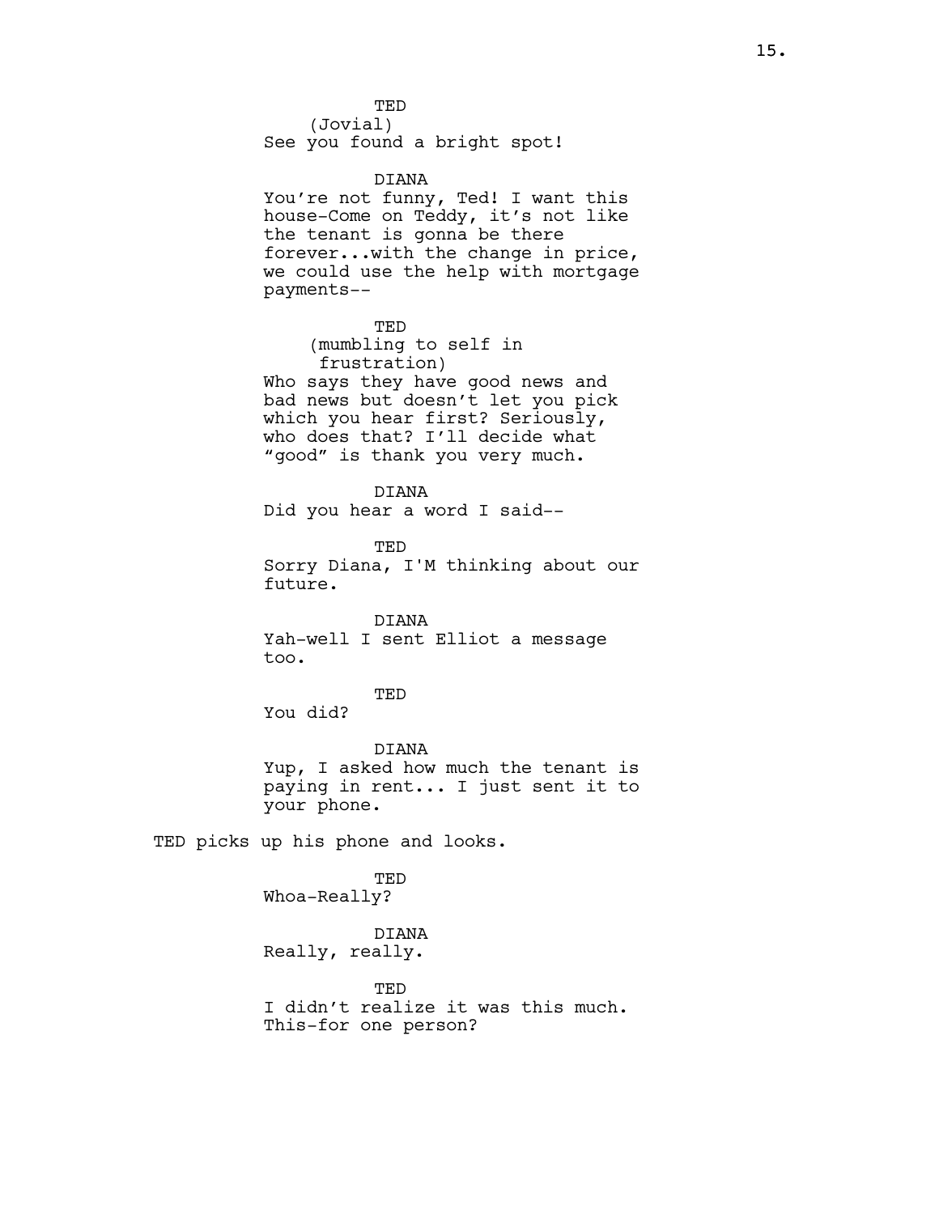TED
(Jovial)
See you found a bright spot!

DIANA
You're not funny, Ted! I want this house-Come on Teddy, it's not like the tenant is gonna be there forever...with the change in price, we could use the help with mortgage payments--

TED
(mumbling to self in frustration)
Who says they have good news and bad news but doesn't let you pick which you hear first? Seriously, who does that? I'll decide what "good" is thank you very much.

DIANA
Did you hear a word I said--

TED
Sorry Diana, I'M thinking about our future.

DIANA
Yah-well I sent Elliot a message too.

TED
You did?

DIANA
Yup, I asked how much the tenant is paying in rent... I just sent it to your phone.

TED picks up his phone and looks.

TED
Whoa-Really?

DIANA
Really, really.

TED
I didn't realize it was this much. This-for one person?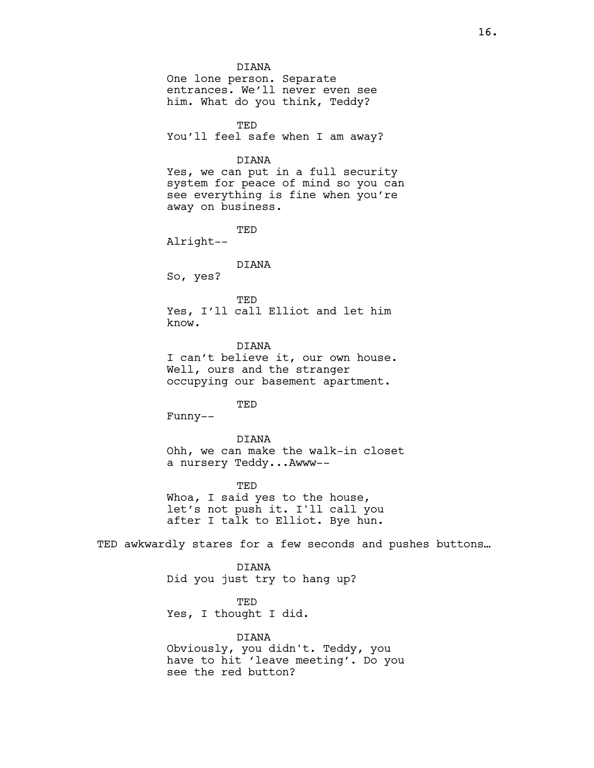DIANA
One lone person. Separate entrances. We'll never even see him. What do you think, Teddy?

TED
You'll feel safe when I am away?

DIANA
Yes, we can put in a full security system for peace of mind so you can see everything is fine when you're away on business.

TED
Alright--

DIANA
So, yes?

TED
Yes, I'll call Elliot and let him know.

DIANA
I can't believe it, our own house. Well, ours and the stranger occupying our basement apartment.

TED
Funny--

DIANA
Ohh, we can make the walk-in closet a nursery Teddy...Awww--

TED
Whoa, I said yes to the house, let's not push it. I'll call you after I talk to Elliot. Bye hun.

TED awkwardly stares for a few seconds and pushes buttons…

DIANA
Did you just try to hang up?

TED
Yes, I thought I did.

DIANA
Obviously, you didn't. Teddy, you have to hit 'leave meeting'. Do you see the red button?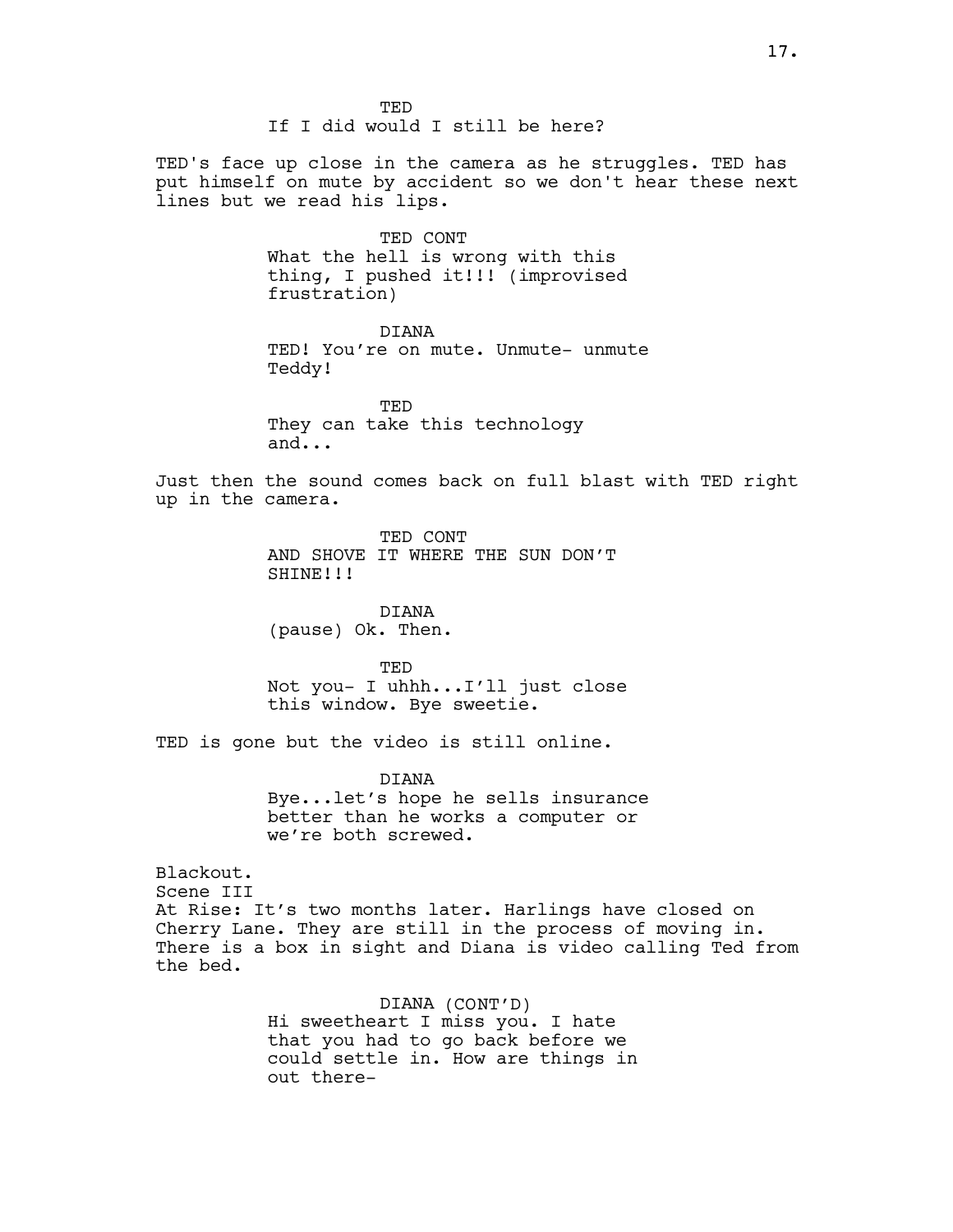TED
If I did would I still be here?

TED's face up close in the camera as he struggles. TED has put himself on mute by accident so we don't hear these next lines but we read his lips.

TED CONT
What the hell is wrong with this thing, I pushed it!!! (improvised frustration)

DIANA
TED! You're on mute. Unmute- unmute Teddy!

TED
They can take this technology and...

Just then the sound comes back on full blast with TED right up in the camera.

TED CONT
AND SHOVE IT WHERE THE SUN DON'T SHINE!!!

DIANA
(pause) Ok. Then.

TED
Not you- I uhhh...I'll just close this window. Bye sweetie.

TED is gone but the video is still online.

DIANA
Bye...let's hope he sells insurance better than he works a computer or we're both screwed.

Blackout.
Scene III
At Rise: It's two months later. Harlings have closed on Cherry Lane. They are still in the process of moving in. There is a box in sight and Diana is video calling Ted from the bed.

DIANA (CONT'D)
Hi sweetheart I miss you. I hate that you had to go back before we could settle in. How are things in out there-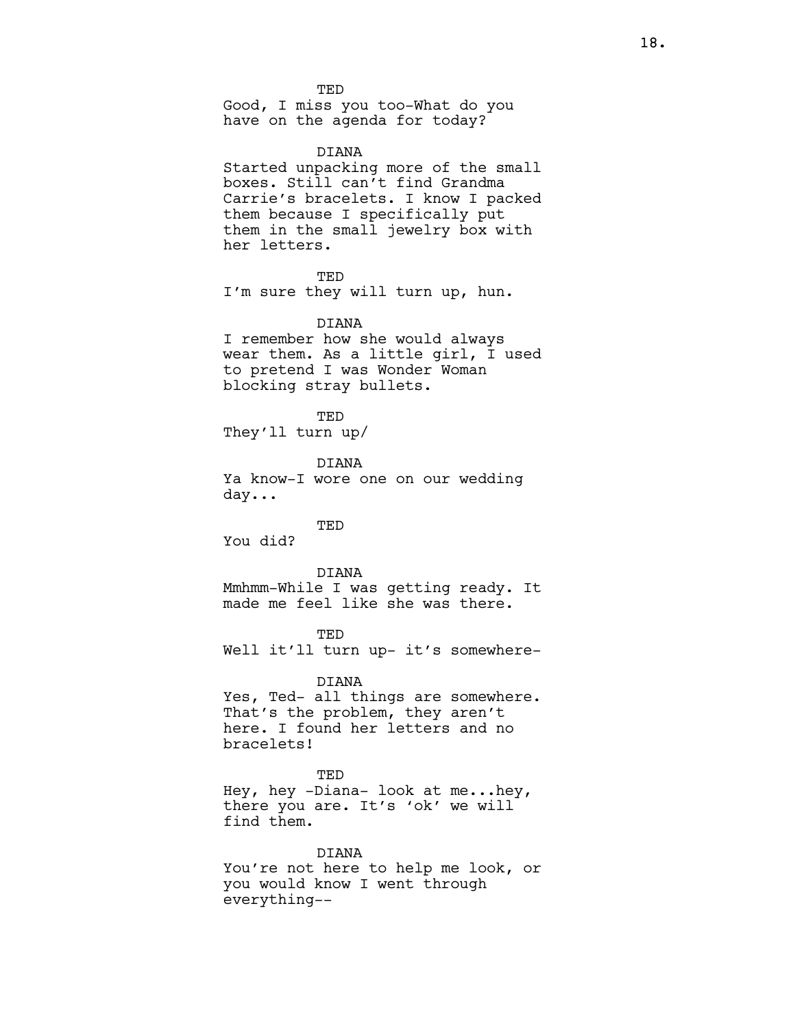TED

Good, I miss you too-What do you have on the agenda for today?

DIANA

Started unpacking more of the small boxes. Still can't find Grandma Carrie's bracelets. I know I packed them because I specifically put them in the small jewelry box with her letters.

TED

I'm sure they will turn up, hun.

DIANA

I remember how she would always wear them. As a little girl, I used to pretend I was Wonder Woman blocking stray bullets.

TED

They'll turn up/

DIANA

Ya know-I wore one on our wedding day...

TED

You did?

DIANA

Mmhmm-While I was getting ready. It made me feel like she was there.

TED

Well it'll turn up- it's somewhere-

DIANA

Yes, Ted- all things are somewhere. That's the problem, they aren't here. I found her letters and no bracelets!

TED

Hey, hey -Diana- look at me...hey, there you are. It's 'ok' we will find them.

DIANA

You're not here to help me look, or you would know I went through everything--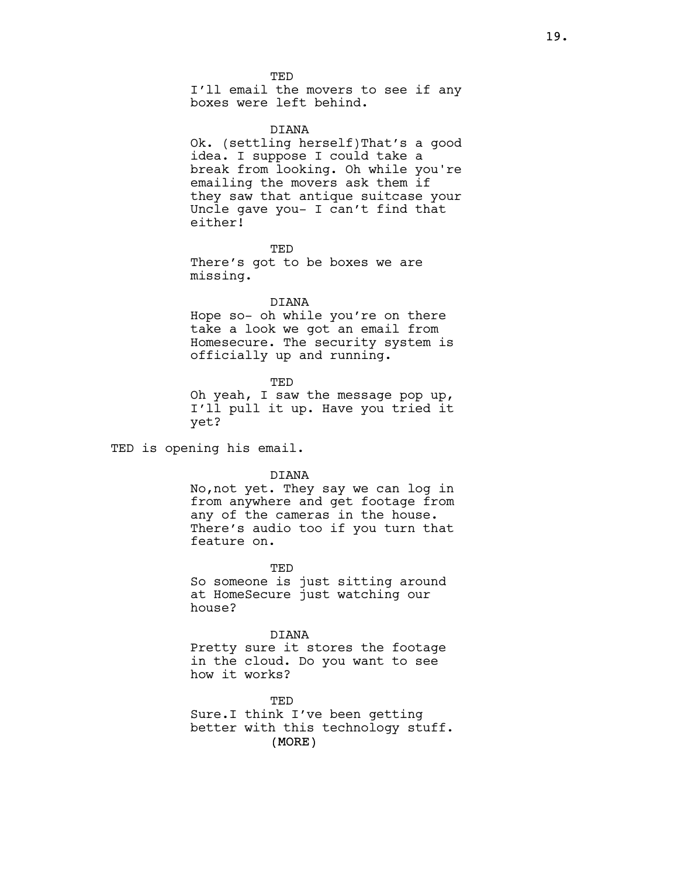TED
I'll email the movers to see if any boxes were left behind.

DIANA
Ok. (settling herself)That's a good idea. I suppose I could take a break from looking. Oh while you're emailing the movers ask them if they saw that antique suitcase your Uncle gave you- I can't find that either!

TED
There's got to be boxes we are missing.

DIANA
Hope so- oh while you're on there take a look we got an email from Homesecure. The security system is officially up and running.

TED
Oh yeah, I saw the message pop up, I'll pull it up. Have you tried it yet?

TED is opening his email.

DIANA
No,not yet. They say we can log in from anywhere and get footage from any of the cameras in the house. There's audio too if you turn that feature on.

TED
So someone is just sitting around at HomeSecure just watching our house?

DIANA
Pretty sure it stores the footage in the cloud. Do you want to see how it works?

TED
Sure.I think I've been getting better with this technology stuff.
(MORE)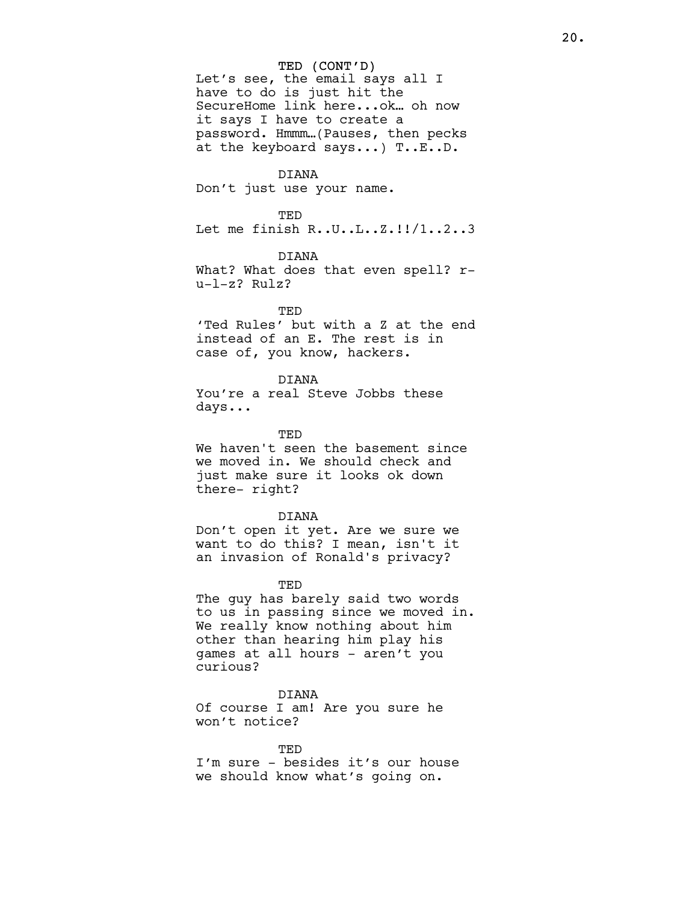TED (CONT'D)
Let's see, the email says all I have to do is just hit the SecureHome link here...ok… oh now it says I have to create a password. Hmmm…(Pauses, then pecks at the keyboard says...) T..E..D.

DIANA
Don't just use your name.

TED
Let me finish R..U..L..Z.!!/1..2..3

DIANA
What? What does that even spell? r-u-l-z? Rulz?

TED
'Ted Rules' but with a Z at the end instead of an E. The rest is in case of, you know, hackers.

DIANA
You're a real Steve Jobbs these days...

TED
We haven't seen the basement since we moved in. We should check and just make sure it looks ok down there- right?

DIANA
Don't open it yet. Are we sure we want to do this? I mean, isn't it an invasion of Ronald's privacy?

TED
The guy has barely said two words to us in passing since we moved in. We really know nothing about him other than hearing him play his games at all hours - aren't you curious?

DIANA
Of course I am! Are you sure he won't notice?

TED
I'm sure - besides it's our house we should know what's going on.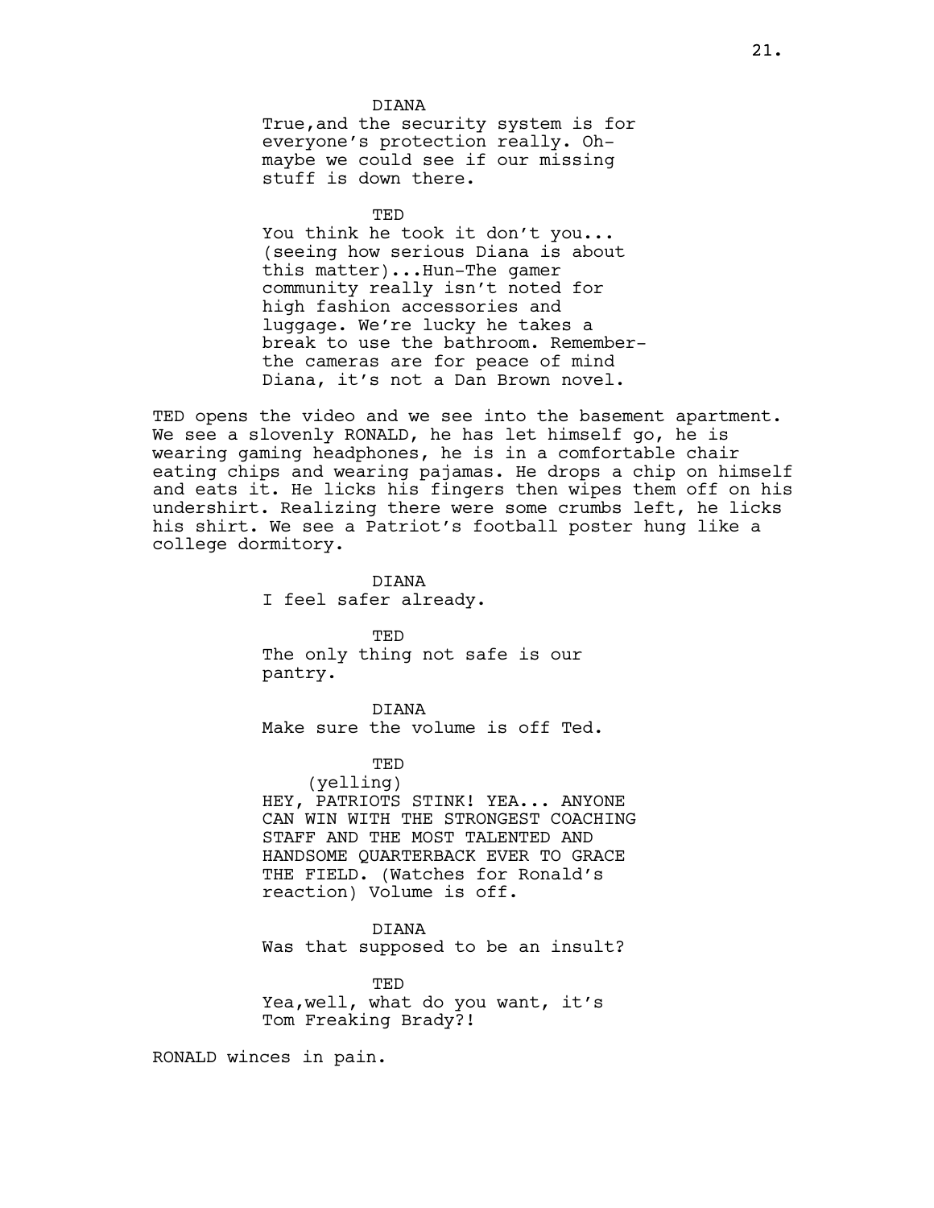DIANA

True,and the security system is for everyone's protection really. Oh-maybe we could see if our missing stuff is down there.

TED

You think he took it don't you... (seeing how serious Diana is about this matter)...Hun-The gamer community really isn't noted for high fashion accessories and luggage. We're lucky he takes a break to use the bathroom. Remember-the cameras are for peace of mind Diana, it's not a Dan Brown novel.

TED opens the video and we see into the basement apartment. We see a slovenly RONALD, he has let himself go, he is wearing gaming headphones, he is in a comfortable chair eating chips and wearing pajamas. He drops a chip on himself and eats it. He licks his fingers then wipes them off on his undershirt. Realizing there were some crumbs left, he licks his shirt. We see a Patriot's football poster hung like a college dormitory.

DIANA

I feel safer already.

TED

The only thing not safe is our pantry.

DIANA

Make sure the volume is off Ted.

TED

(yelling)

HEY, PATRIOTS STINK! YEA... ANYONE CAN WIN WITH THE STRONGEST COACHING STAFF AND THE MOST TALENTED AND HANDSOME QUARTERBACK EVER TO GRACE THE FIELD. (Watches for Ronald's reaction) Volume is off.

DIANA

Was that supposed to be an insult?

TED

Yea,well, what do you want, it's Tom Freaking Brady?!

RONALD winces in pain.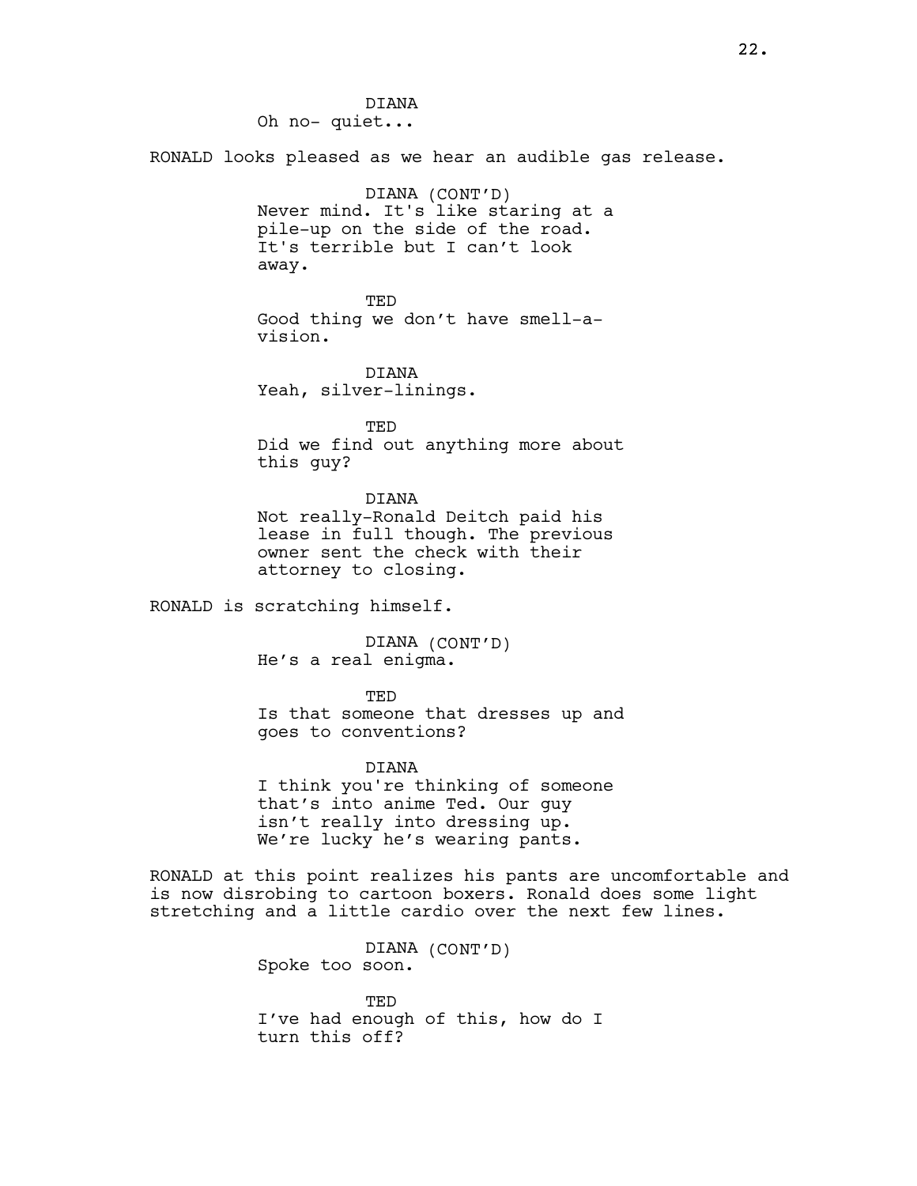DIANA
Oh no- quiet...

RONALD looks pleased as we hear an audible gas release.

DIANA (CONT'D)
Never mind. It's like staring at a pile-up on the side of the road. It's terrible but I can't look away.

TED
Good thing we don't have smell-a-vision.

DIANA
Yeah, silver-linings.

TED
Did we find out anything more about this guy?

DIANA
Not really-Ronald Deitch paid his lease in full though. The previous owner sent the check with their attorney to closing.

RONALD is scratching himself.

DIANA (CONT'D)
He's a real enigma.

TED
Is that someone that dresses up and goes to conventions?

DIANA
I think you're thinking of someone that's into anime Ted. Our guy isn't really into dressing up. We're lucky he's wearing pants.

RONALD at this point realizes his pants are uncomfortable and is now disrobing to cartoon boxers. Ronald does some light stretching and a little cardio over the next few lines.

DIANA (CONT'D)
Spoke too soon.

TED
I've had enough of this, how do I turn this off?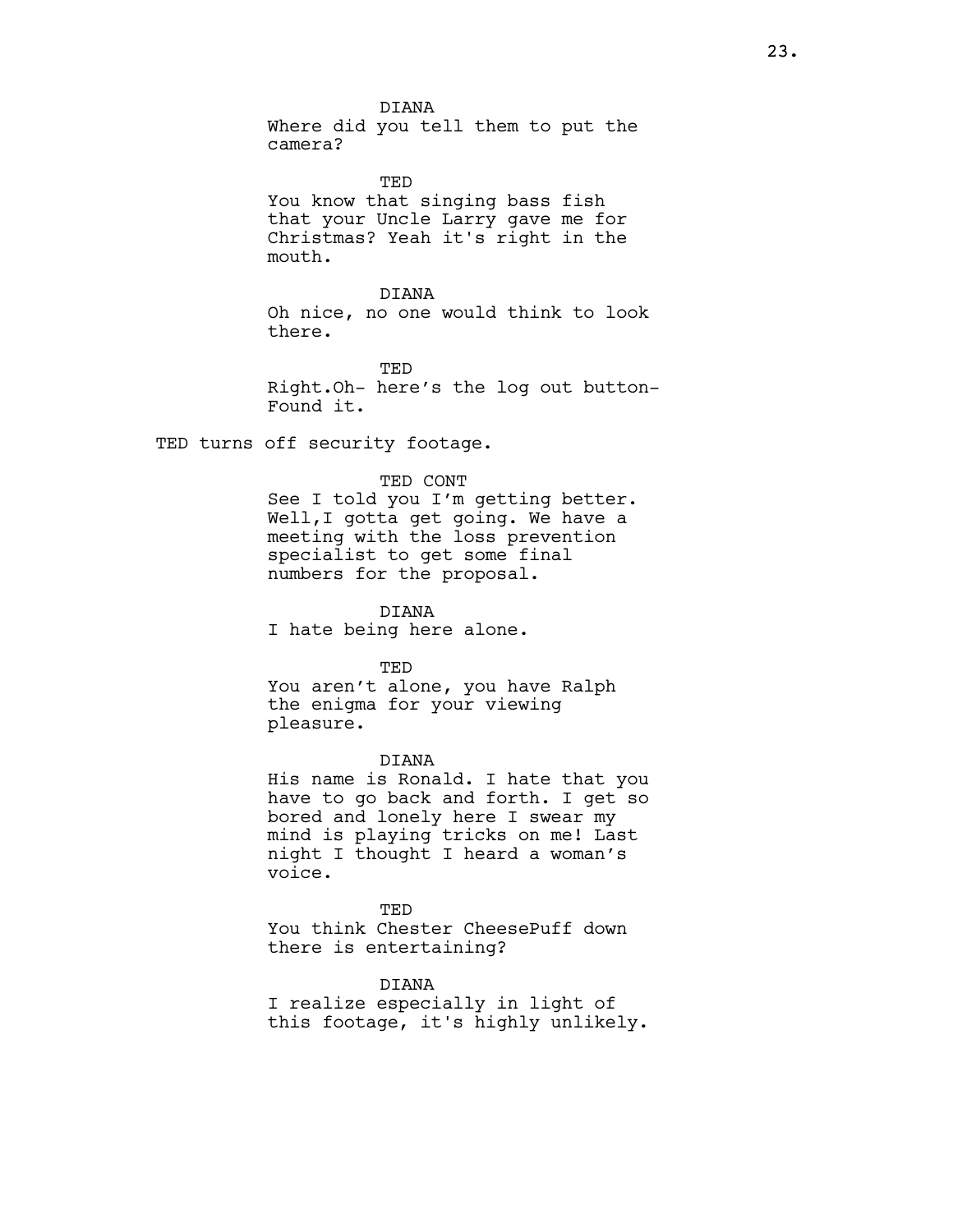DIANA
Where did you tell them to put the camera?

TED
You know that singing bass fish that your Uncle Larry gave me for Christmas? Yeah it's right in the mouth.

DIANA
Oh nice, no one would think to look there.

TED
Right.Oh- here's the log out button- Found it.

TED turns off security footage.

TED CONT
See I told you I'm getting better. Well,I gotta get going. We have a meeting with the loss prevention specialist to get some final numbers for the proposal.

DIANA
I hate being here alone.

TED
You aren't alone, you have Ralph the enigma for your viewing pleasure.

DIANA
His name is Ronald. I hate that you have to go back and forth. I get so bored and lonely here I swear my mind is playing tricks on me! Last night I thought I heard a woman's voice.

TED
You think Chester CheesePuff down there is entertaining?

DIANA
I realize especially in light of this footage, it's highly unlikely.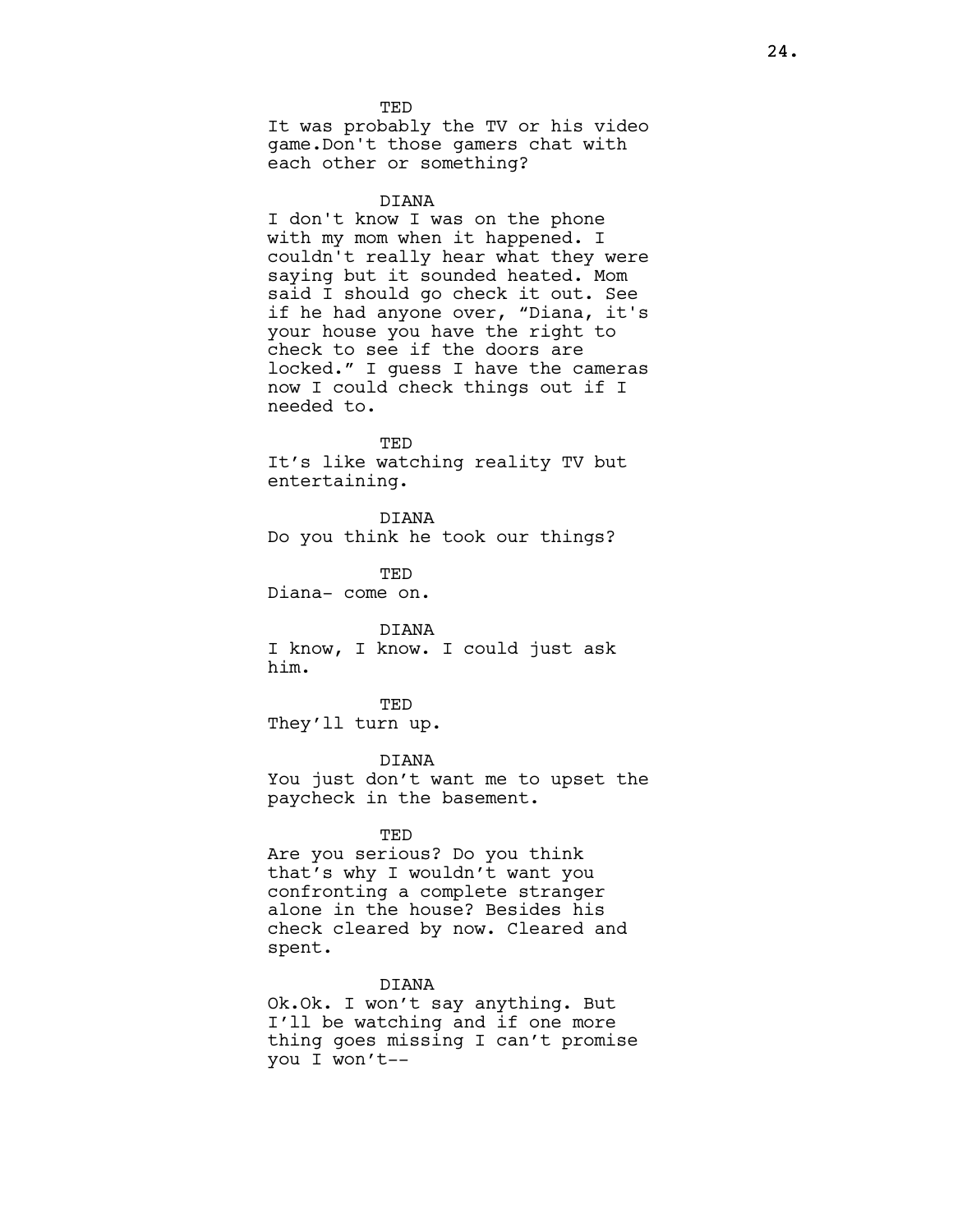TED

It was probably the TV or his video game.Don't those gamers chat with each other or something?

DIANA

I don't know I was on the phone with my mom when it happened. I couldn't really hear what they were saying but it sounded heated. Mom said I should go check it out. See if he had anyone over, “Diana, it's your house you have the right to check to see if the doors are locked.” I guess I have the cameras now I could check things out if I needed to.

TED

It’s like watching reality TV but entertaining.

DIANA

Do you think he took our things?

TED

Diana- come on.

DIANA

I know, I know. I could just ask him.

TED

They’ll turn up.

DIANA

You just don’t want me to upset the paycheck in the basement.

TED

Are you serious? Do you think that’s why I wouldn’t want you confronting a complete stranger alone in the house? Besides his check cleared by now. Cleared and spent.

DIANA

Ok.Ok. I won’t say anything. But I’ll be watching and if one more thing goes missing I can’t promise you I won’t--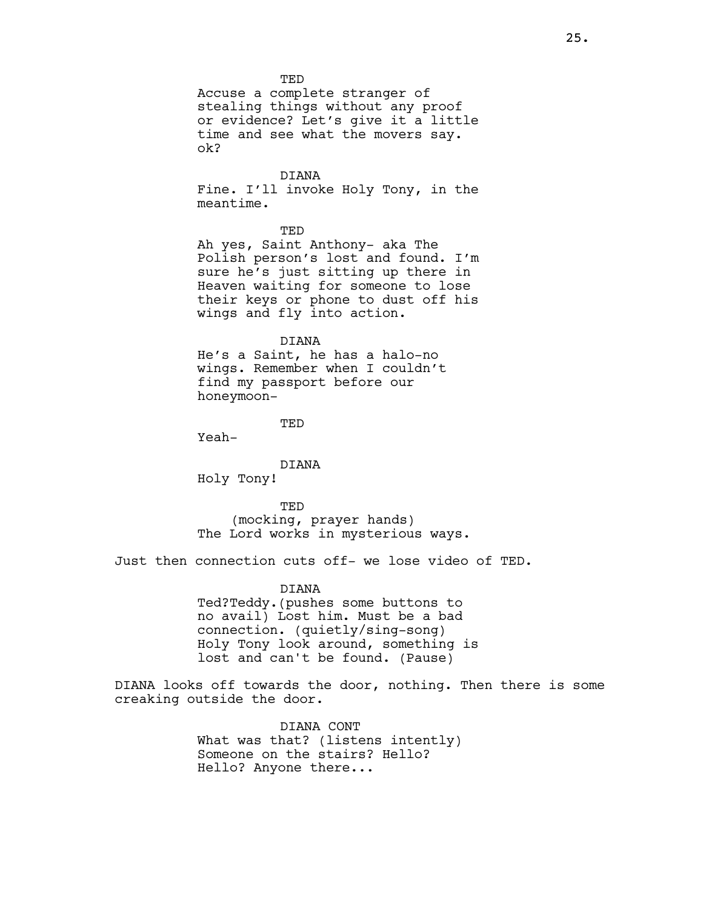TED

Accuse a complete stranger of stealing things without any proof or evidence? Let's give it a little time and see what the movers say. ok?

DIANA

Fine. I'll invoke Holy Tony, in the meantime.

TED

Ah yes, Saint Anthony- aka The Polish person's lost and found. I'm sure he's just sitting up there in Heaven waiting for someone to lose their keys or phone to dust off his wings and fly into action.

DIANA

He's a Saint, he has a halo-no wings. Remember when I couldn't find my passport before our honeymoon-

TED

Yeah-

DIANA

Holy Tony!

TED

(mocking, prayer hands)
The Lord works in mysterious ways.

Just then connection cuts off- we lose video of TED.

DIANA

Ted?Teddy.(pushes some buttons to no avail) Lost him. Must be a bad connection. (quietly/sing-song) Holy Tony look around, something is lost and can't be found. (Pause)

DIANA looks off towards the door, nothing. Then there is some creaking outside the door.

DIANA CONT

What was that? (listens intently) Someone on the stairs? Hello? Hello? Anyone there...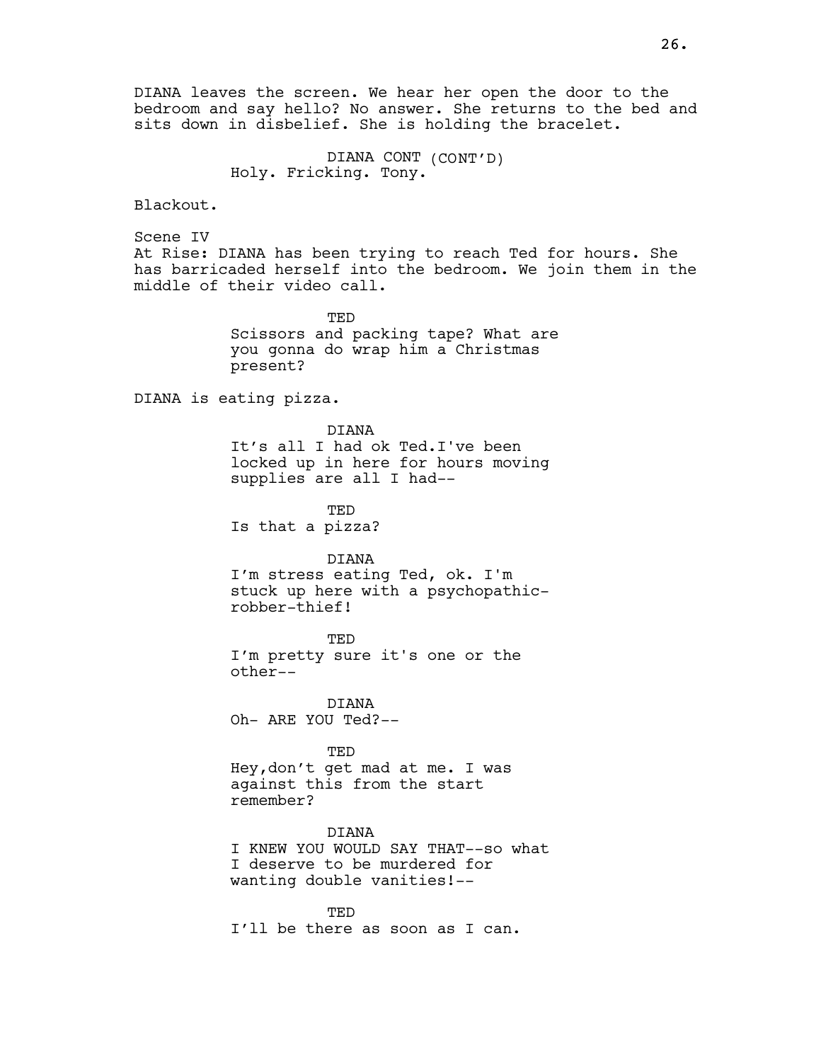DIANA leaves the screen. We hear her open the door to the bedroom and say hello? No answer. She returns to the bed and sits down in disbelief. She is holding the bracelet.

DIANA CONT (CONT'D)
Holy. Fricking. Tony.

Blackout.

Scene IV
At Rise: DIANA has been trying to reach Ted for hours. She has barricaded herself into the bedroom. We join them in the middle of their video call.

TED
Scissors and packing tape? What are you gonna do wrap him a Christmas present?

DIANA is eating pizza.

DIANA
It's all I had ok Ted.I've been locked up in here for hours moving supplies are all I had--

TED
Is that a pizza?

DIANA
I'm stress eating Ted, ok. I'm stuck up here with a psychopathic-robber-thief!

TED
I'm pretty sure it's one or the other--

DIANA
Oh- ARE YOU Ted?--

TED
Hey,don't get mad at me. I was against this from the start remember?

DIANA
I KNEW YOU WOULD SAY THAT--so what I deserve to be murdered for wanting double vanities!--

TED
I'll be there as soon as I can.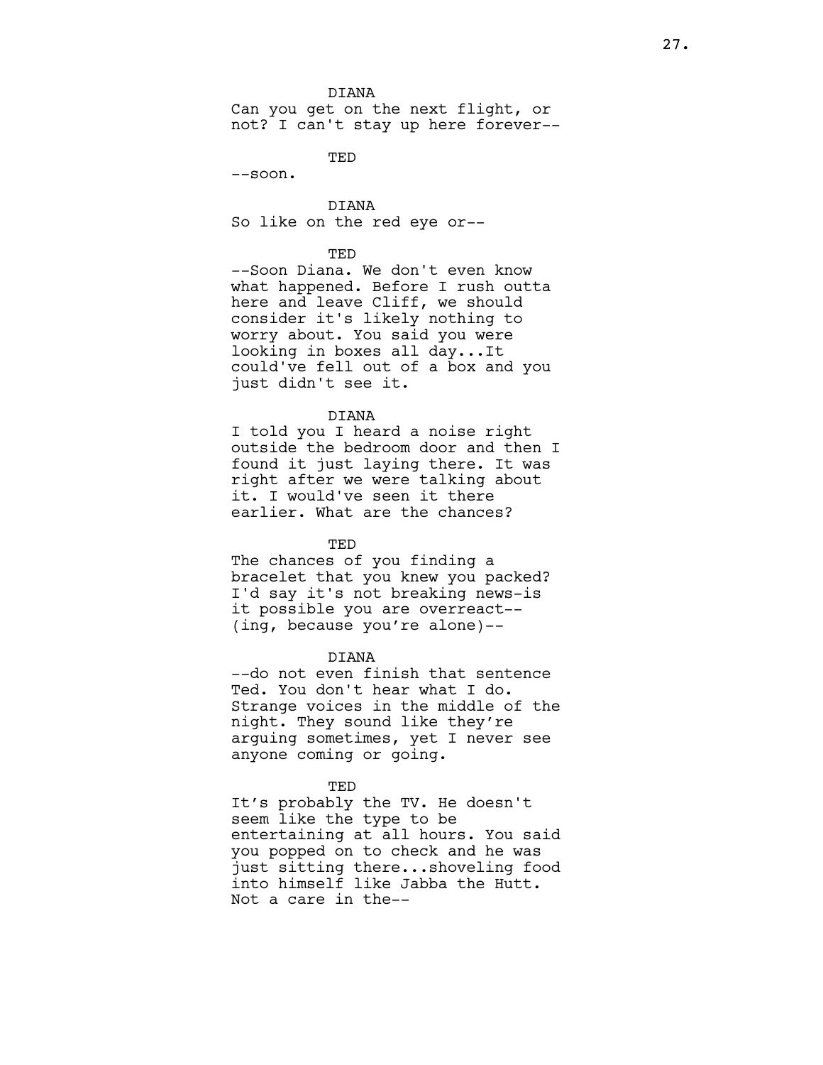DIANA

Can you get on the next flight, or not? I can't stay up here forever--

TED

--soon.

DIANA

So like on the red eye or--

TED

--Soon Diana. We don't even know what happened. Before I rush outta here and leave Cliff, we should consider it's likely nothing to worry about. You said you were looking in boxes all day...It could've fell out of a box and you just didn't see it.

DIANA

I told you I heard a noise right outside the bedroom door and then I found it just laying there. It was right after we were talking about it. I would've seen it there earlier. What are the chances?

TED

The chances of you finding a bracelet that you knew you packed? I'd say it's not breaking news-is it possible you are overreact--
(ing, because you're alone)--

DIANA

--do not even finish that sentence Ted. You don't hear what I do. Strange voices in the middle of the night. They sound like they're arguing sometimes, yet I never see anyone coming or going.

TED

It's probably the TV. He doesn't seem like the type to be entertaining at all hours. You said you popped on to check and he was just sitting there...shoveling food into himself like Jabba the Hutt. Not a care in the--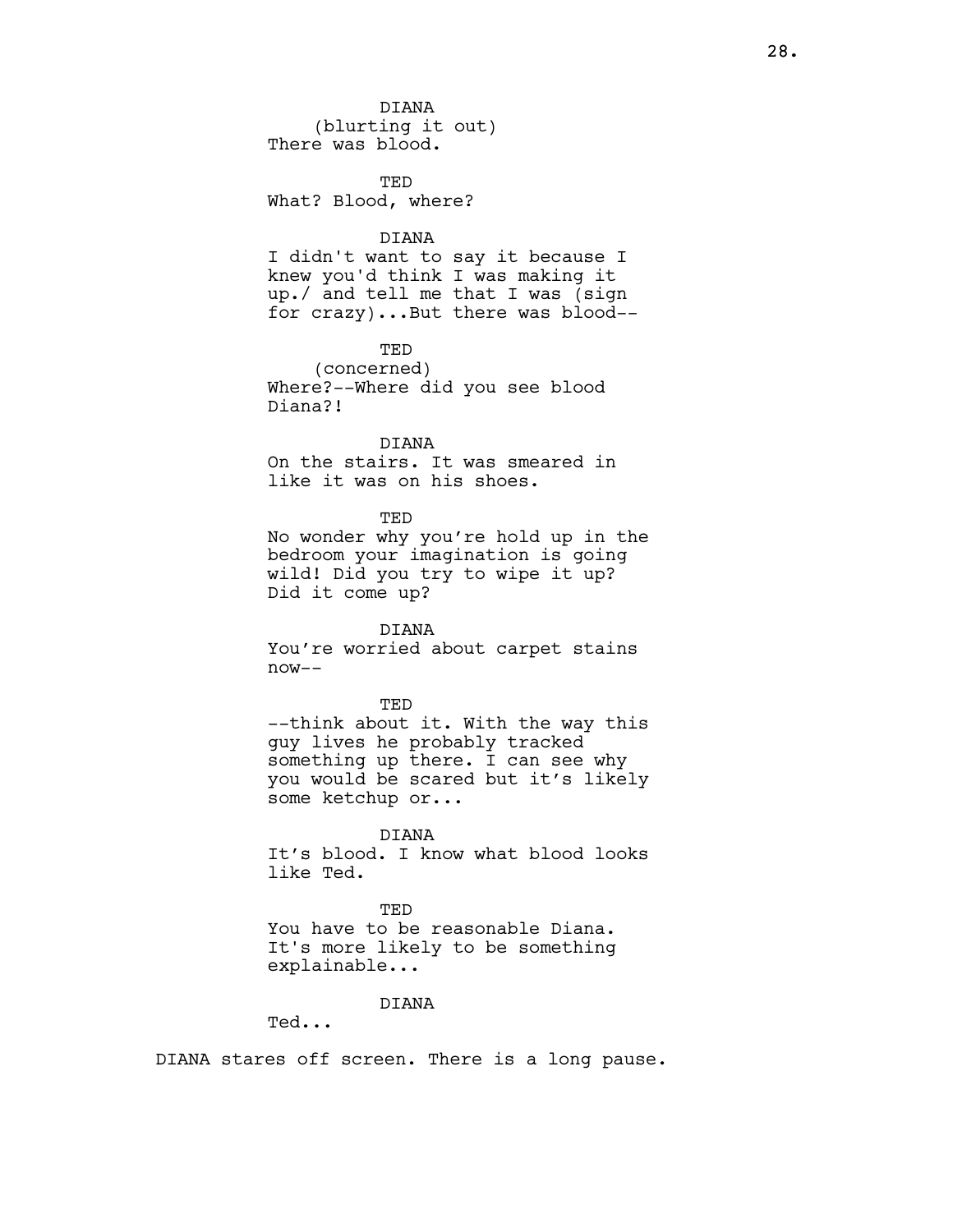DIANA
(blurting it out)
There was blood.

TED
What? Blood, where?

DIANA
I didn't want to say it because I knew you'd think I was making it up./ and tell me that I was (sign for crazy)...But there was blood--

TED
(concerned)
Where?--Where did you see blood Diana?!

DIANA
On the stairs. It was smeared in like it was on his shoes.

TED
No wonder why you're hold up in the bedroom your imagination is going wild! Did you try to wipe it up? Did it come up?

DIANA
You're worried about carpet stains now--

TED
--think about it. With the way this guy lives he probably tracked something up there. I can see why you would be scared but it's likely some ketchup or...

DIANA
It's blood. I know what blood looks like Ted.

TED
You have to be reasonable Diana. It's more likely to be something explainable...

DIANA
Ted...

DIANA stares off screen. There is a long pause.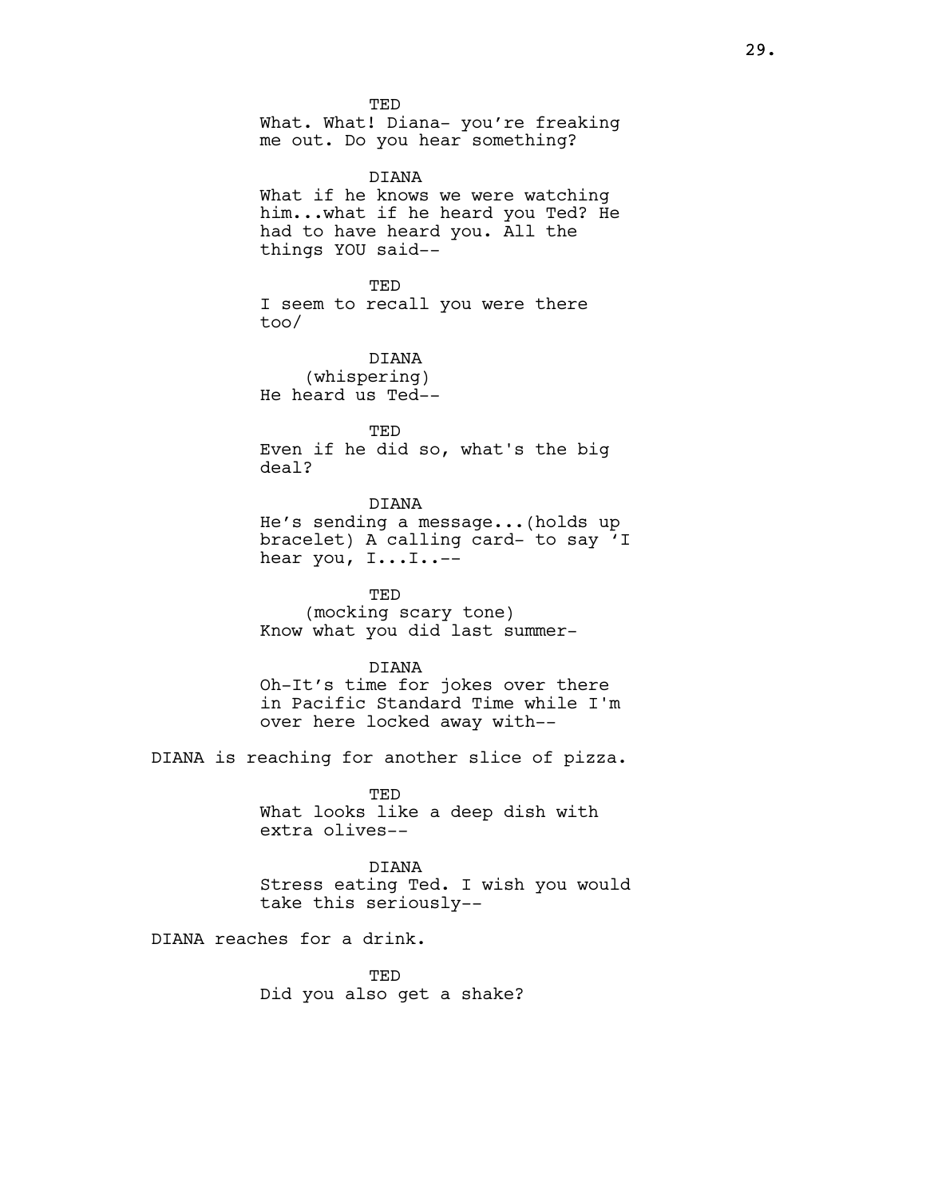TED
What. What! Diana- you're freaking me out. Do you hear something?

DIANA
What if he knows we were watching him...what if he heard you Ted? He had to have heard you. All the things YOU said--

TED
I seem to recall you were there too/

DIANA
(whispering)
He heard us Ted--

TED
Even if he did so, what's the big deal?

DIANA
He's sending a message...(holds up bracelet) A calling card- to say 'I hear you, I...I..--

TED
(mocking scary tone)
Know what you did last summer-

DIANA
Oh-It's time for jokes over there in Pacific Standard Time while I'm over here locked away with--

DIANA is reaching for another slice of pizza.

TED
What looks like a deep dish with extra olives--

DIANA
Stress eating Ted. I wish you would take this seriously--

DIANA reaches for a drink.

TED
Did you also get a shake?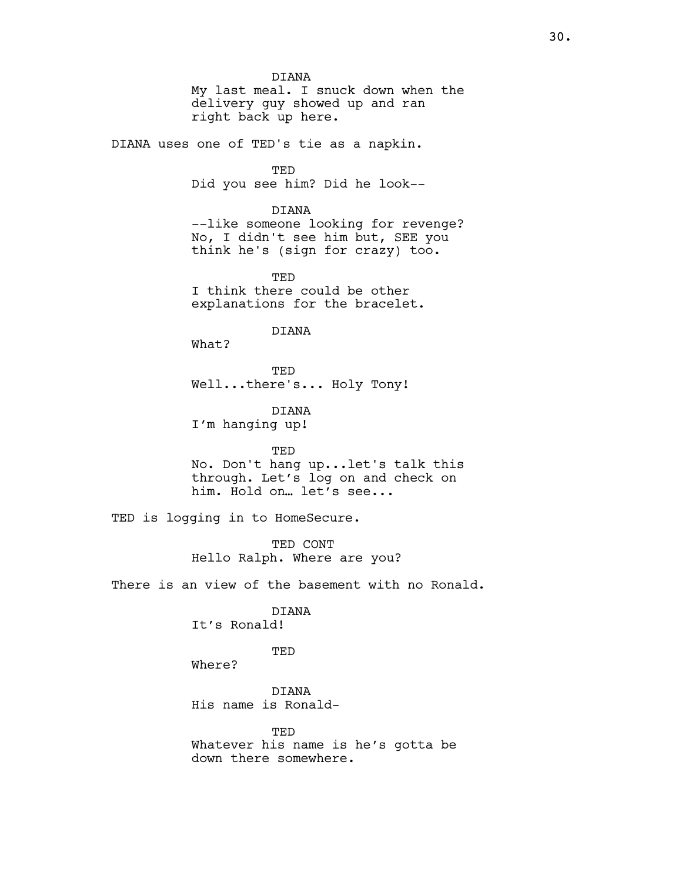DIANA
My last meal. I snuck down when the delivery guy showed up and ran right back up here.

DIANA uses one of TED's tie as a napkin.

TED
Did you see him? Did he look--

DIANA
--like someone looking for revenge? No, I didn't see him but, SEE you think he's (sign for crazy) too.

TED
I think there could be other explanations for the bracelet.

DIANA
What?

TED
Well...there's... Holy Tony!

DIANA
I'm hanging up!

TED
No. Don't hang up...let's talk this through. Let's log on and check on him. Hold on… let's see...

TED is logging in to HomeSecure.

TED CONT
Hello Ralph. Where are you?

There is an view of the basement with no Ronald.

DIANA
It's Ronald!

TED
Where?

DIANA
His name is Ronald-

TED
Whatever his name is he's gotta be down there somewhere.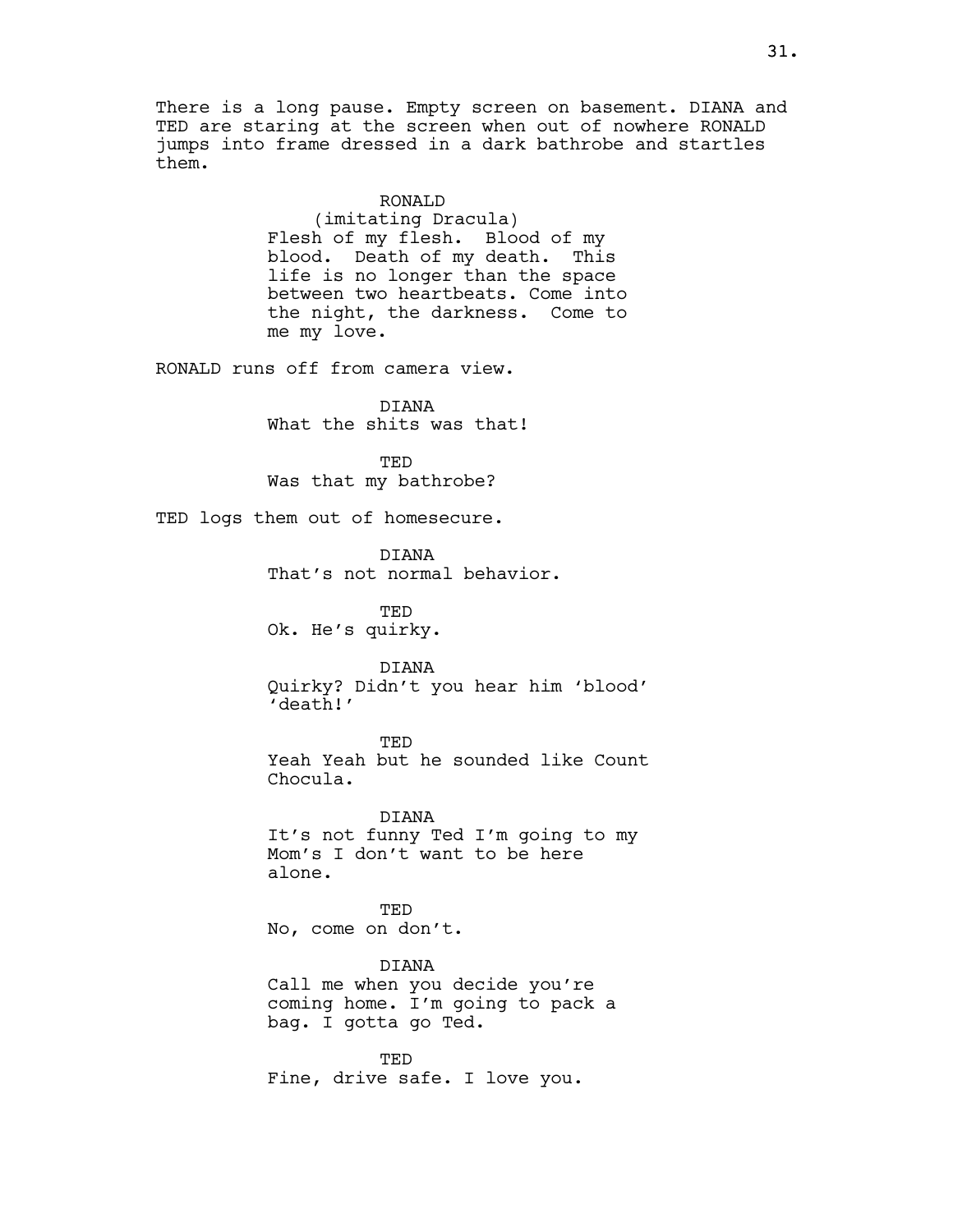There is a long pause. Empty screen on basement. DIANA and TED are staring at the screen when out of nowhere RONALD jumps into frame dressed in a dark bathrobe and startles them.

RONALD
(imitating Dracula)
Flesh of my flesh. Blood of my blood. Death of my death. This life is no longer than the space between two heartbeats. Come into the night, the darkness. Come to me my love.

RONALD runs off from camera view.

DIANA
What the shits was that!

TED
Was that my bathrobe?

TED logs them out of homesecure.

DIANA
That's not normal behavior.

TED
Ok. He's quirky.

DIANA
Quirky? Didn't you hear him 'blood' 'death!'

TED
Yeah Yeah but he sounded like Count Chocula.

DIANA
It's not funny Ted I'm going to my Mom's I don't want to be here alone.

TED
No, come on don't.

DIANA
Call me when you decide you're coming home. I'm going to pack a bag. I gotta go Ted.

TED
Fine, drive safe. I love you.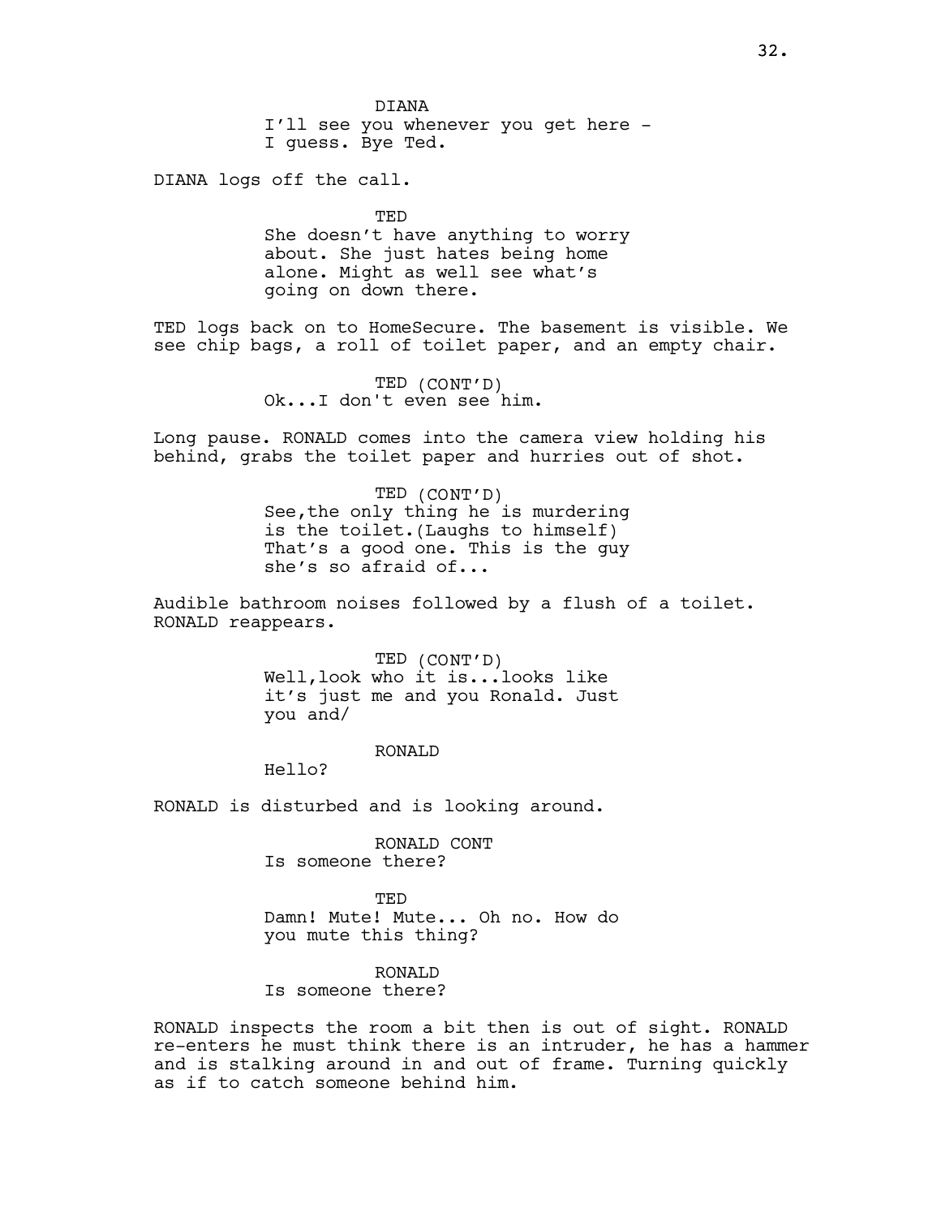DIANA

I'll see you whenever you get here - I guess. Bye Ted.

DIANA logs off the call.

TED

She doesn't have anything to worry about. She just hates being home alone. Might as well see what's going on down there.

TED logs back on to HomeSecure. The basement is visible. We see chip bags, a roll of toilet paper, and an empty chair.

TED (CONT'D)

Ok...I don't even see him.

Long pause. RONALD comes into the camera view holding his behind, grabs the toilet paper and hurries out of shot.

TED (CONT'D)

See,the only thing he is murdering is the toilet.(Laughs to himself) That's a good one. This is the guy she's so afraid of...

Audible bathroom noises followed by a flush of a toilet. RONALD reappears.

TED (CONT'D)

Well,look who it is...looks like it's just me and you Ronald. Just you and/

RONALD

Hello?

RONALD is disturbed and is looking around.

RONALD CONT

Is someone there?

TED

Damn! Mute! Mute... Oh no. How do you mute this thing?

RONALD

Is someone there?

RONALD inspects the room a bit then is out of sight. RONALD re-enters he must think there is an intruder, he has a hammer and is stalking around in and out of frame. Turning quickly as if to catch someone behind him.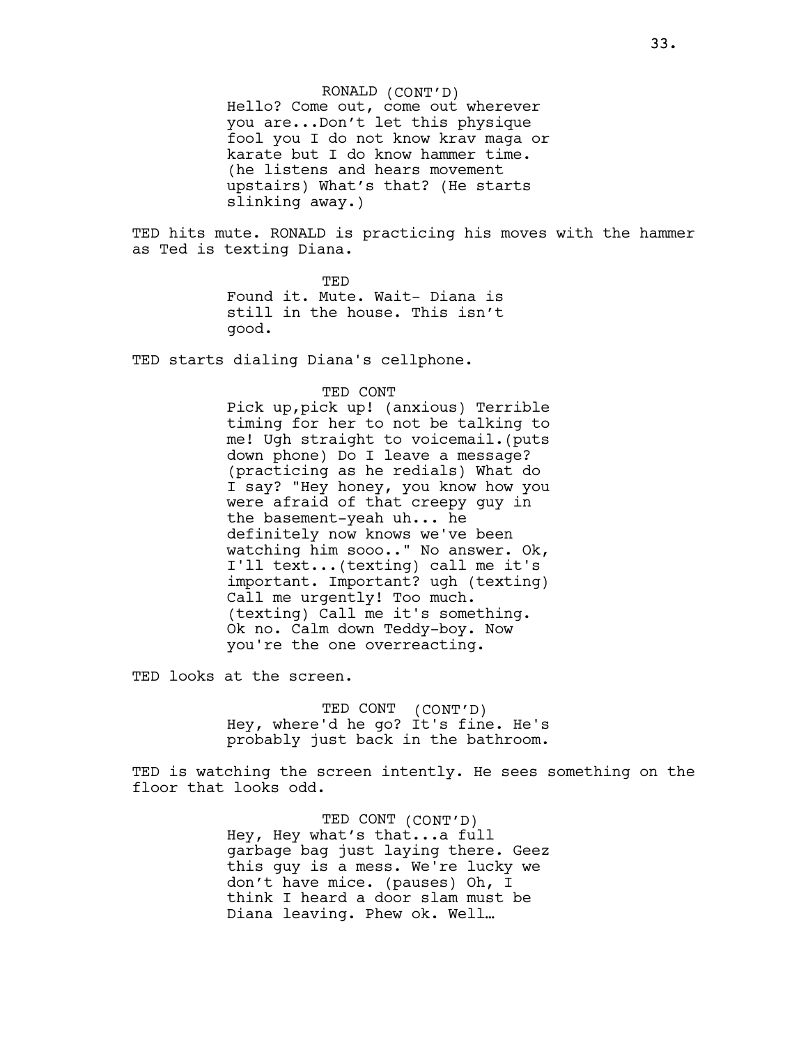RONALD (CONT'D)
Hello? Come out, come out wherever you are...Don't let this physique fool you I do not know krav maga or karate but I do know hammer time. (he listens and hears movement upstairs) What's that? (He starts slinking away.)

TED hits mute. RONALD is practicing his moves with the hammer as Ted is texting Diana.

TED
Found it. Mute. Wait- Diana is still in the house. This isn't good.

TED starts dialing Diana's cellphone.

TED CONT
Pick up,pick up! (anxious) Terrible timing for her to not be talking to me! Ugh straight to voicemail.(puts down phone) Do I leave a message? (practicing as he redials) What do I say? "Hey honey, you know how you were afraid of that creepy guy in the basement-yeah uh... he definitely now knows we've been watching him sooo.." No answer. Ok, I'll text...(texting) call me it's important. Important? ugh (texting) Call me urgently! Too much. (texting) Call me it's something. Ok no. Calm down Teddy-boy. Now you're the one overreacting.

TED looks at the screen.

TED CONT (CONT'D)
Hey, where'd he go? It's fine. He's probably just back in the bathroom.

TED is watching the screen intently. He sees something on the floor that looks odd.

TED CONT (CONT'D)
Hey, Hey what's that...a full garbage bag just laying there. Geez this guy is a mess. We're lucky we don't have mice. (pauses) Oh, I think I heard a door slam must be Diana leaving. Phew ok. Well…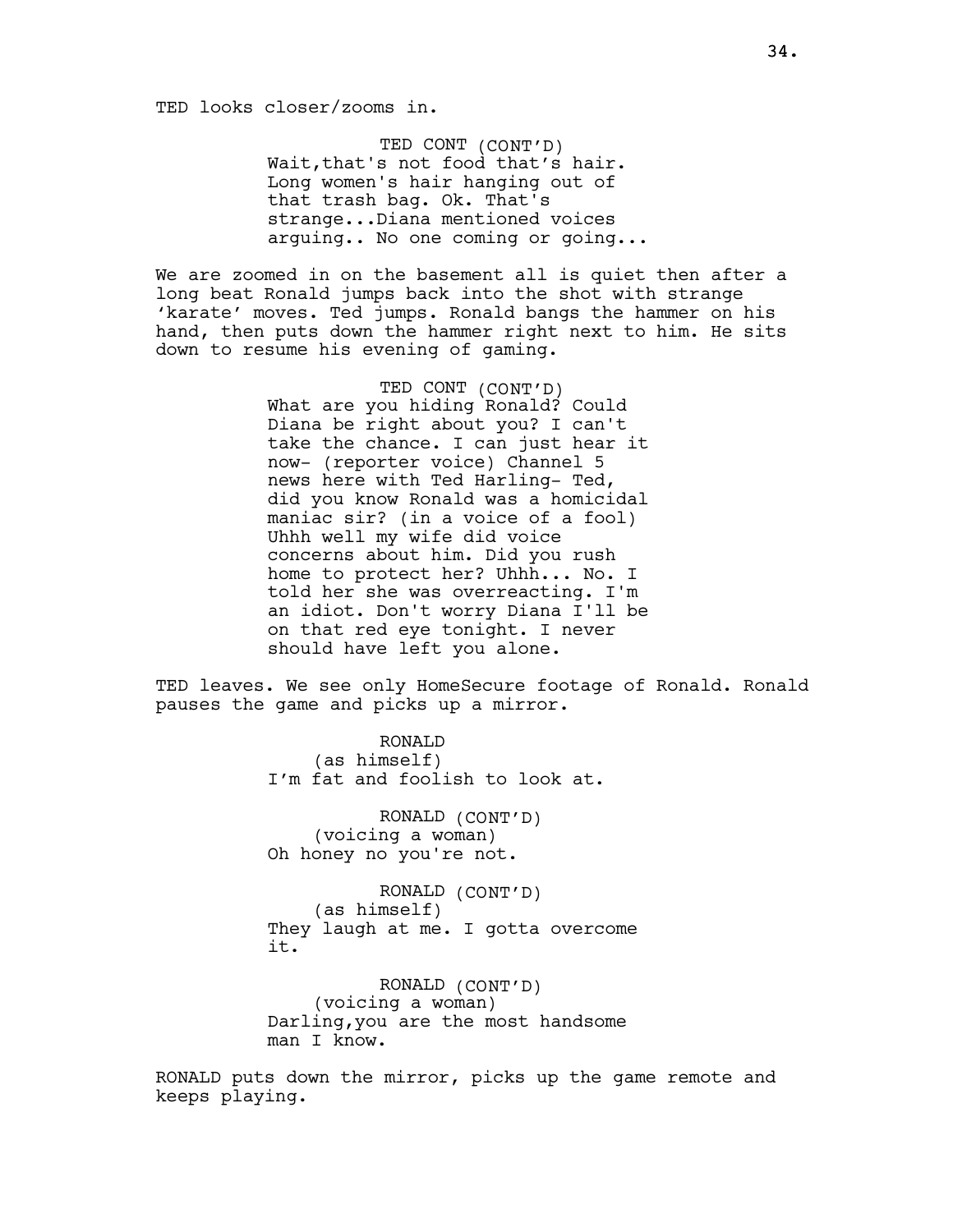TED looks closer/zooms in.

TED CONT (CONT'D)
Wait,that's not food that's hair. Long women's hair hanging out of that trash bag. Ok. That's strange...Diana mentioned voices arguing.. No one coming or going...

We are zoomed in on the basement all is quiet then after a long beat Ronald jumps back into the shot with strange 'karate' moves. Ted jumps. Ronald bangs the hammer on his hand, then puts down the hammer right next to him. He sits down to resume his evening of gaming.

TED CONT (CONT'D)
What are you hiding Ronald? Could Diana be right about you? I can't take the chance. I can just hear it now- (reporter voice) Channel 5 news here with Ted Harling- Ted, did you know Ronald was a homicidal maniac sir? (in a voice of a fool) Uhhh well my wife did voice concerns about him. Did you rush home to protect her? Uhhh... No. I told her she was overreacting. I'm an idiot. Don't worry Diana I'll be on that red eye tonight. I never should have left you alone.

TED leaves. We see only HomeSecure footage of Ronald. Ronald pauses the game and picks up a mirror.

RONALD
(as himself)
I'm fat and foolish to look at.

RONALD (CONT'D)
(voicing a woman)
Oh honey no you're not.

RONALD (CONT'D)
(as himself)
They laugh at me. I gotta overcome it.

RONALD (CONT'D)
(voicing a woman)
Darling,you are the most handsome man I know.

RONALD puts down the mirror, picks up the game remote and keeps playing.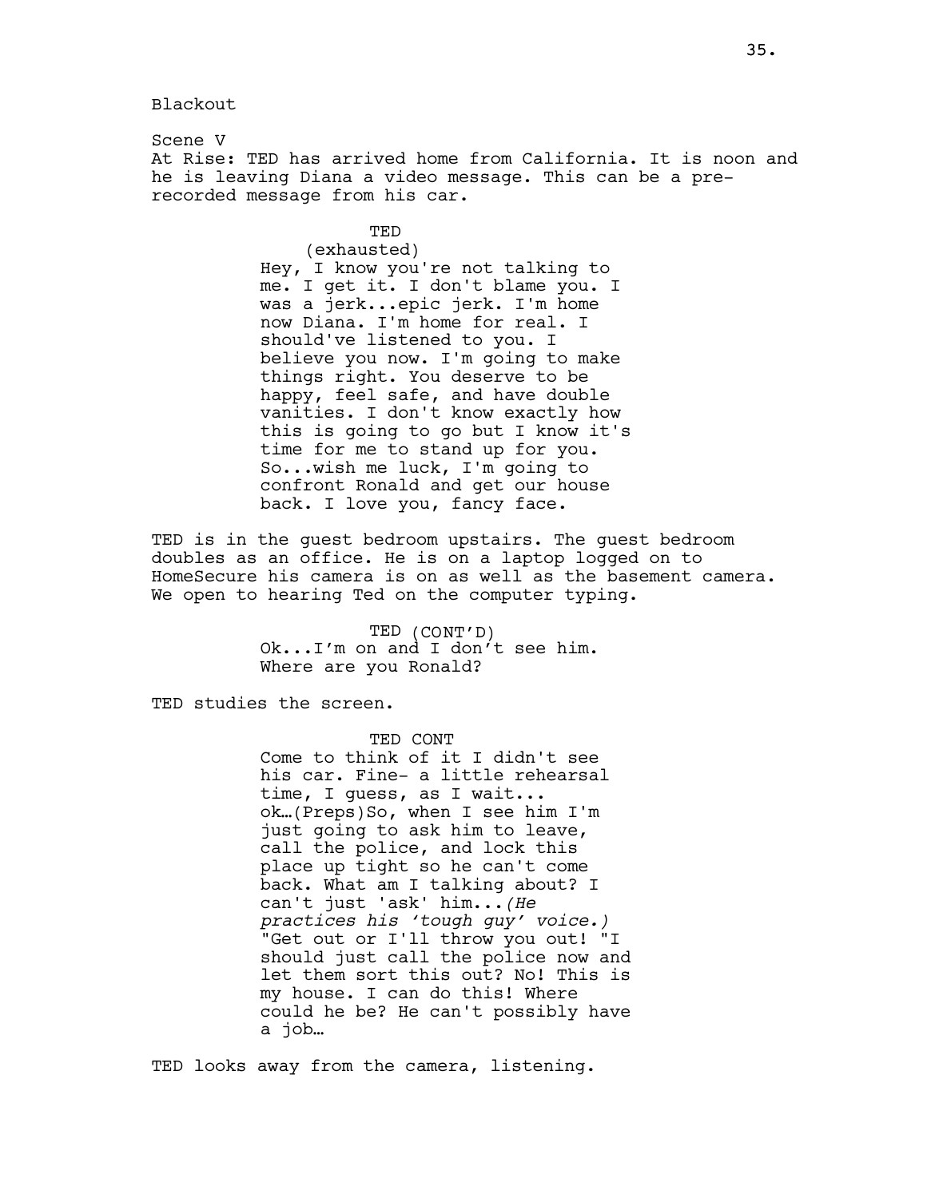Blackout

Scene V

At Rise: TED has arrived home from California. It is noon and he is leaving Diana a video message. This can be a pre-recorded message from his car.

TED
(exhausted)
Hey, I know you're not talking to me. I get it. I don't blame you. I was a jerk...epic jerk. I'm home now Diana. I'm home for real. I should've listened to you. I believe you now. I'm going to make things right. You deserve to be happy, feel safe, and have double vanities. I don't know exactly how this is going to go but I know it's time for me to stand up for you. So...wish me luck, I'm going to confront Ronald and get our house back. I love you, fancy face.

TED is in the guest bedroom upstairs. The guest bedroom doubles as an office. He is on a laptop logged on to HomeSecure his camera is on as well as the basement camera. We open to hearing Ted on the computer typing.

TED (CONT'D)
Ok...I'm on and I don't see him. Where are you Ronald?

TED studies the screen.

TED CONT
Come to think of it I didn't see his car. Fine- a little rehearsal time, I guess, as I wait... ok…(Preps)So, when I see him I'm just going to ask him to leave, call the police, and lock this place up tight so he can't come back. What am I talking about? I can't just 'ask' him...*(He practices his 'tough guy' voice.)* "Get out or I'll throw you out! "I should just call the police now and let them sort this out? No! This is my house. I can do this! Where could he be? He can't possibly have a job…

TED looks away from the camera, listening.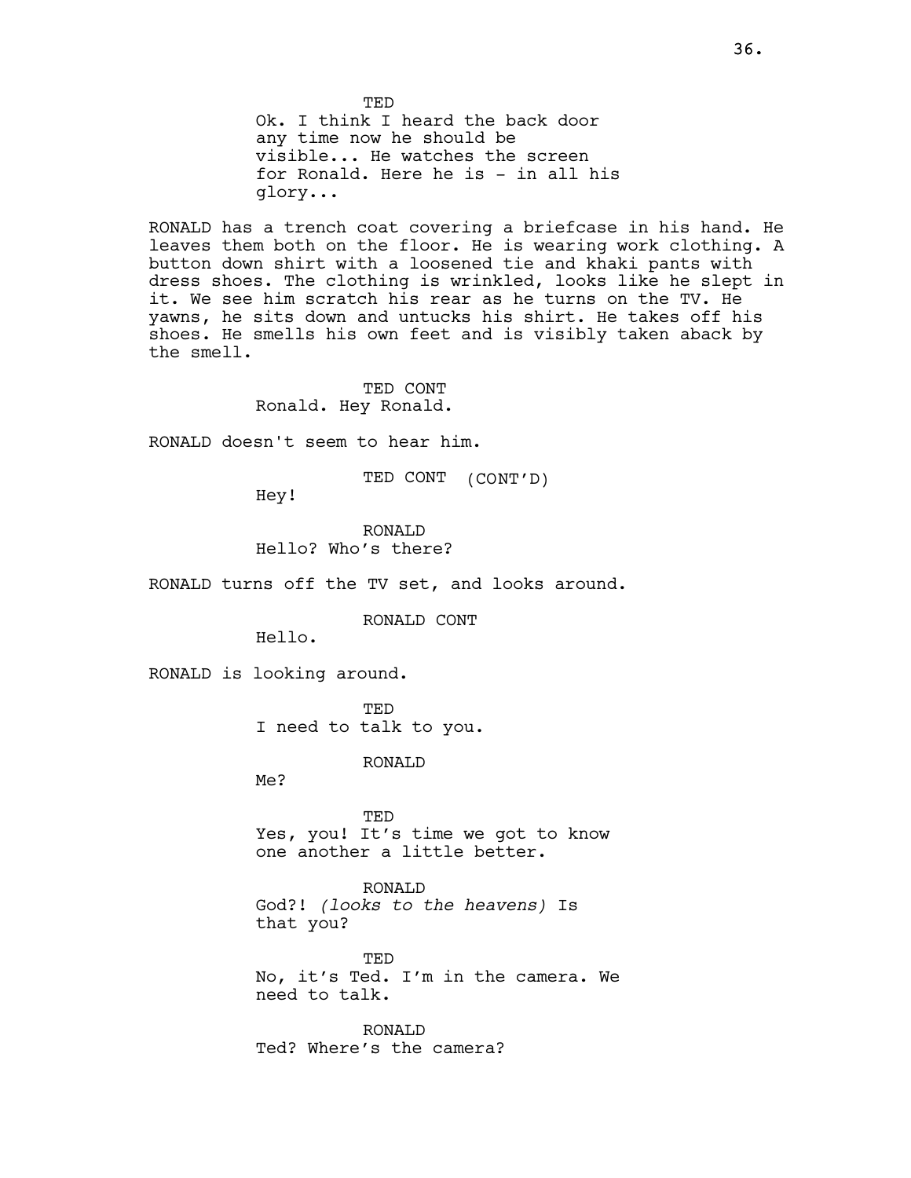TED
Ok. I think I heard the back door any time now he should be visible... He watches the screen for Ronald. Here he is - in all his glory...

RONALD has a trench coat covering a briefcase in his hand. He leaves them both on the floor. He is wearing work clothing. A button down shirt with a loosened tie and khaki pants with dress shoes. The clothing is wrinkled, looks like he slept in it. We see him scratch his rear as he turns on the TV. He yawns, he sits down and untucks his shirt. He takes off his shoes. He smells his own feet and is visibly taken aback by the smell.

TED CONT
Ronald. Hey Ronald.

RONALD doesn't seem to hear him.

TED CONT (CONT'D)
Hey!

RONALD
Hello? Who's there?

RONALD turns off the TV set, and looks around.

RONALD CONT
Hello.

RONALD is looking around.

TED
I need to talk to you.

RONALD
Me?

TED
Yes, you! It's time we got to know one another a little better.

RONALD
God?! *(looks to the heavens)* Is that you?

TED
No, it's Ted. I'm in the camera. We need to talk.

RONALD
Ted? Where's the camera?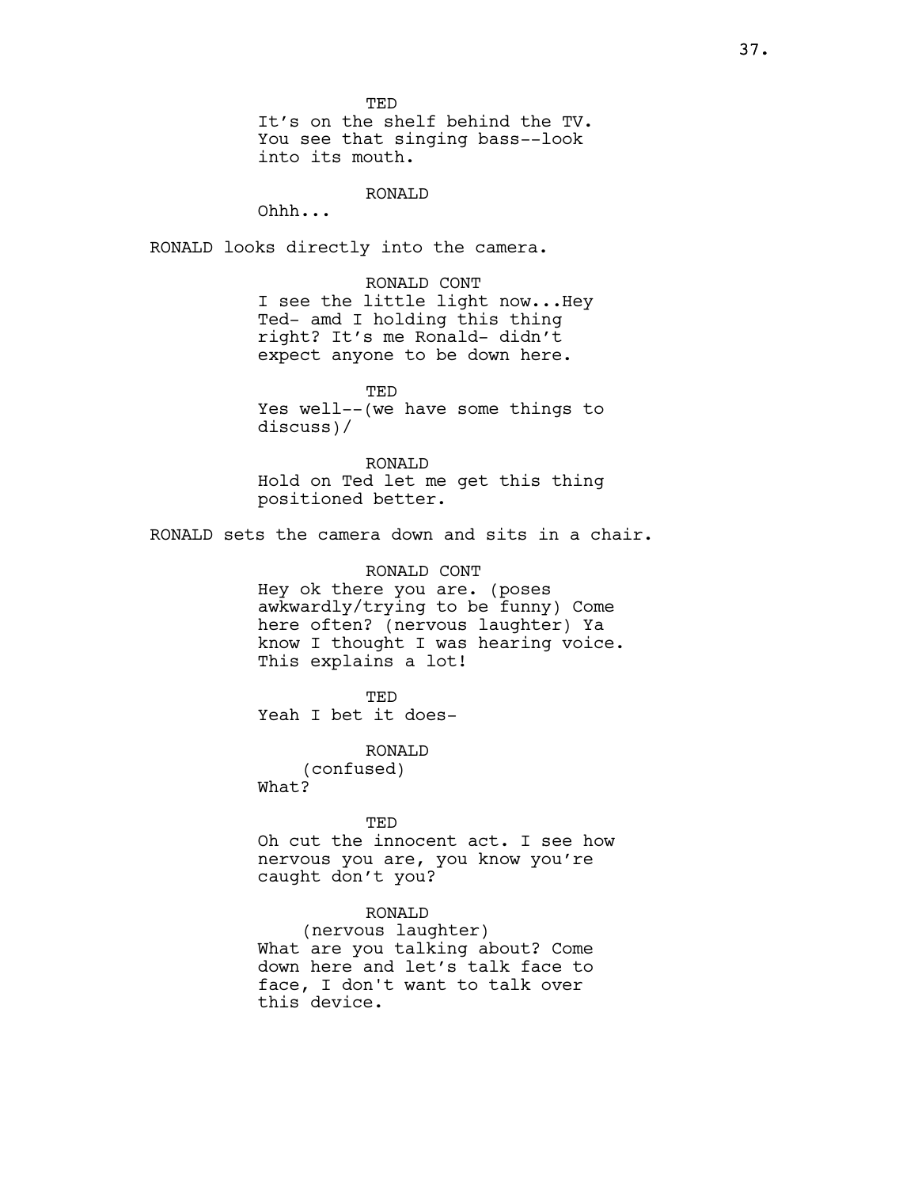TED
It's on the shelf behind the TV. You see that singing bass--look into its mouth.

RONALD
Ohhh...

RONALD looks directly into the camera.

RONALD CONT
I see the little light now...Hey Ted- amd I holding this thing right? It's me Ronald- didn't expect anyone to be down here.

TED
Yes well--(we have some things to discuss)/

RONALD
Hold on Ted let me get this thing positioned better.

RONALD sets the camera down and sits in a chair.

RONALD CONT
Hey ok there you are. (poses awkwardly/trying to be funny) Come here often? (nervous laughter) Ya know I thought I was hearing voice. This explains a lot!

TED
Yeah I bet it does-

RONALD
(confused)
What?

TED
Oh cut the innocent act. I see how nervous you are, you know you're caught don't you?

RONALD
(nervous laughter)
What are you talking about? Come down here and let's talk face to face, I don't want to talk over this device.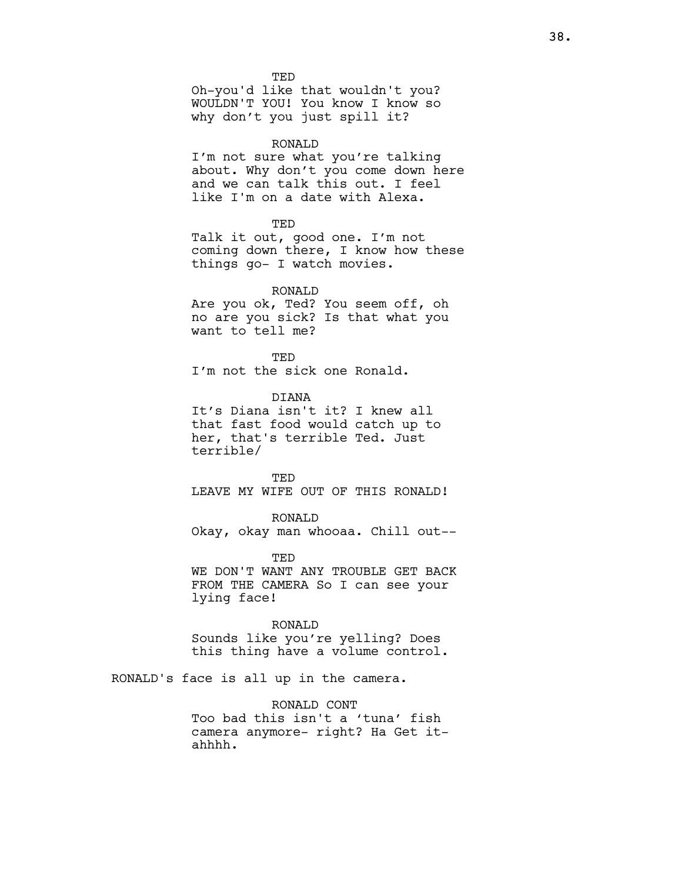TED

Oh-you'd like that wouldn't you? WOULDN'T YOU! You know I know so why don't you just spill it?

RONALD

I'm not sure what you're talking about. Why don't you come down here and we can talk this out. I feel like I'm on a date with Alexa.

TED

Talk it out, good one. I'm not coming down there, I know how these things go- I watch movies.

RONALD

Are you ok, Ted? You seem off, oh no are you sick? Is that what you want to tell me?

TED

I'm not the sick one Ronald.

DIANA

It's Diana isn't it? I knew all that fast food would catch up to her, that's terrible Ted. Just terrible/

TED

LEAVE MY WIFE OUT OF THIS RONALD!

RONALD

Okay, okay man whooaa. Chill out--

TED

WE DON'T WANT ANY TROUBLE GET BACK FROM THE CAMERA So I can see your lying face!

RONALD

Sounds like you're yelling? Does this thing have a volume control.

RONALD's face is all up in the camera.

RONALD CONT

Too bad this isn't a 'tuna' fish camera anymore- right? Ha Get it- ahhhh.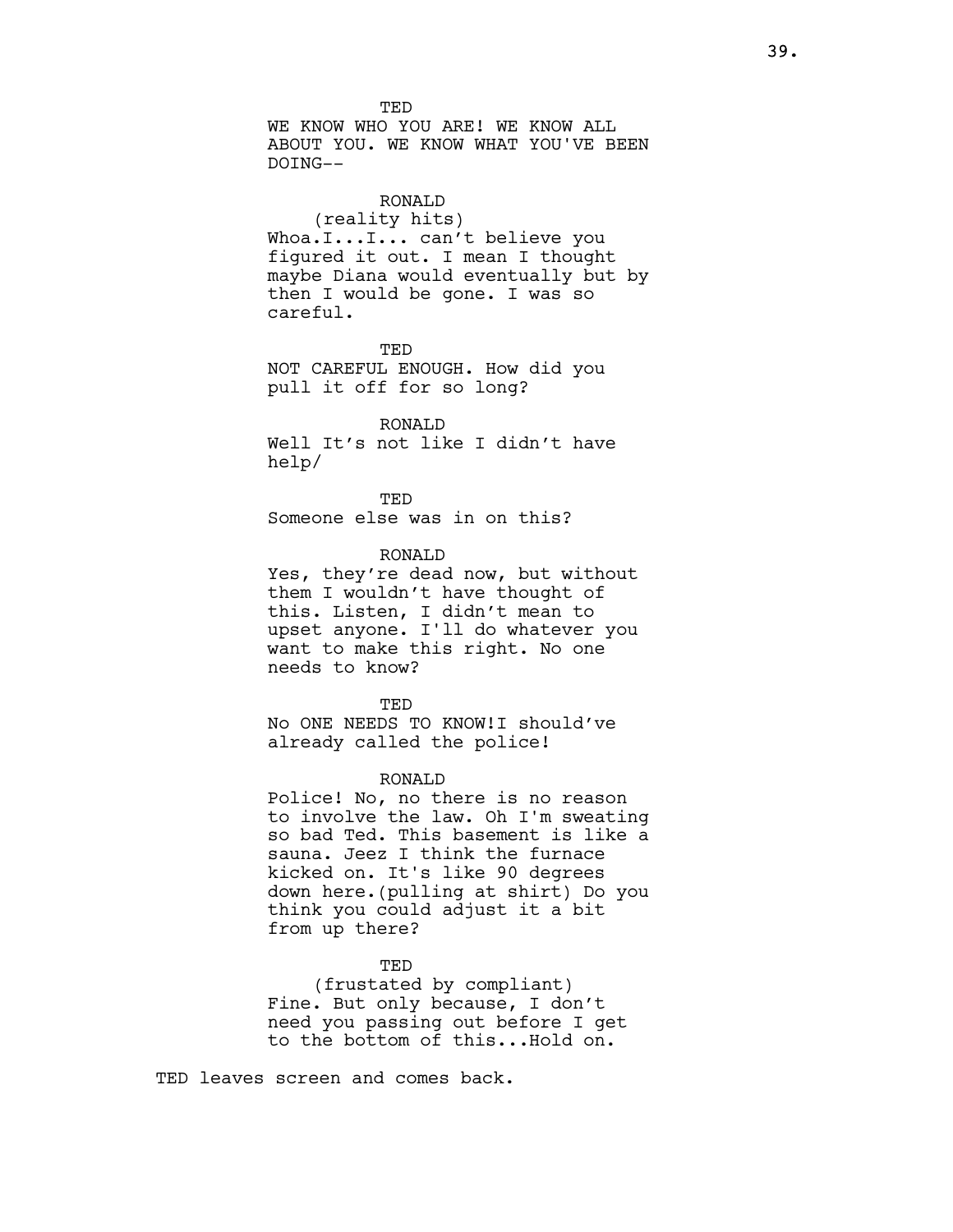TED

WE KNOW WHO YOU ARE! WE KNOW ALL ABOUT YOU. WE KNOW WHAT YOU'VE BEEN DOING--

RONALD

(reality hits)

Whoa.I...I... can't believe you figured it out. I mean I thought maybe Diana would eventually but by then I would be gone. I was so careful.

TED

NOT CAREFUL ENOUGH. How did you pull it off for so long?

RONALD

Well It's not like I didn't have help/

TED

Someone else was in on this?

RONALD

Yes, they're dead now, but without them I wouldn't have thought of this. Listen, I didn't mean to upset anyone. I'll do whatever you want to make this right. No one needs to know?

TED

No ONE NEEDS TO KNOW!I should've already called the police!

RONALD

Police! No, no there is no reason to involve the law. Oh I'm sweating so bad Ted. This basement is like a sauna. Jeez I think the furnace kicked on. It's like 90 degrees down here.(pulling at shirt) Do you think you could adjust it a bit from up there?

TED

(frustrated by compliant)

Fine. But only because, I don't need you passing out before I get to the bottom of this...Hold on.

TED leaves screen and comes back.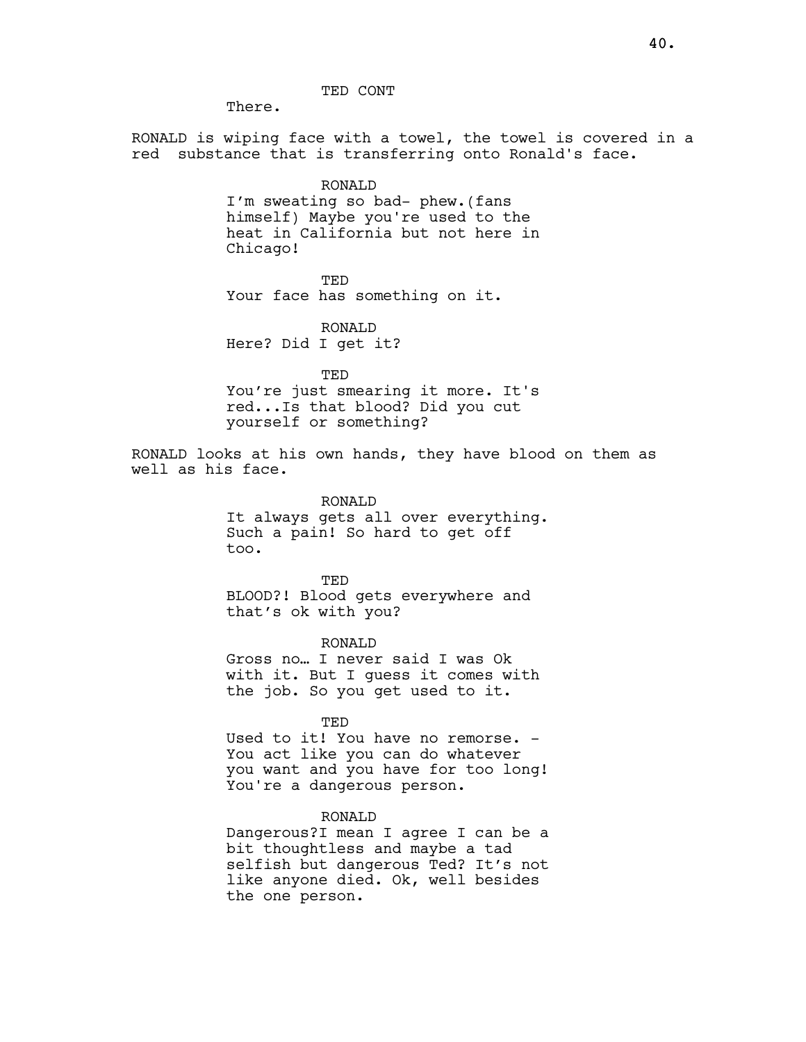TED CONT

There.

RONALD is wiping face with a towel, the towel is covered in a red  substance that is transferring onto Ronald's face.

RONALD

I’m sweating so bad- phew.(fans himself) Maybe you're used to the heat in California but not here in Chicago!

TED

Your face has something on it.

RONALD

Here? Did I get it?

TED

You’re just smearing it more. It's red...Is that blood? Did you cut yourself or something?

RONALD looks at his own hands, they have blood on them as well as his face.

RONALD

It always gets all over everything. Such a pain! So hard to get off too.

TED

BLOOD?! Blood gets everywhere and that’s ok with you?

RONALD

Gross no… I never said I was Ok with it. But I guess it comes with the job. So you get used to it.

TED

Used to it! You have no remorse. - You act like you can do whatever you want and you have for too long! You're a dangerous person.

RONALD

Dangerous?I mean I agree I can be a bit thoughtless and maybe a tad selfish but dangerous Ted? It’s not like anyone died. Ok, well besides the one person.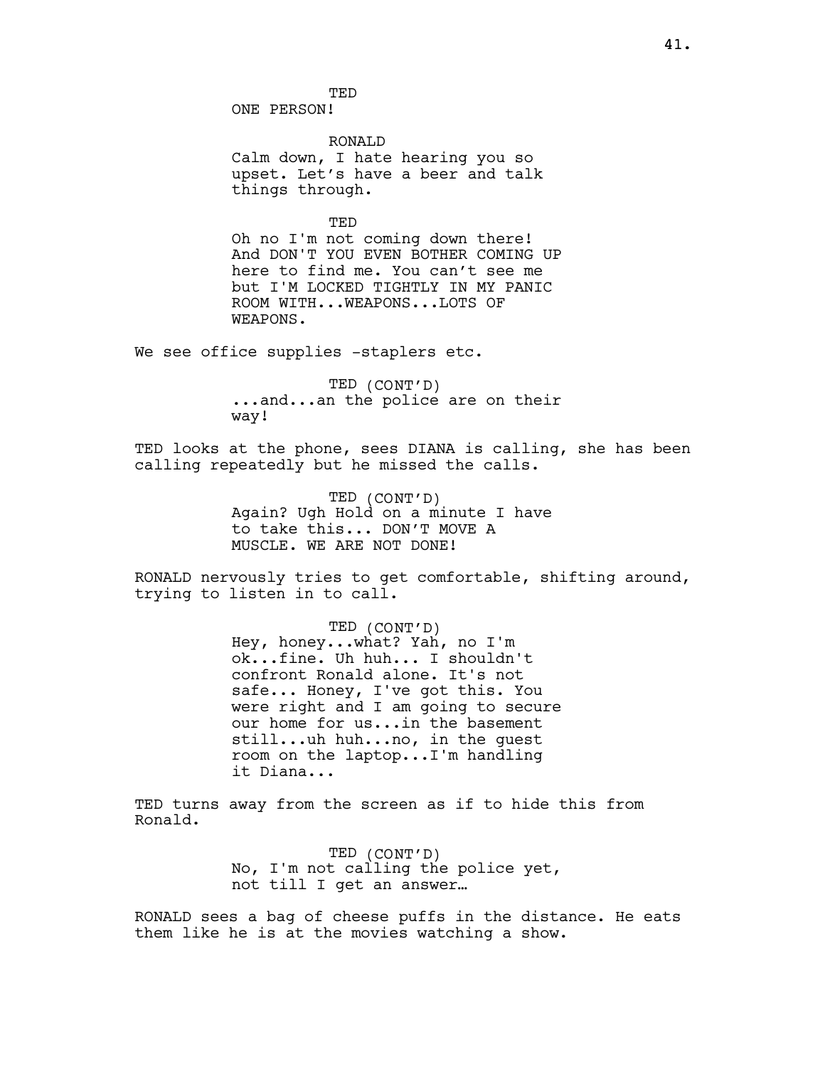TED
ONE PERSON!

RONALD
Calm down, I hate hearing you so upset. Let's have a beer and talk things through.

TED
Oh no I'm not coming down there! And DON'T YOU EVEN BOTHER COMING UP here to find me. You can't see me but I'M LOCKED TIGHTLY IN MY PANIC ROOM WITH...WEAPONS...LOTS OF WEAPONS.

We see office supplies -staplers etc.

TED (CONT'D)
...and...an the police are on their way!

TED looks at the phone, sees DIANA is calling, she has been calling repeatedly but he missed the calls.

TED (CONT'D)
Again? Ugh Hold on a minute I have to take this... DON'T MOVE A MUSCLE. WE ARE NOT DONE!

RONALD nervously tries to get comfortable, shifting around, trying to listen in to call.

TED (CONT'D)
Hey, honey...what? Yah, no I'm ok...fine. Uh huh... I shouldn't confront Ronald alone. It's not safe... Honey, I've got this. You were right and I am going to secure our home for us...in the basement still...uh huh...no, in the guest room on the laptop...I'm handling it Diana...

TED turns away from the screen as if to hide this from Ronald.

TED (CONT'D)
No, I'm not calling the police yet, not till I get an answer…

RONALD sees a bag of cheese puffs in the distance. He eats them like he is at the movies watching a show.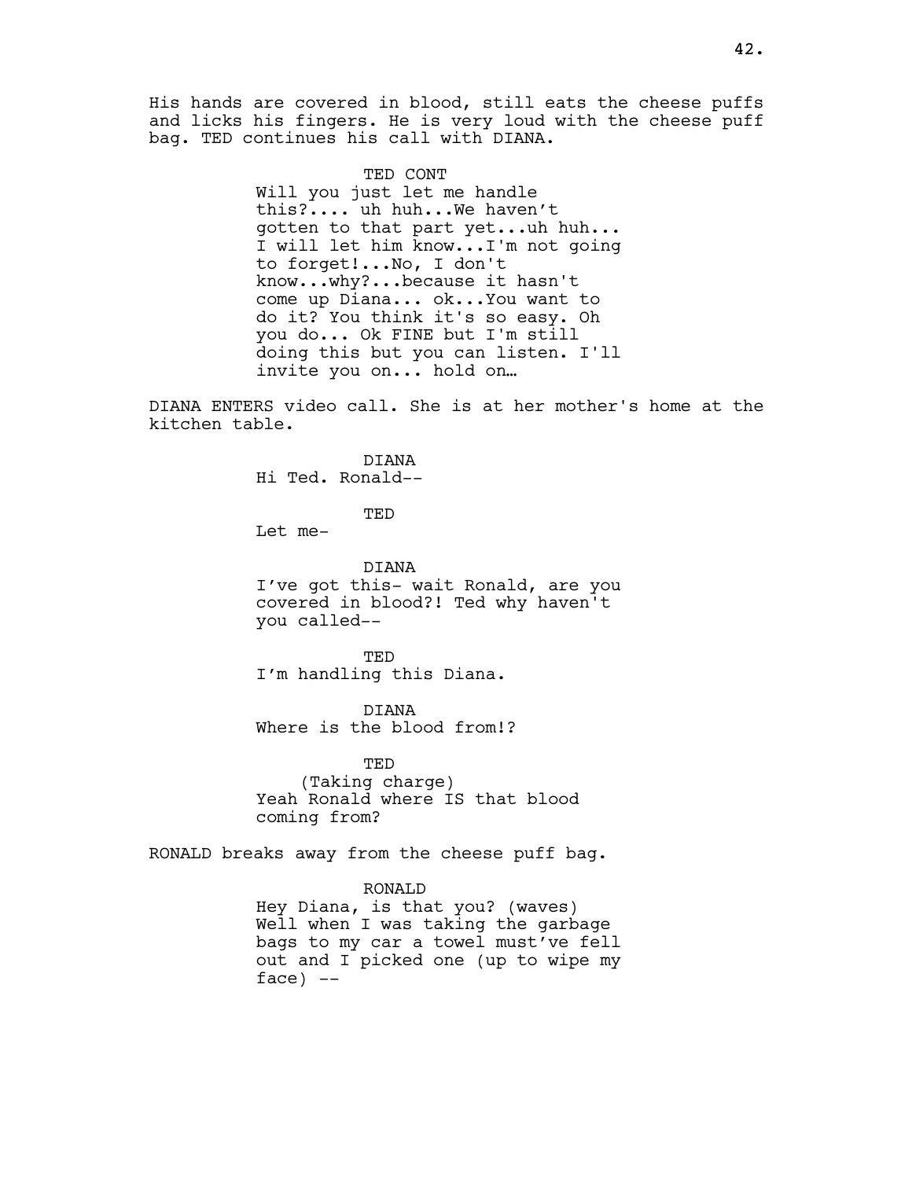His hands are covered in blood, still eats the cheese puffs and licks his fingers. He is very loud with the cheese puff bag. TED continues his call with DIANA.

TED CONT

Will you just let me handle this?.... uh huh...We haven't gotten to that part yet...uh huh... I will let him know...I'm not going to forget!...No, I don't know...why?...because it hasn't come up Diana... ok...You want to do it? You think it's so easy. Oh you do... Ok FINE but I'm still doing this but you can listen. I'll invite you on... hold on…

DIANA ENTERS video call. She is at her mother's home at the kitchen table.

DIANA

Hi Ted. Ronald--

TED

Let me-

DIANA

I've got this- wait Ronald, are you covered in blood?! Ted why haven't you called--

TED

I'm handling this Diana.

DIANA

Where is the blood from!?

TED

(Taking charge)

Yeah Ronald where IS that blood coming from?

RONALD breaks away from the cheese puff bag.

RONALD

Hey Diana, is that you? (waves) Well when I was taking the garbage bags to my car a towel must've fell out and I picked one (up to wipe my face) --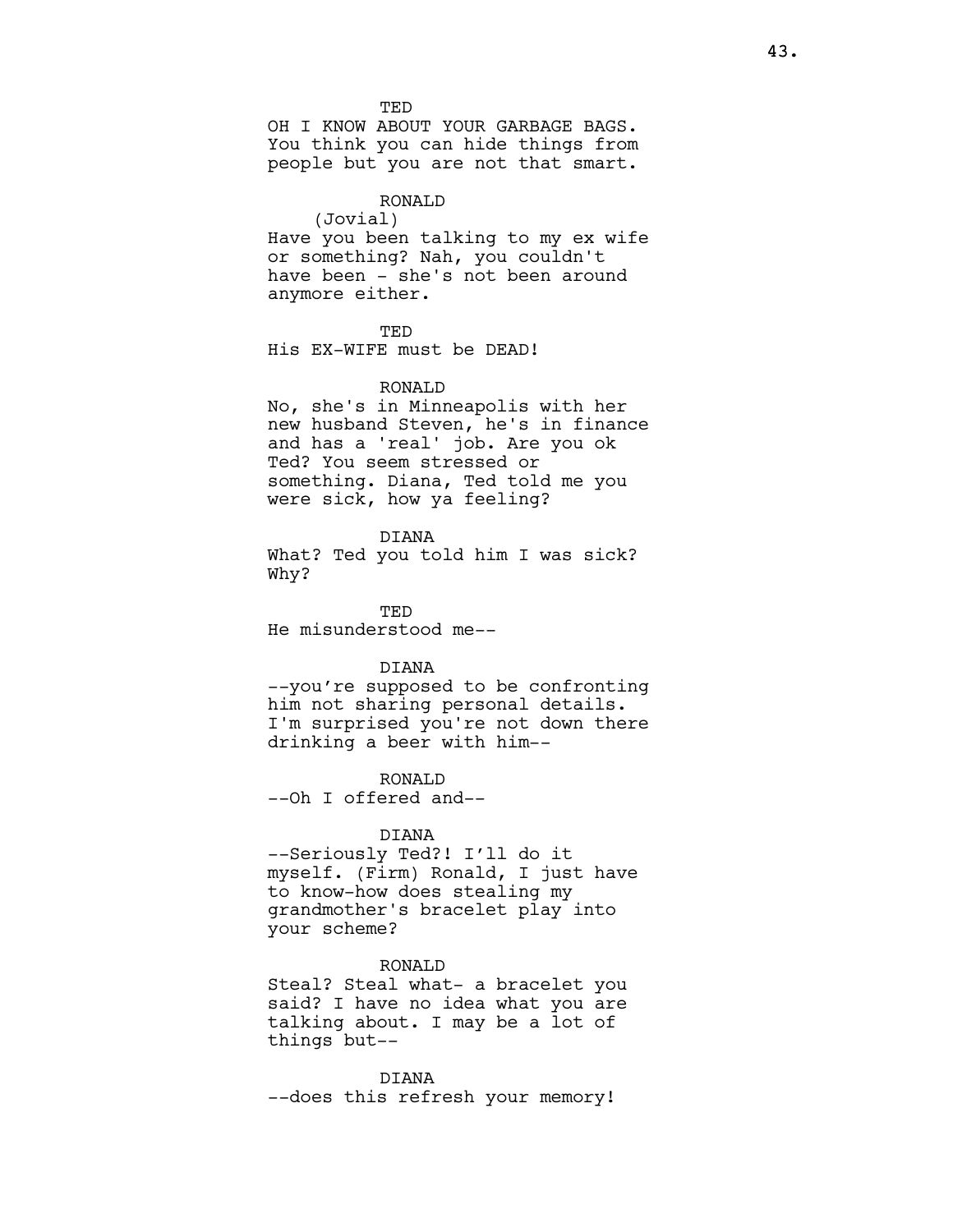TED

OH I KNOW ABOUT YOUR GARBAGE BAGS. You think you can hide things from people but you are not that smart.

RONALD

(Jovial)

Have you been talking to my ex wife or something? Nah, you couldn't have been - she's not been around anymore either.

TED

His EX-WIFE must be DEAD!

RONALD

No, she's in Minneapolis with her new husband Steven, he's in finance and has a 'real' job. Are you ok Ted? You seem stressed or something. Diana, Ted told me you were sick, how ya feeling?

DIANA

What? Ted you told him I was sick? Why?

TED

He misunderstood me--

DIANA

--you're supposed to be confronting him not sharing personal details. I'm surprised you're not down there drinking a beer with him--

RONALD

--Oh I offered and--

DIANA

--Seriously Ted?! I'll do it myself. (Firm) Ronald, I just have to know-how does stealing my grandmother's bracelet play into your scheme?

RONALD

Steal? Steal what- a bracelet you said? I have no idea what you are talking about. I may be a lot of things but--

DIANA

--does this refresh your memory!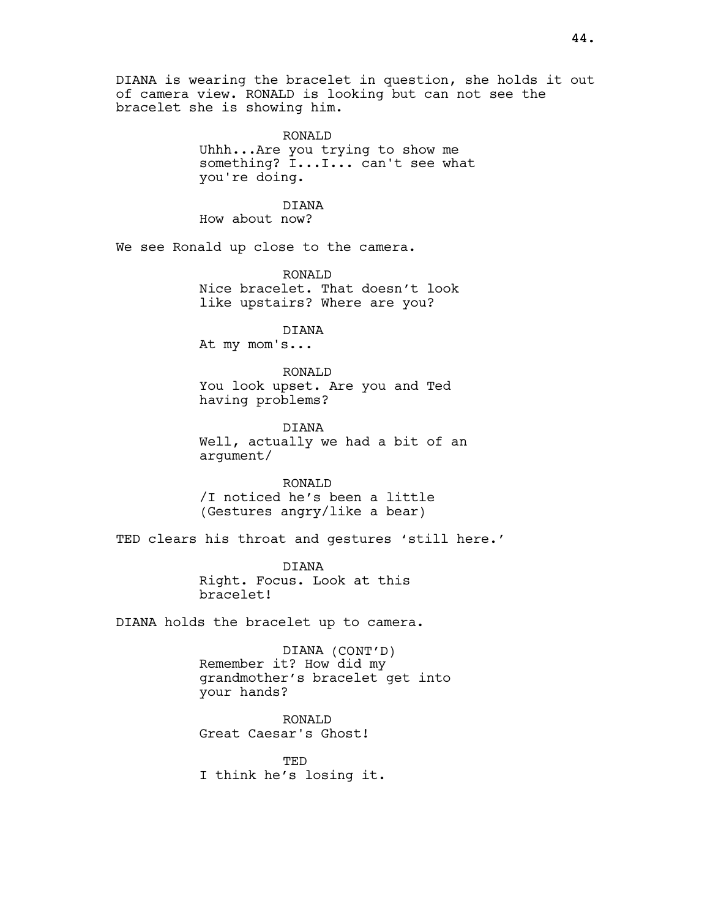DIANA is wearing the bracelet in question, she holds it out of camera view. RONALD is looking but can not see the bracelet she is showing him.

RONALD
Uhhh...Are you trying to show me something? I...I... can't see what you're doing.

DIANA
How about now?

We see Ronald up close to the camera.

RONALD
Nice bracelet. That doesn't look like upstairs? Where are you?

DIANA
At my mom's...

RONALD
You look upset. Are you and Ted having problems?

DIANA
Well, actually we had a bit of an argument/

RONALD
/I noticed he's been a little
(Gestures angry/like a bear)

TED clears his throat and gestures 'still here.'

DIANA
Right. Focus. Look at this bracelet!

DIANA holds the bracelet up to camera.

DIANA (CONT'D)
Remember it? How did my grandmother's bracelet get into your hands?

RONALD
Great Caesar's Ghost!

TED
I think he's losing it.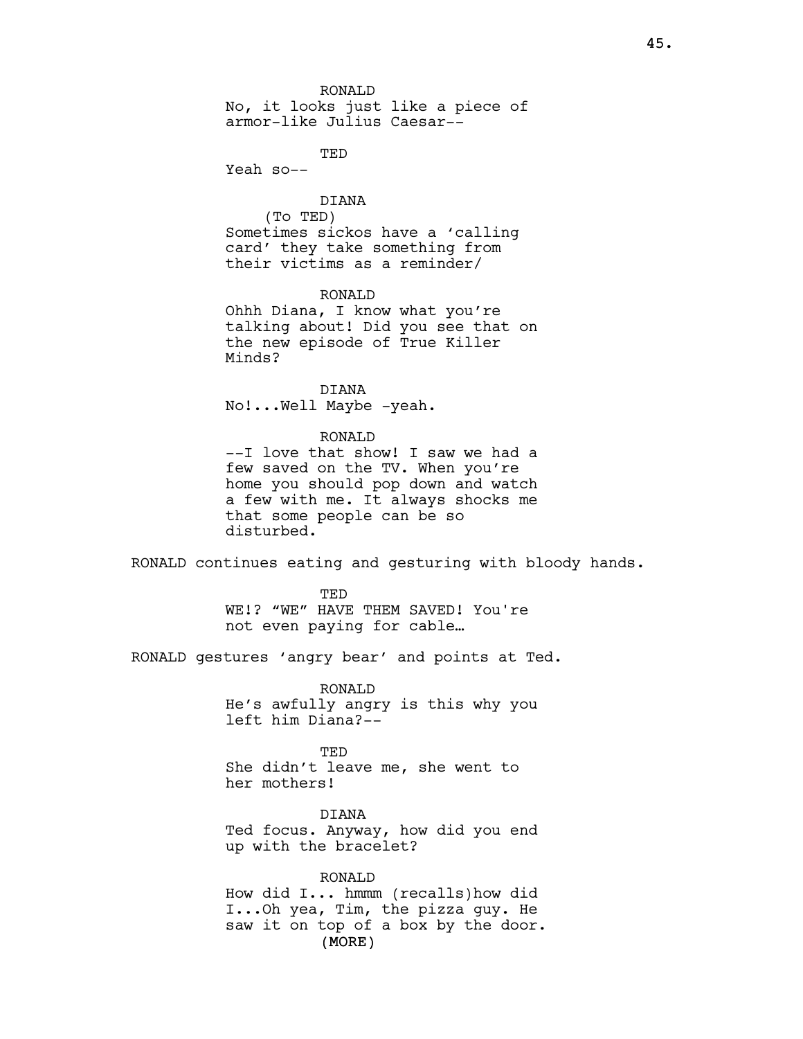RONALD
No, it looks just like a piece of armor-like Julius Caesar--

TED
Yeah so--

DIANA
(To TED)
Sometimes sickos have a 'calling card' they take something from their victims as a reminder/

RONALD
Ohhh Diana, I know what you're talking about! Did you see that on the new episode of True Killer Minds?

DIANA
No!...Well Maybe -yeah.

RONALD
--I love that show! I saw we had a few saved on the TV. When you're home you should pop down and watch a few with me. It always shocks me that some people can be so disturbed.

RONALD continues eating and gesturing with bloody hands.

TED
WE!? "WE" HAVE THEM SAVED! You're not even paying for cable…

RONALD gestures 'angry bear' and points at Ted.

RONALD
He's awfully angry is this why you left him Diana?--

TED
She didn't leave me, she went to her mothers!

DIANA
Ted focus. Anyway, how did you end up with the bracelet?

RONALD
How did I... hmmm (recalls)how did I...Oh yea, Tim, the pizza guy. He saw it on top of a box by the door.
(MORE)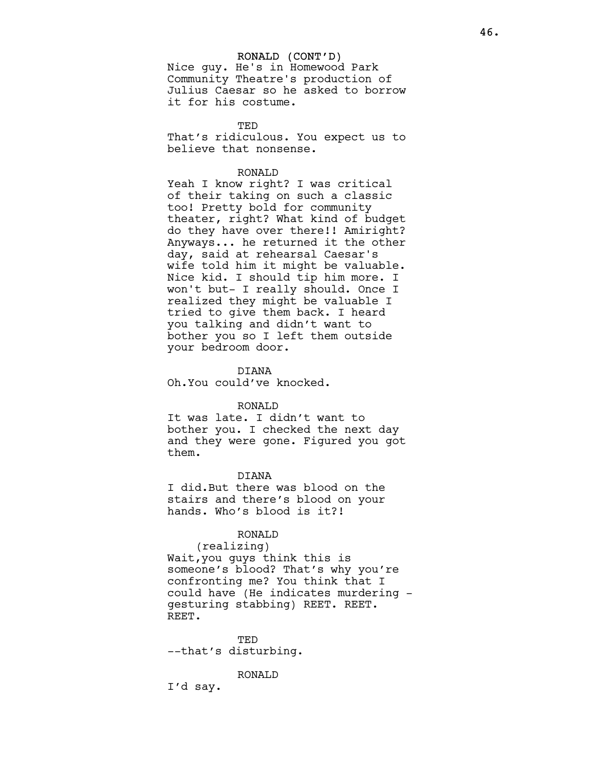RONALD (CONT'D)
Nice guy. He's in Homewood Park Community Theatre's production of Julius Caesar so he asked to borrow it for his costume.

TED
That's ridiculous. You expect us to believe that nonsense.

RONALD
Yeah I know right? I was critical of their taking on such a classic too! Pretty bold for community theater, right? What kind of budget do they have over there!! Amiright? Anyways... he returned it the other day, said at rehearsal Caesar's wife told him it might be valuable. Nice kid. I should tip him more. I won't but- I really should. Once I realized they might be valuable I tried to give them back. I heard you talking and didn't want to bother you so I left them outside your bedroom door.

DIANA
Oh.You could've knocked.

RONALD
It was late. I didn't want to bother you. I checked the next day and they were gone. Figured you got them.

DIANA
I did.But there was blood on the stairs and there's blood on your hands. Who's blood is it?!

RONALD
(realizing)
Wait,you guys think this is someone's blood? That's why you're confronting me? You think that I could have (He indicates murdering - gesturing stabbing) REET. REET. REET.

TED
--that's disturbing.

RONALD
I'd say.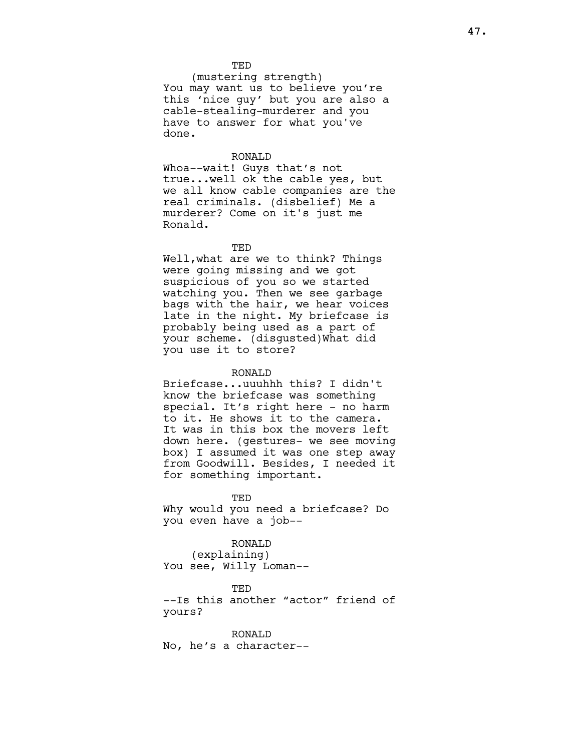TED
(mustering strength)
You may want us to believe you're this 'nice guy' but you are also a cable-stealing-murderer and you have to answer for what you've done.

RONALD
Whoa--wait! Guys that's not true...well ok the cable yes, but we all know cable companies are the real criminals. (disbelief) Me a murderer? Come on it's just me Ronald.

TED
Well,what are we to think? Things were going missing and we got suspicious of you so we started watching you. Then we see garbage bags with the hair, we hear voices late in the night. My briefcase is probably being used as a part of your scheme. (disgusted)What did you use it to store?

RONALD
Briefcase...uuuhhh this? I didn't know the briefcase was something special. It's right here - no harm to it. He shows it to the camera. It was in this box the movers left down here. (gestures- we see moving box) I assumed it was one step away from Goodwill. Besides, I needed it for something important.

TED
Why would you need a briefcase? Do you even have a job--

RONALD
(explaining)
You see, Willy Loman--

TED
--Is this another "actor" friend of yours?

RONALD
No, he's a character--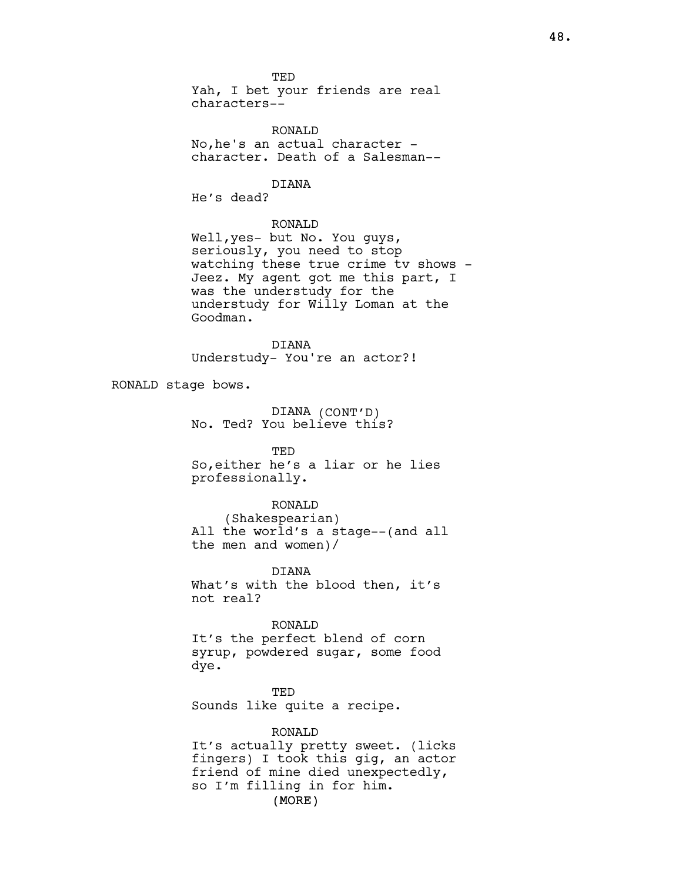TED
Yah, I bet your friends are real characters--

RONALD
No,he's an actual character - character. Death of a Salesman--

DIANA
He's dead?

RONALD
Well,yes- but No. You guys, seriously, you need to stop watching these true crime tv shows - Jeez. My agent got me this part, I was the understudy for the understudy for Willy Loman at the Goodman.

DIANA
Understudy- You're an actor?!

RONALD stage bows.

DIANA (CONT'D)
No. Ted? You believe this?

TED
So,either he's a liar or he lies professionally.

RONALD
(Shakespearian)
All the world's a stage--(and all the men and women)/

DIANA
What's with the blood then, it's not real?

RONALD
It's the perfect blend of corn syrup, powdered sugar, some food dye.

TED
Sounds like quite a recipe.

RONALD
It's actually pretty sweet. (licks fingers) I took this gig, an actor friend of mine died unexpectedly, so I'm filling in for him.
(MORE)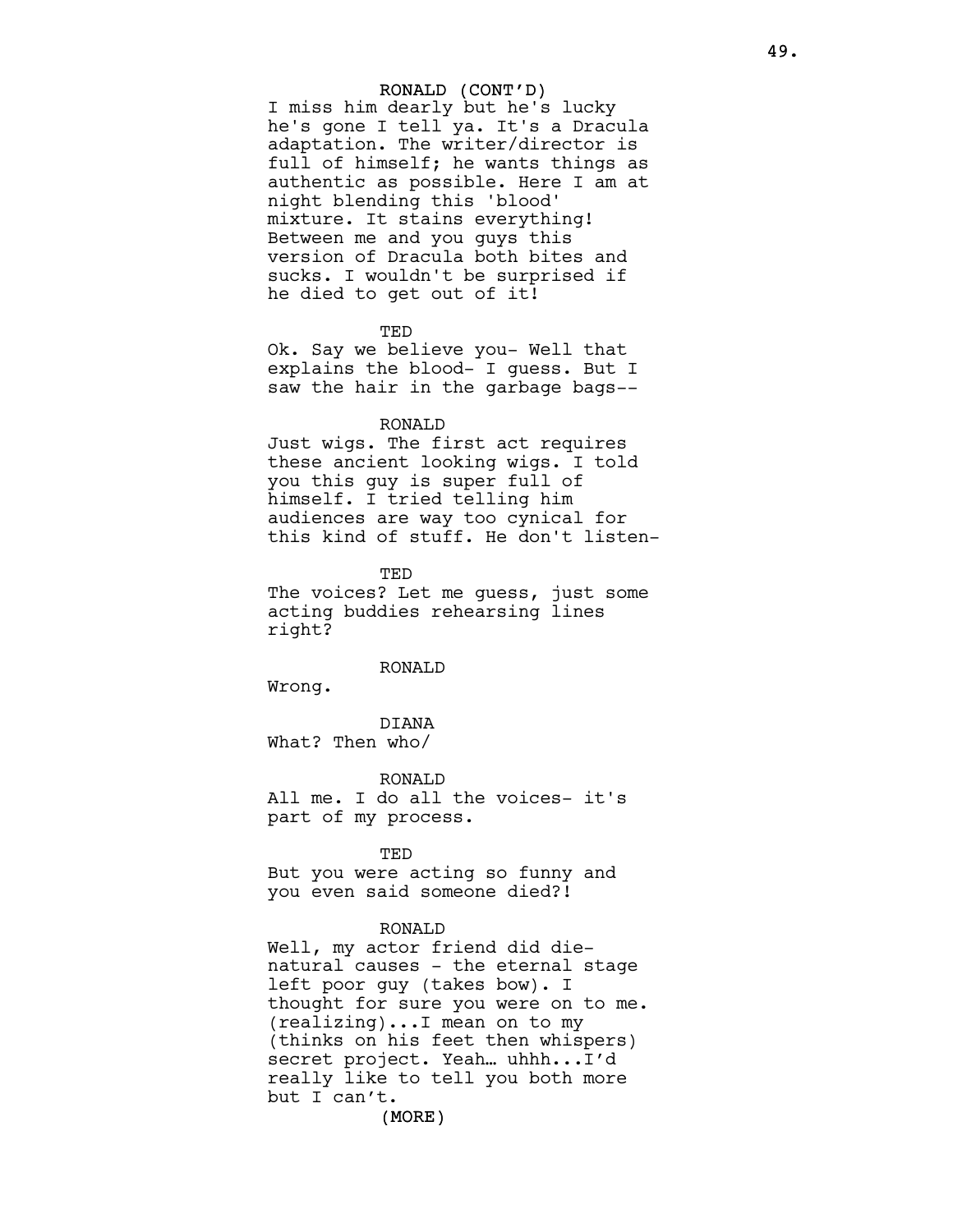RONALD (CONT'D)
I miss him dearly but he's lucky he's gone I tell ya. It's a Dracula adaptation. The writer/director is full of himself; he wants things as authentic as possible. Here I am at night blending this 'blood' mixture. It stains everything! Between me and you guys this version of Dracula both bites and sucks. I wouldn't be surprised if he died to get out of it!

TED
Ok. Say we believe you- Well that explains the blood- I guess. But I saw the hair in the garbage bags--

RONALD
Just wigs. The first act requires these ancient looking wigs. I told you this guy is super full of himself. I tried telling him audiences are way too cynical for this kind of stuff. He don't listen-

TED
The voices? Let me guess, just some acting buddies rehearsing lines right?

RONALD
Wrong.

DIANA
What? Then who/

RONALD
All me. I do all the voices- it's part of my process.

TED
But you were acting so funny and you even said someone died?!

RONALD
Well, my actor friend did die- natural causes - the eternal stage left poor guy (takes bow). I thought for sure you were on to me. (realizing)...I mean on to my (thinks on his feet then whispers) secret project. Yeah… uhhh...I'd really like to tell you both more but I can't.

(MORE)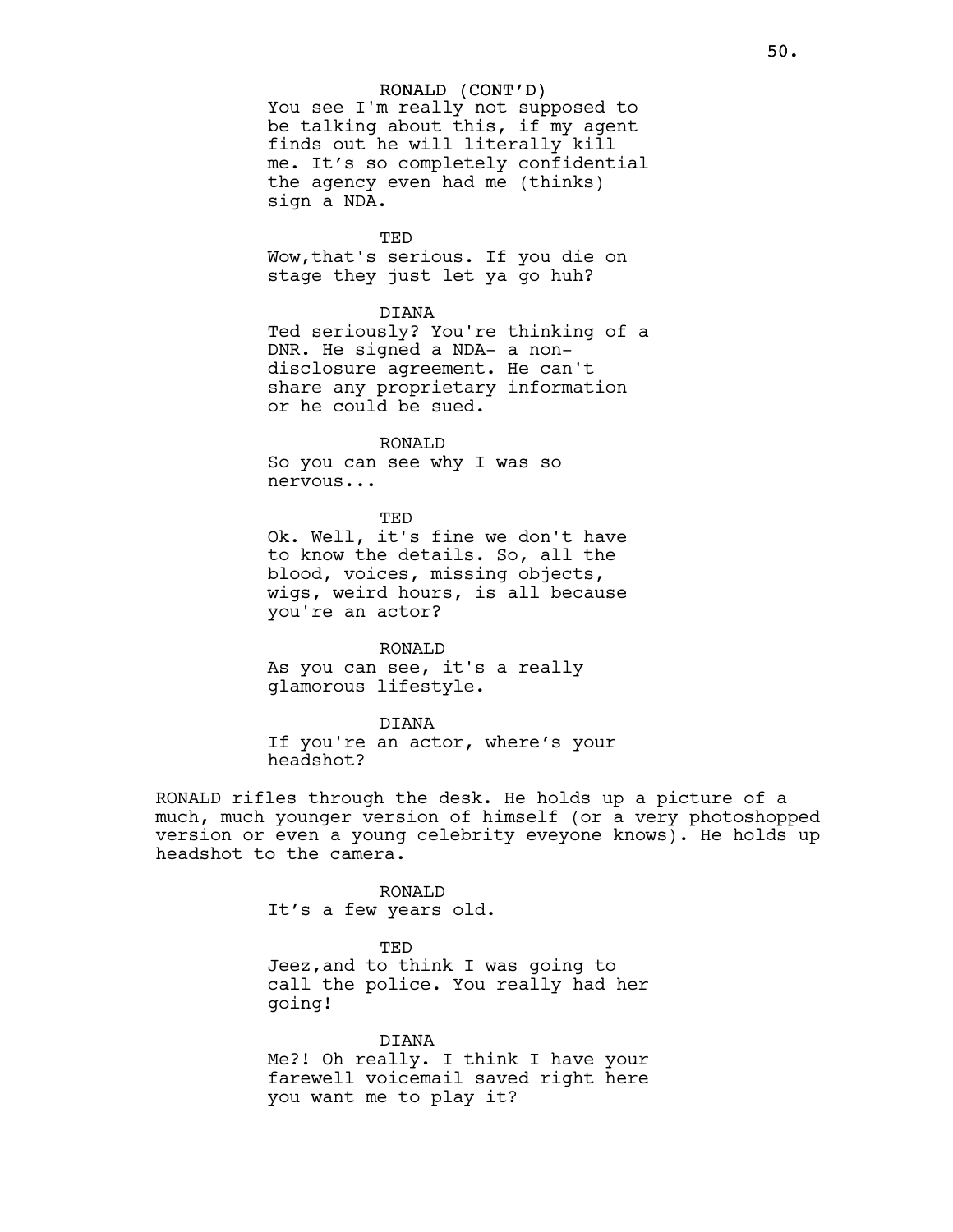RONALD (CONT'D)
You see I'm really not supposed to be talking about this, if my agent finds out he will literally kill me. It's so completely confidential the agency even had me (thinks) sign a NDA.

TED
Wow,that's serious. If you die on stage they just let ya go huh?

DIANA
Ted seriously? You're thinking of a DNR. He signed a NDA- a non-disclosure agreement. He can't share any proprietary information or he could be sued.

RONALD
So you can see why I was so nervous...

TED
Ok. Well, it's fine we don't have to know the details. So, all the blood, voices, missing objects, wigs, weird hours, is all because you're an actor?

RONALD
As you can see, it's a really glamorous lifestyle.

DIANA
If you're an actor, where's your headshot?

RONALD rifles through the desk. He holds up a picture of a much, much younger version of himself (or a very photoshopped version or even a young celebrity eveyone knows). He holds up headshot to the camera.

RONALD
It's a few years old.

TED
Jeez,and to think I was going to call the police. You really had her going!

DIANA
Me?! Oh really. I think I have your farewell voicemail saved right here you want me to play it?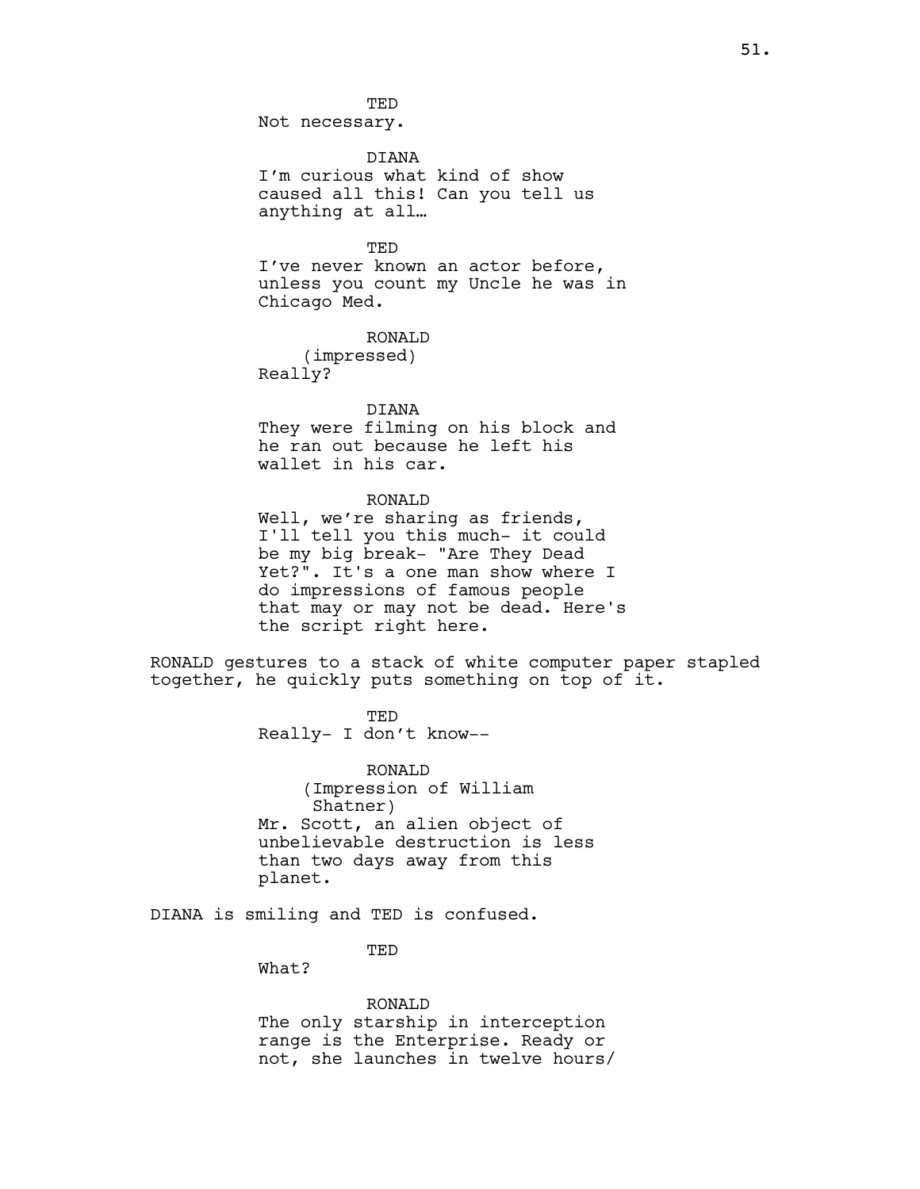TED
Not necessary.

DIANA
I'm curious what kind of show caused all this! Can you tell us anything at all…

TED
I've never known an actor before, unless you count my Uncle he was in Chicago Med.

RONALD
(impressed)
Really?

DIANA
They were filming on his block and he ran out because he left his wallet in his car.

RONALD
Well, we're sharing as friends, I'll tell you this much- it could be my big break- "Are They Dead Yet?". It's a one man show where I do impressions of famous people that may or may not be dead. Here's the script right here.

RONALD gestures to a stack of white computer paper stapled together, he quickly puts something on top of it.

TED
Really- I don't know--

RONALD
(Impression of William Shatner)
Mr. Scott, an alien object of unbelievable destruction is less than two days away from this planet.

DIANA is smiling and TED is confused.

TED
What?

RONALD
The only starship in interception range is the Enterprise. Ready or not, she launches in twelve hours/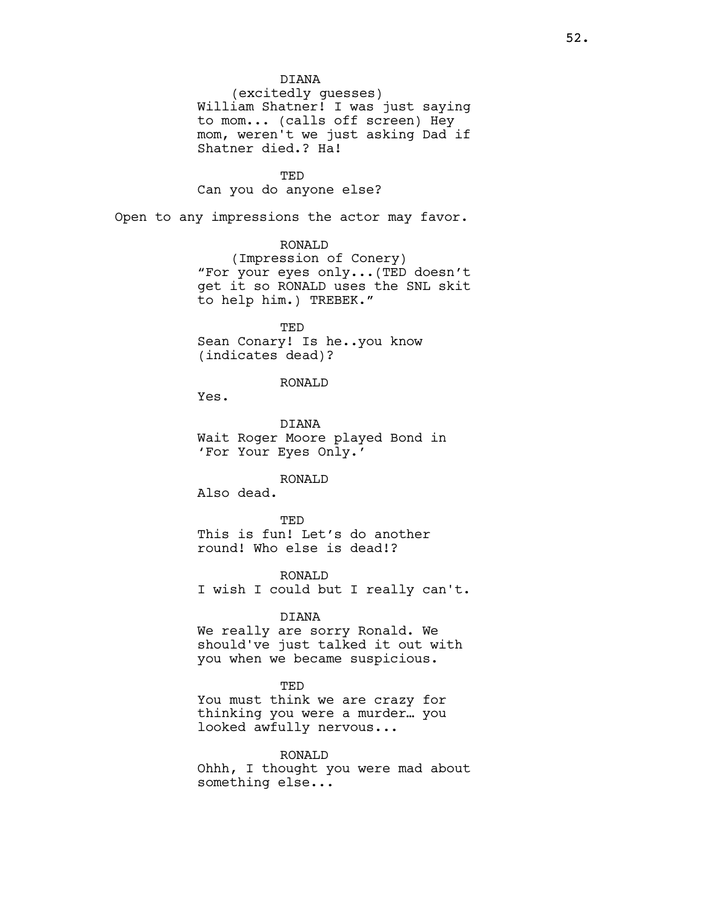DIANA
(excitedly guesses)
William Shatner! I was just saying to mom... (calls off screen) Hey mom, weren't we just asking Dad if Shatner died.? Ha!

TED
Can you do anyone else?

Open to any impressions the actor may favor.

RONALD
(Impression of Conery)
"For your eyes only...(TED doesn't get it so RONALD uses the SNL skit to help him.) TREBEK."

TED
Sean Conary! Is he..you know (indicates dead)?

RONALD
Yes.

DIANA
Wait Roger Moore played Bond in 'For Your Eyes Only.'

RONALD
Also dead.

TED
This is fun! Let's do another round! Who else is dead!?

RONALD
I wish I could but I really can't.

DIANA
We really are sorry Ronald. We should've just talked it out with you when we became suspicious.

TED
You must think we are crazy for thinking you were a murder… you looked awfully nervous...

RONALD
Ohhh, I thought you were mad about something else...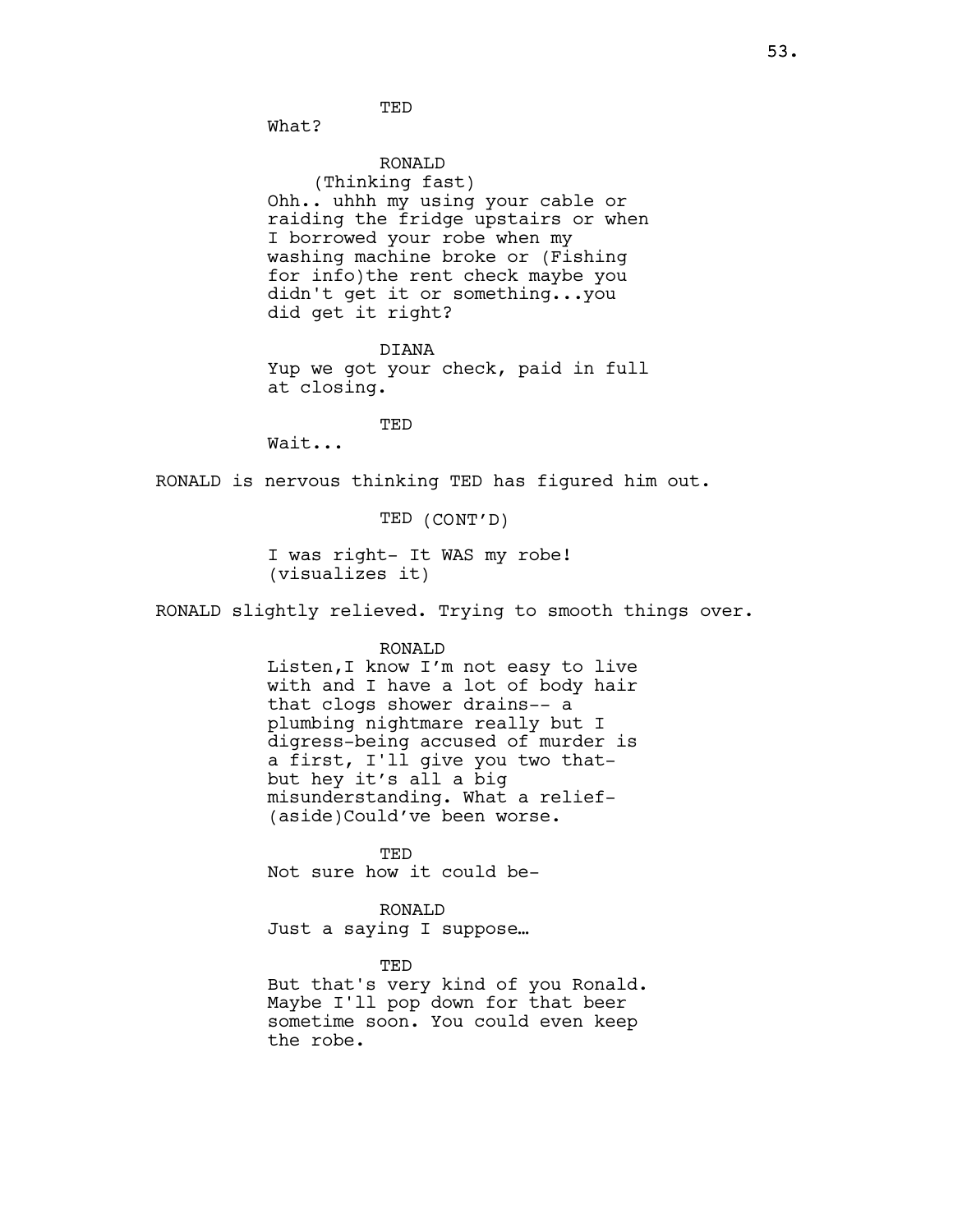TED

What?

RONALD

(Thinking fast)

Ohh.. uhhh my using your cable or raiding the fridge upstairs or when I borrowed your robe when my washing machine broke or (Fishing for info)the rent check maybe you didn't get it or something...you did get it right?

DIANA

Yup we got your check, paid in full at closing.

TED

Wait...

RONALD is nervous thinking TED has figured him out.

TED (CONT'D)

I was right- It WAS my robe!
(visualizes it)

RONALD slightly relieved. Trying to smooth things over.

RONALD

Listen,I know I'm not easy to live with and I have a lot of body hair that clogs shower drains-- a plumbing nightmare really but I digress-being accused of murder is a first, I'll give you two that- but hey it's all a big misunderstanding. What a relief- (aside)Could've been worse.

TED

Not sure how it could be-

RONALD

Just a saying I suppose…

TED

But that's very kind of you Ronald. Maybe I'll pop down for that beer sometime soon. You could even keep the robe.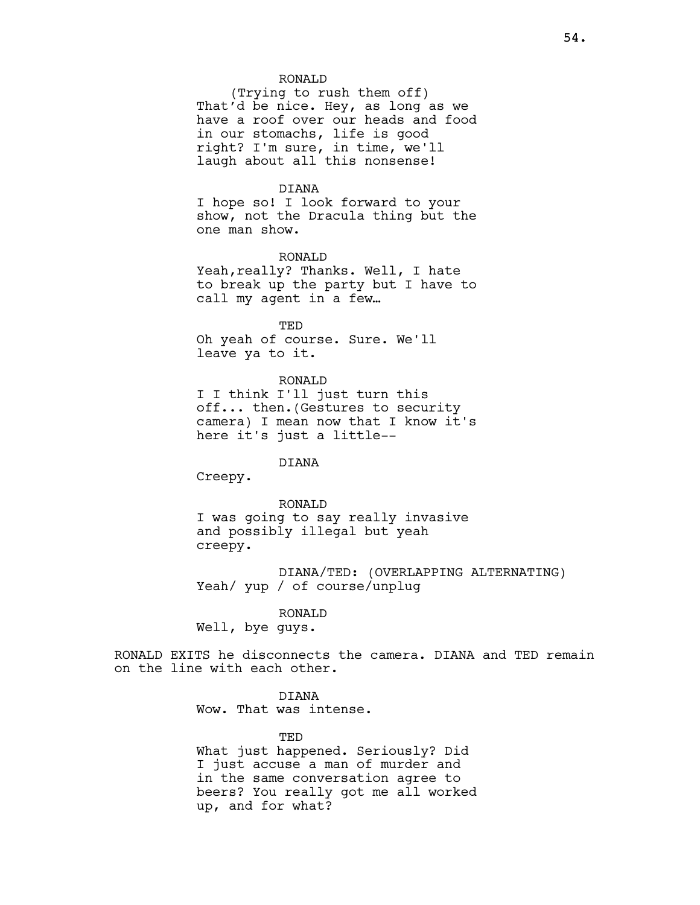RONALD
(Trying to rush them off)
That'd be nice. Hey, as long as we have a roof over our heads and food in our stomachs, life is good right? I'm sure, in time, we'll laugh about all this nonsense!

DIANA
I hope so! I look forward to your show, not the Dracula thing but the one man show.

RONALD
Yeah,really? Thanks. Well, I hate to break up the party but I have to call my agent in a few…

TED
Oh yeah of course. Sure. We'll leave ya to it.

RONALD
I I think I'll just turn this off... then.(Gestures to security camera) I mean now that I know it's here it's just a little--

DIANA
Creepy.

RONALD
I was going to say really invasive and possibly illegal but yeah creepy.

DIANA/TED: (OVERLAPPING ALTERNATING)
Yeah/ yup / of course/unplug

RONALD
Well, bye guys.

RONALD EXITS he disconnects the camera. DIANA and TED remain on the line with each other.

DIANA
Wow. That was intense.

TED
What just happened. Seriously? Did I just accuse a man of murder and in the same conversation agree to beers? You really got me all worked up, and for what?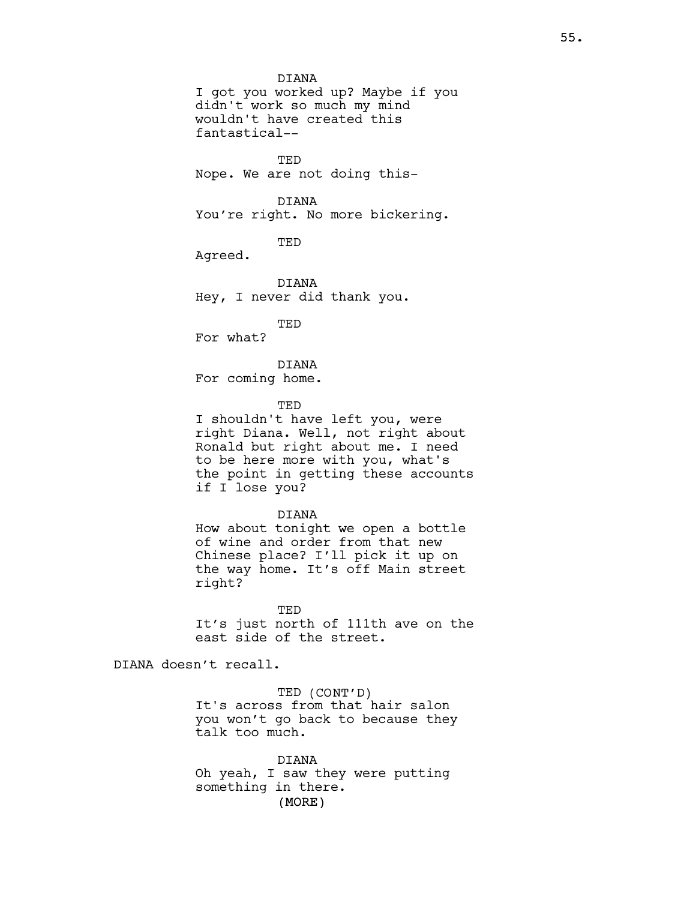DIANA
I got you worked up? Maybe if you didn't work so much my mind wouldn't have created this fantastical--

TED
Nope. We are not doing this-

DIANA
You're right. No more bickering.

TED
Agreed.

DIANA
Hey, I never did thank you.

TED
For what?

DIANA
For coming home.

TED
I shouldn't have left you, were right Diana. Well, not right about Ronald but right about me. I need to be here more with you, what's the point in getting these accounts if I lose you?

DIANA
How about tonight we open a bottle of wine and order from that new Chinese place? I'll pick it up on the way home. It's off Main street right?

TED
It's just north of 111th ave on the east side of the street.

DIANA doesn't recall.

TED (CONT'D)
It's across from that hair salon you won't go back to because they talk too much.

DIANA
Oh yeah, I saw they were putting something in there.
(MORE)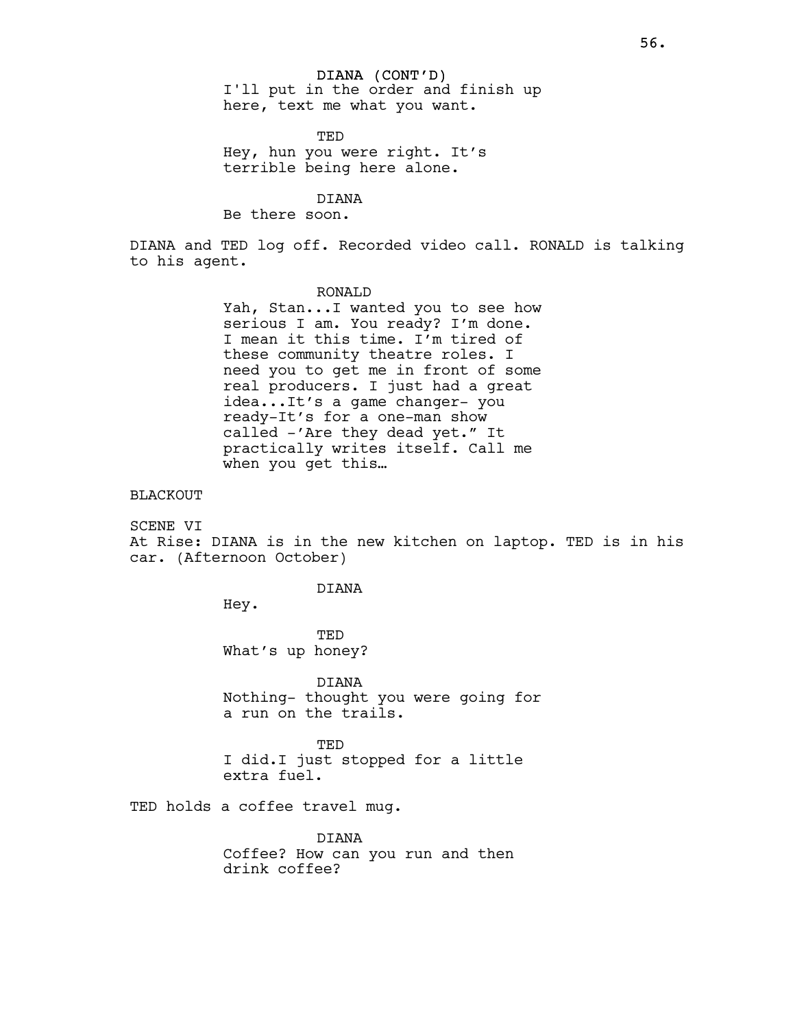DIANA (CONT'D)
I'll put in the order and finish up here, text me what you want.

TED
Hey, hun you were right. It's terrible being here alone.

DIANA
Be there soon.

DIANA and TED log off. Recorded video call. RONALD is talking to his agent.

RONALD
Yah, Stan...I wanted you to see how serious I am. You ready? I'm done. I mean it this time. I'm tired of these community theatre roles. I need you to get me in front of some real producers. I just had a great idea...It's a game changer- you ready-It's for a one-man show called -'Are they dead yet." It practically writes itself. Call me when you get this…

BLACKOUT

SCENE VI

At Rise: DIANA is in the new kitchen on laptop. TED is in his car. (Afternoon October)

DIANA
Hey.

TED
What's up honey?

DIANA
Nothing- thought you were going for a run on the trails.

TED
I did.I just stopped for a little extra fuel.

TED holds a coffee travel mug.

DIANA
Coffee? How can you run and then drink coffee?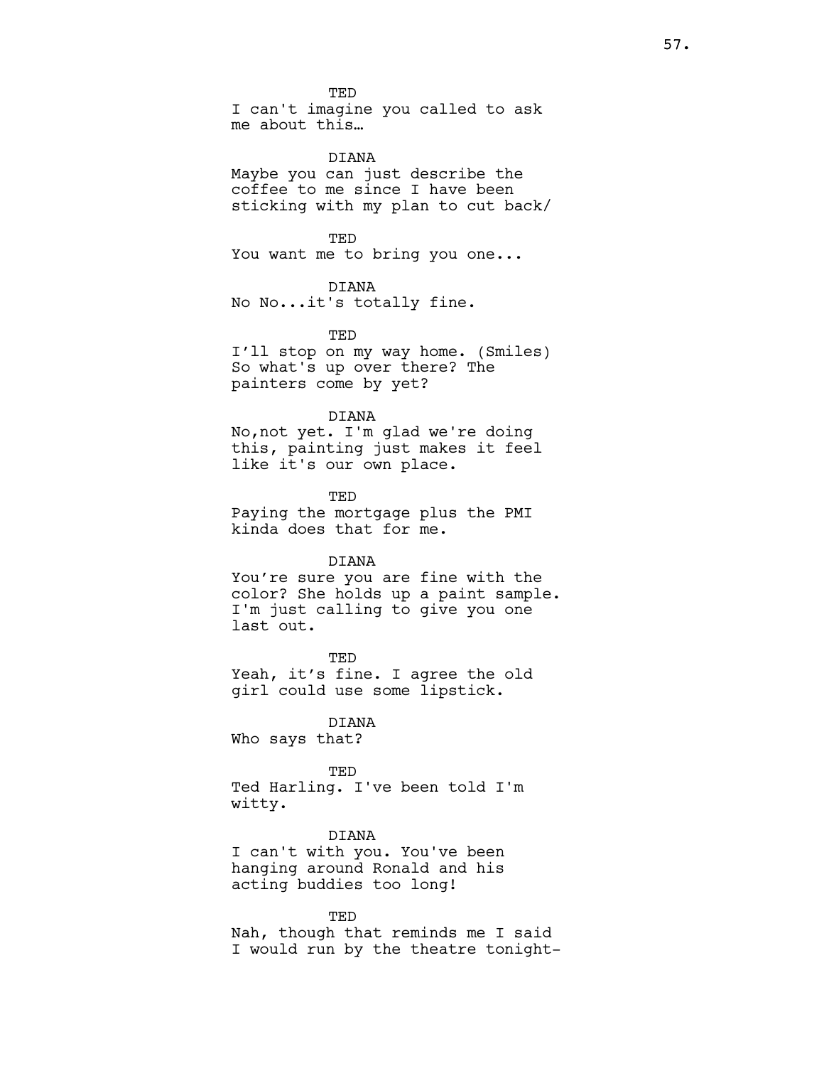TED
I can't imagine you called to ask me about this…

DIANA
Maybe you can just describe the coffee to me since I have been sticking with my plan to cut back/

TED
You want me to bring you one...

DIANA
No No...it's totally fine.

TED
I'll stop on my way home. (Smiles) So what's up over there? The painters come by yet?

DIANA
No,not yet. I'm glad we're doing this, painting just makes it feel like it's our own place.

TED
Paying the mortgage plus the PMI kinda does that for me.

DIANA
You're sure you are fine with the color? She holds up a paint sample. I'm just calling to give you one last out.

TED
Yeah, it's fine. I agree the old girl could use some lipstick.

DIANA
Who says that?

TED
Ted Harling. I've been told I'm witty.

DIANA
I can't with you. You've been hanging around Ronald and his acting buddies too long!

TED
Nah, though that reminds me I said I would run by the theatre tonight-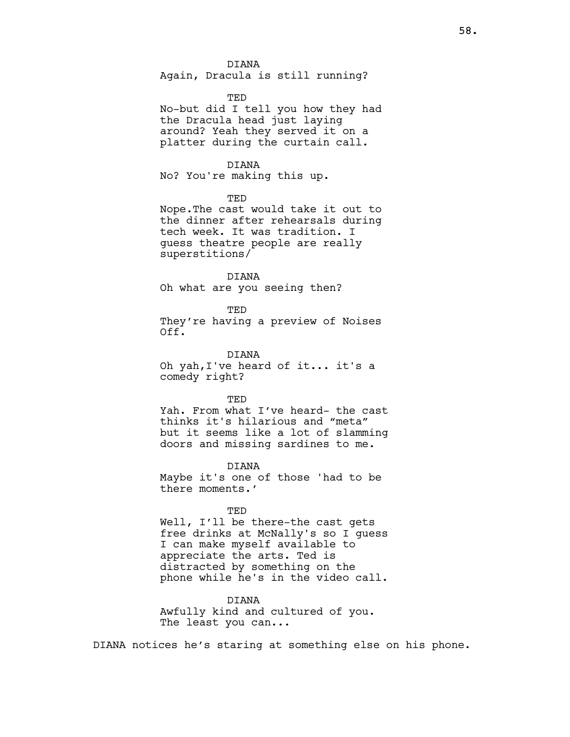DIANA
Again, Dracula is still running?

TED
No-but did I tell you how they had the Dracula head just laying around? Yeah they served it on a platter during the curtain call.

DIANA
No? You're making this up.

TED
Nope.The cast would take it out to the dinner after rehearsals during tech week. It was tradition. I guess theatre people are really superstitions/

DIANA
Oh what are you seeing then?

TED
They're having a preview of Noises Off.

DIANA
Oh yah,I've heard of it... it's a comedy right?

TED
Yah. From what I've heard- the cast thinks it's hilarious and "meta" but it seems like a lot of slamming doors and missing sardines to me.

DIANA
Maybe it's one of those 'had to be there moments.'

TED
Well, I'll be there-the cast gets free drinks at McNally's so I guess I can make myself available to appreciate the arts. Ted is distracted by something on the phone while he's in the video call.

DIANA
Awfully kind and cultured of you. The least you can...

DIANA notices he's staring at something else on his phone.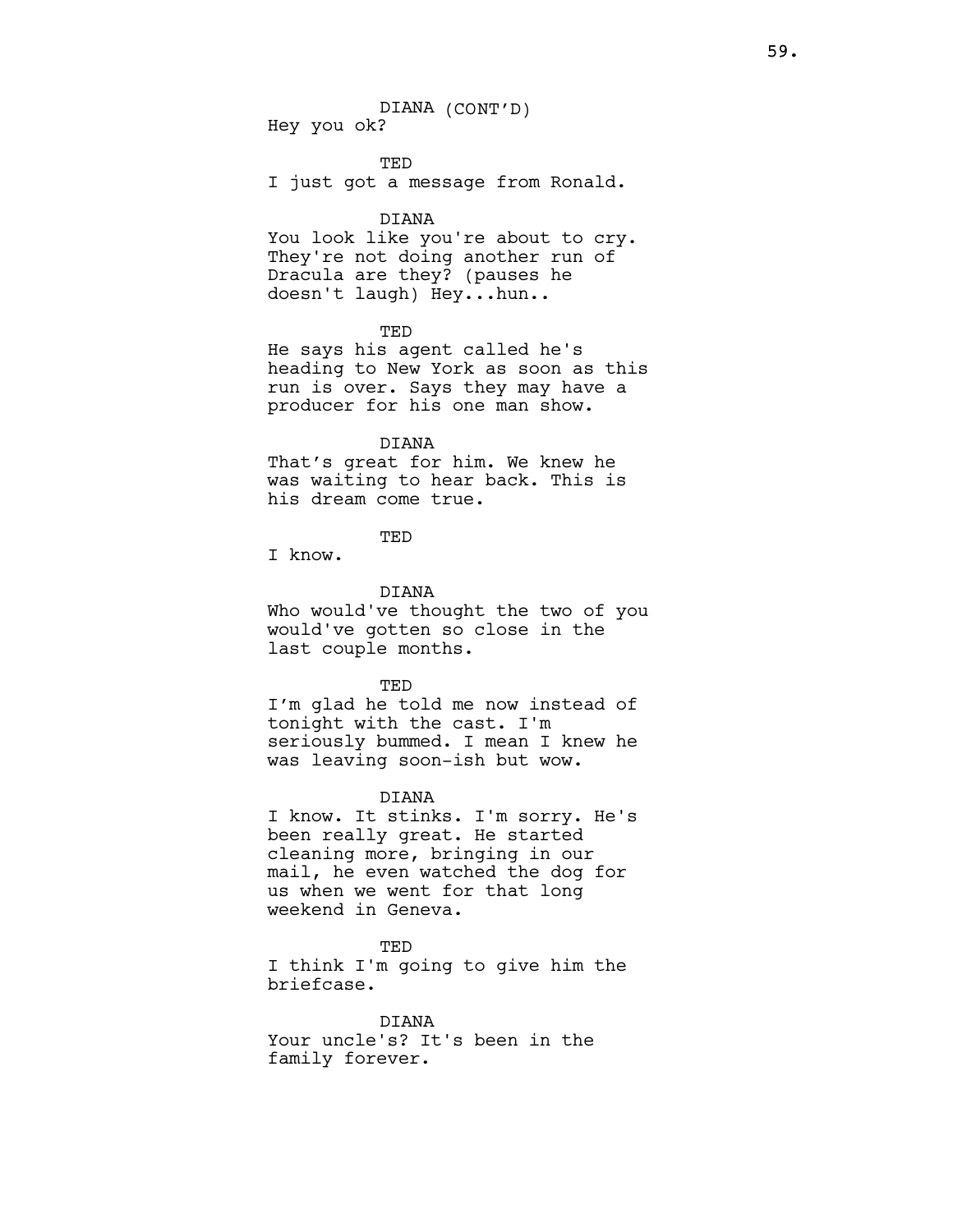DIANA (CONT'D)
Hey you ok?

TED
I just got a message from Ronald.

DIANA
You look like you're about to cry. They're not doing another run of Dracula are they? (pauses he doesn't laugh) Hey...hun..

TED
He says his agent called he's heading to New York as soon as this run is over. Says they may have a producer for his one man show.

DIANA
That's great for him. We knew he was waiting to hear back. This is his dream come true.

TED
I know.

DIANA
Who would've thought the two of you would've gotten so close in the last couple months.

TED
I'm glad he told me now instead of tonight with the cast. I'm seriously bummed. I mean I knew he was leaving soon-ish but wow.

DIANA
I know. It stinks. I'm sorry. He's been really great. He started cleaning more, bringing in our mail, he even watched the dog for us when we went for that long weekend in Geneva.

TED
I think I'm going to give him the briefcase.

DIANA
Your uncle's? It's been in the family forever.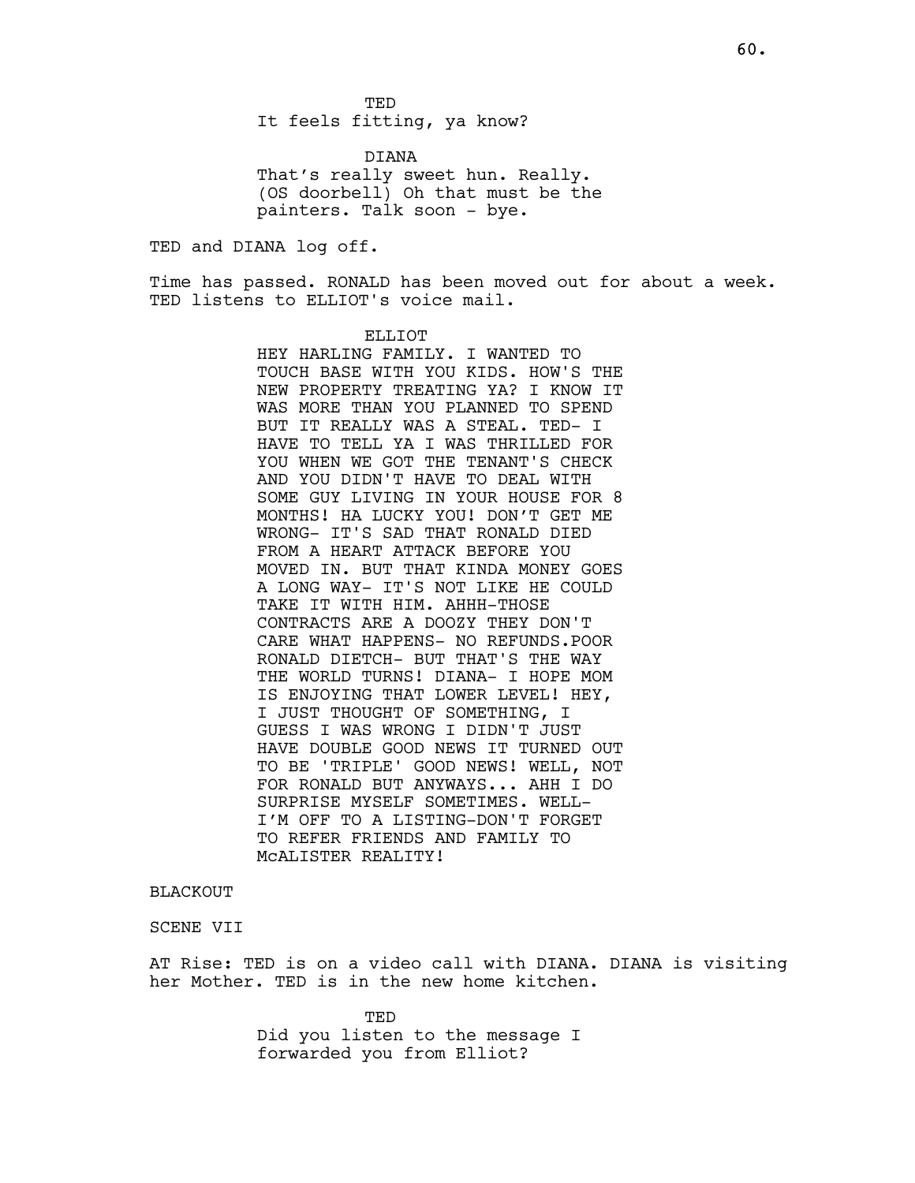TED

It feels fitting, ya know?

DIANA

That's really sweet hun. Really. (OS doorbell) Oh that must be the painters. Talk soon - bye.

TED and DIANA log off.

Time has passed. RONALD has been moved out for about a week. TED listens to ELLIOT's voice mail.

ELLIOT

HEY HARLING FAMILY. I WANTED TO TOUCH BASE WITH YOU KIDS. HOW'S THE NEW PROPERTY TREATING YA? I KNOW IT WAS MORE THAN YOU PLANNED TO SPEND BUT IT REALLY WAS A STEAL. TED- I HAVE TO TELL YA I WAS THRILLED FOR YOU WHEN WE GOT THE TENANT'S CHECK AND YOU DIDN'T HAVE TO DEAL WITH SOME GUY LIVING IN YOUR HOUSE FOR 8 MONTHS! HA LUCKY YOU! DON'T GET ME WRONG- IT'S SAD THAT RONALD DIED FROM A HEART ATTACK BEFORE YOU MOVED IN. BUT THAT KINDA MONEY GOES A LONG WAY- IT'S NOT LIKE HE COULD TAKE IT WITH HIM. AHHH-THOSE CONTRACTS ARE A DOOZY THEY DON'T CARE WHAT HAPPENS- NO REFUNDS.POOR RONALD DIETCH- BUT THAT'S THE WAY THE WORLD TURNS! DIANA- I HOPE MOM IS ENJOYING THAT LOWER LEVEL! HEY, I JUST THOUGHT OF SOMETHING, I GUESS I WAS WRONG I DIDN'T JUST HAVE DOUBLE GOOD NEWS IT TURNED OUT TO BE 'TRIPLE' GOOD NEWS! WELL, NOT FOR RONALD BUT ANYWAYS... AHH I DO SURPRISE MYSELF SOMETIMES. WELL- I'M OFF TO A LISTING-DON'T FORGET TO REFER FRIENDS AND FAMILY TO McALISTER REALITY!

BLACKOUT

SCENE VII

AT Rise: TED is on a video call with DIANA. DIANA is visiting her Mother. TED is in the new home kitchen.

TED

Did you listen to the message I forwarded you from Elliot?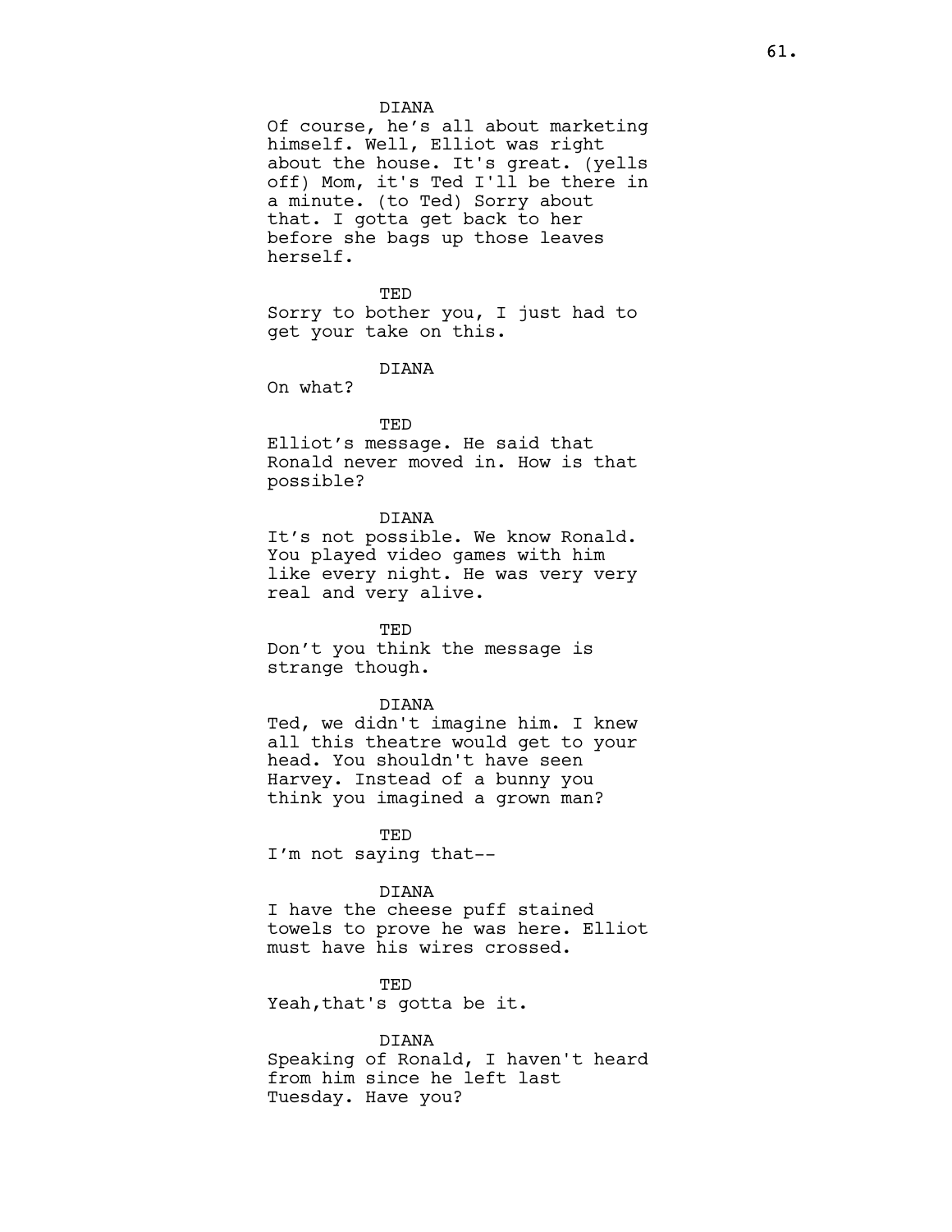DIANA

Of course, he's all about marketing himself. Well, Elliot was right about the house. It's great. (yells off) Mom, it's Ted I'll be there in a minute. (to Ted) Sorry about that. I gotta get back to her before she bags up those leaves herself.

TED

Sorry to bother you, I just had to get your take on this.

DIANA

On what?

TED

Elliot's message. He said that Ronald never moved in. How is that possible?

DIANA

It's not possible. We know Ronald. You played video games with him like every night. He was very very real and very alive.

TED

Don't you think the message is strange though.

DIANA

Ted, we didn't imagine him. I knew all this theatre would get to your head. You shouldn't have seen Harvey. Instead of a bunny you think you imagined a grown man?

TED

I'm not saying that--

DIANA

I have the cheese puff stained towels to prove he was here. Elliot must have his wires crossed.

TED

Yeah,that's gotta be it.

DIANA

Speaking of Ronald, I haven't heard from him since he left last Tuesday. Have you?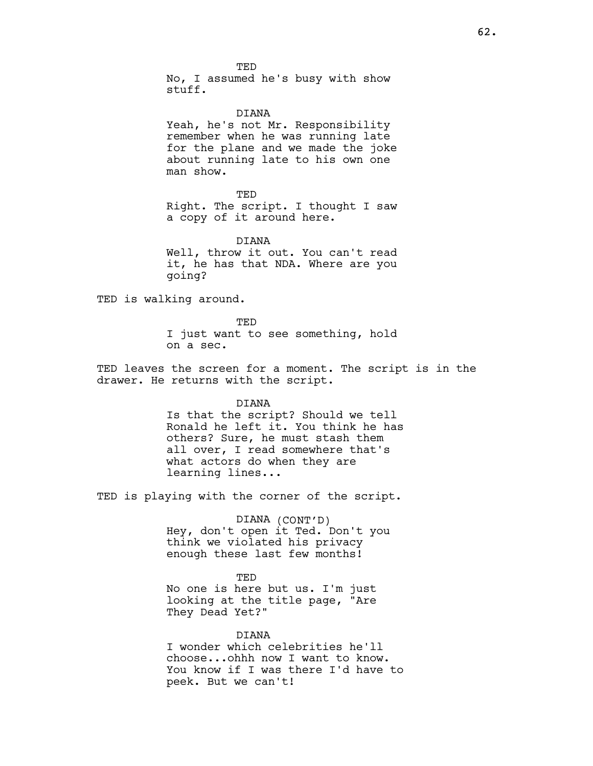TED
No, I assumed he's busy with show stuff.

DIANA
Yeah, he's not Mr. Responsibility remember when he was running late for the plane and we made the joke about running late to his own one man show.

TED
Right. The script. I thought I saw a copy of it around here.

DIANA
Well, throw it out. You can't read it, he has that NDA. Where are you going?

TED is walking around.

TED
I just want to see something, hold on a sec.

TED leaves the screen for a moment. The script is in the drawer. He returns with the script.

DIANA
Is that the script? Should we tell Ronald he left it. You think he has others? Sure, he must stash them all over, I read somewhere that's what actors do when they are learning lines...

TED is playing with the corner of the script.

DIANA (CONT'D)
Hey, don't open it Ted. Don't you think we violated his privacy enough these last few months!

TED
No one is here but us. I'm just looking at the title page, "Are They Dead Yet?"

DIANA
I wonder which celebrities he'll choose...ohhh now I want to know. You know if I was there I'd have to peek. But we can't!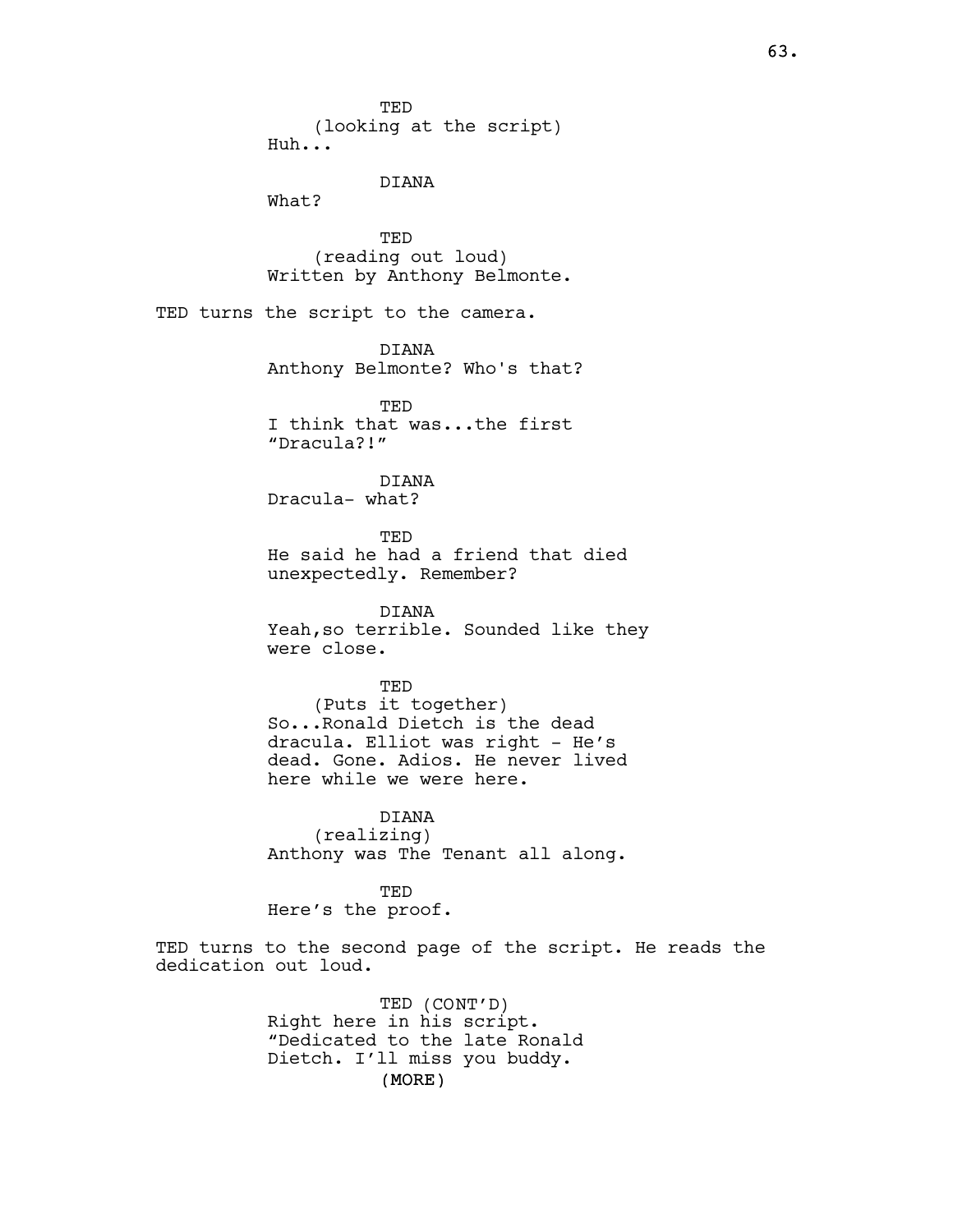TED
(looking at the script)
Huh...

DIANA
What?

TED
(reading out loud)
Written by Anthony Belmonte.

TED turns the script to the camera.

DIANA
Anthony Belmonte? Who's that?

TED
I think that was...the first "Dracula?!"

DIANA
Dracula- what?

TED
He said he had a friend that died unexpectedly. Remember?

DIANA
Yeah,so terrible. Sounded like they were close.

TED
(Puts it together)
So...Ronald Dietch is the dead dracula. Elliot was right - He's dead. Gone. Adios. He never lived here while we were here.

DIANA
(realizing)
Anthony was The Tenant all along.

TED
Here's the proof.

TED turns to the second page of the script. He reads the dedication out loud.

TED (CONT'D)
Right here in his script. "Dedicated to the late Ronald Dietch. I'll miss you buddy.
(MORE)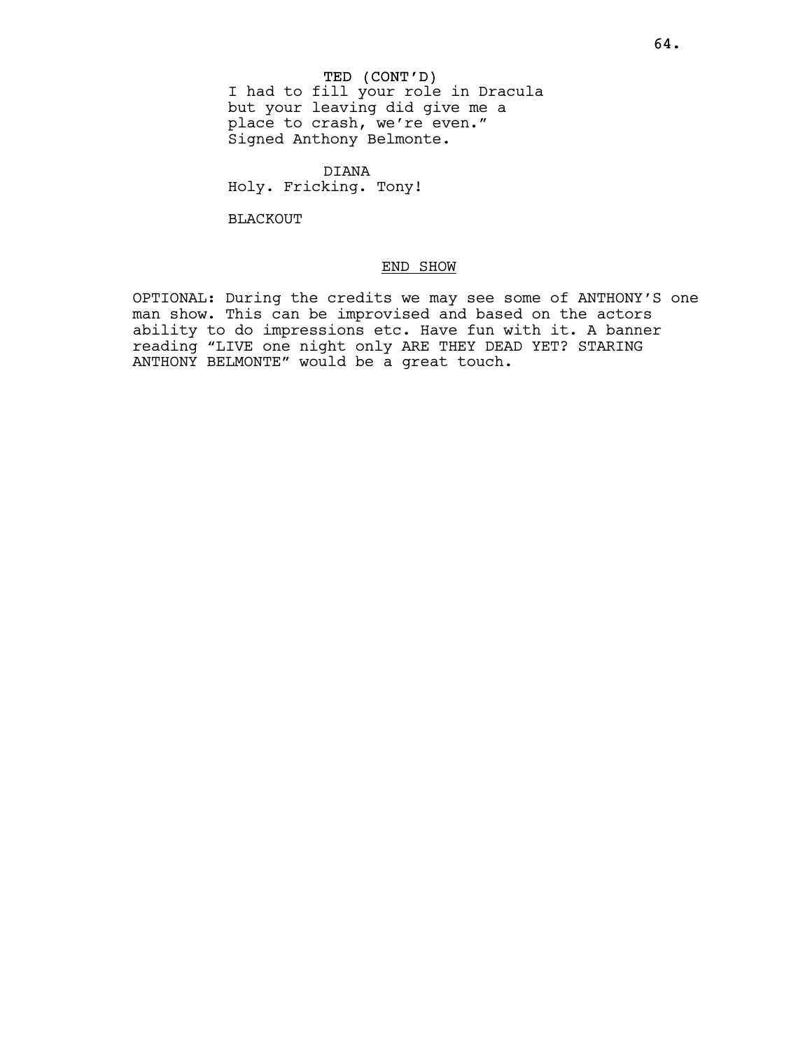TED (CONT'D)
I had to fill your role in Dracula but your leaving did give me a place to crash, we're even." Signed Anthony Belmonte.

DIANA
Holy. Fricking. Tony!

BLACKOUT

<u>END SHOW</u>

OPTIONAL: During the credits we may see some of ANTHONY'S one man show. This can be improvised and based on the actors ability to do impressions etc. Have fun with it. A banner reading "LIVE one night only ARE THEY DEAD YET? STARING ANTHONY BELMONTE" would be a great touch.